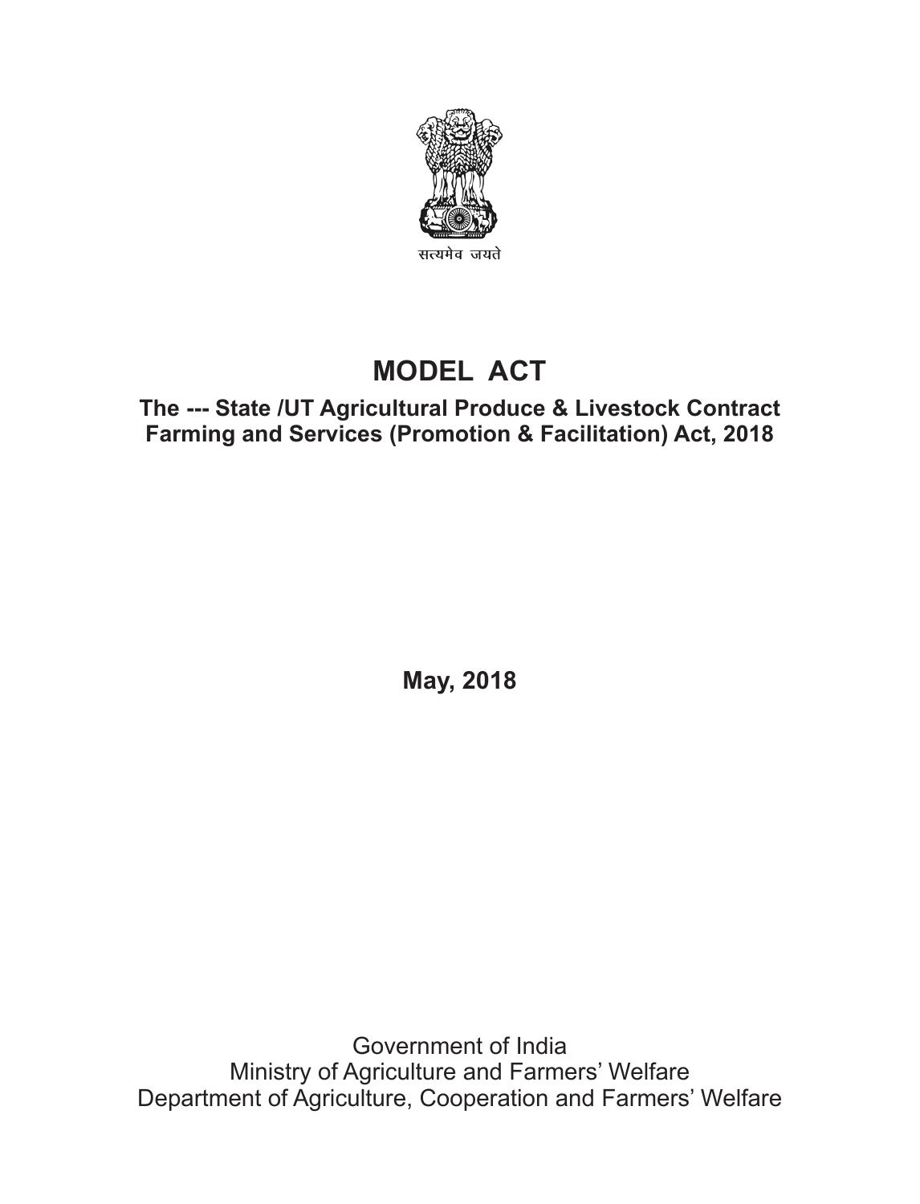सत्यमेव जयते

# MODEL ACT

**The --- State /UT Agricultural Produce & Livestock Contract Farming and Services (Promotion & Facilitation) Act, 2018**

**May, 2018**

Government of India
Ministry of Agriculture and Farmers' Welfare
Department of Agriculture, Cooperation and Farmers' Welfare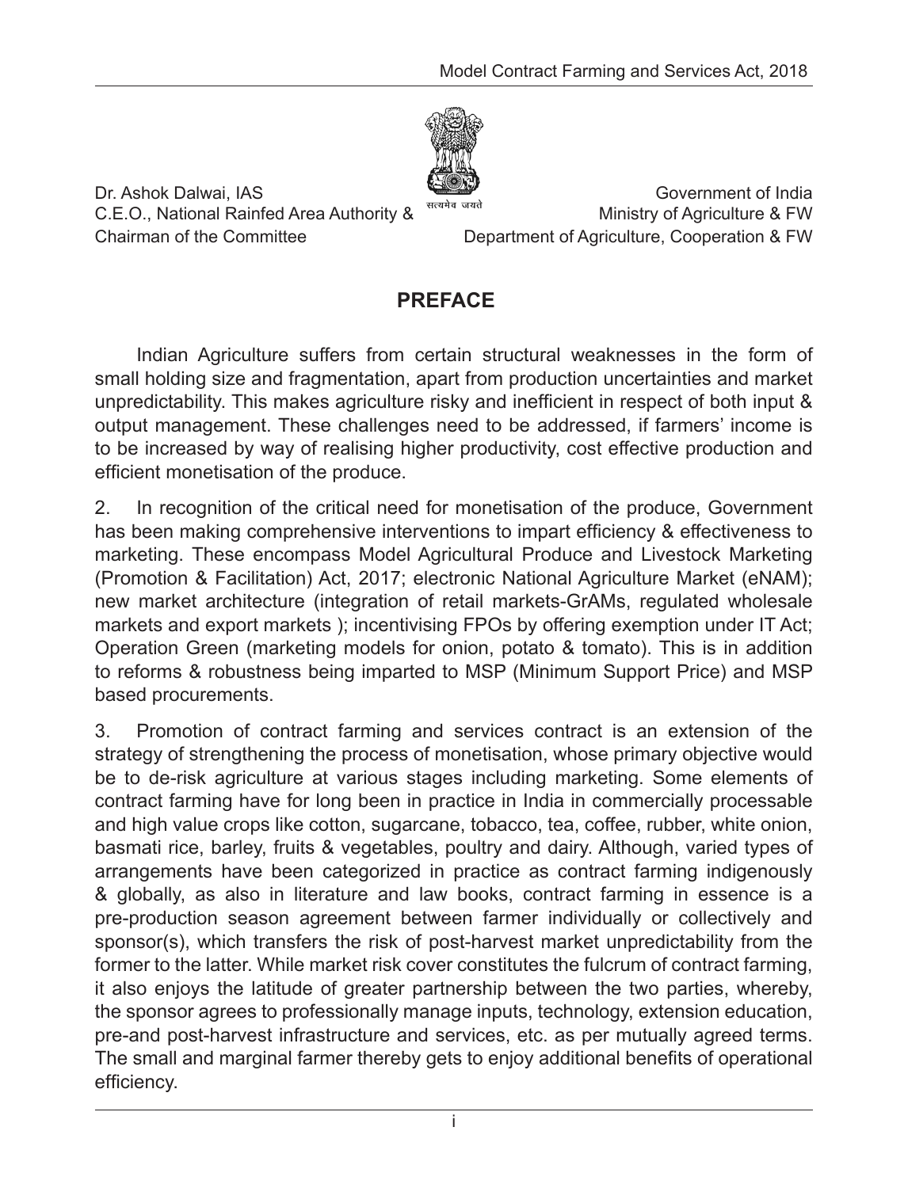Dr. Ashok Dalwai, IAS
C.E.O., National Rainfed Area Authority &
Chairman of the Committee

सत्यमेव जयते

Government of India
Ministry of Agriculture & FW
Department of Agriculture, Cooperation & FW

## PREFACE

Indian Agriculture suffers from certain structural weaknesses in the form of small holding size and fragmentation, apart from production uncertainties and market unpredictability. This makes agriculture risky and inefficient in respect of both input & output management. These challenges need to be addressed, if farmers' income is to be increased by way of realising higher productivity, cost effective production and efficient monetisation of the produce.

2. In recognition of the critical need for monetisation of the produce, Government has been making comprehensive interventions to impart efficiency & effectiveness to marketing. These encompass Model Agricultural Produce and Livestock Marketing (Promotion & Facilitation) Act, 2017; electronic National Agriculture Market (eNAM); new market architecture (integration of retail markets-GrAMs, regulated wholesale markets and export markets ); incentivising FPOs by offering exemption under IT Act; Operation Green (marketing models for onion, potato & tomato). This is in addition to reforms & robustness being imparted to MSP (Minimum Support Price) and MSP based procurements.

3. Promotion of contract farming and services contract is an extension of the strategy of strengthening the process of monetisation, whose primary objective would be to de-risk agriculture at various stages including marketing. Some elements of contract farming have for long been in practice in India in commercially processable and high value crops like cotton, sugarcane, tobacco, tea, coffee, rubber, white onion, basmati rice, barley, fruits & vegetables, poultry and dairy. Although, varied types of arrangements have been categorized in practice as contract farming indigenously & globally, as also in literature and law books, contract farming in essence is a pre-production season agreement between farmer individually or collectively and sponsor(s), which transfers the risk of post-harvest market unpredictability from the former to the latter. While market risk cover constitutes the fulcrum of contract farming, it also enjoys the latitude of greater partnership between the two parties, whereby, the sponsor agrees to professionally manage inputs, technology, extension education, pre-and post-harvest infrastructure and services, etc. as per mutually agreed terms. The small and marginal farmer thereby gets to enjoy additional benefits of operational efficiency.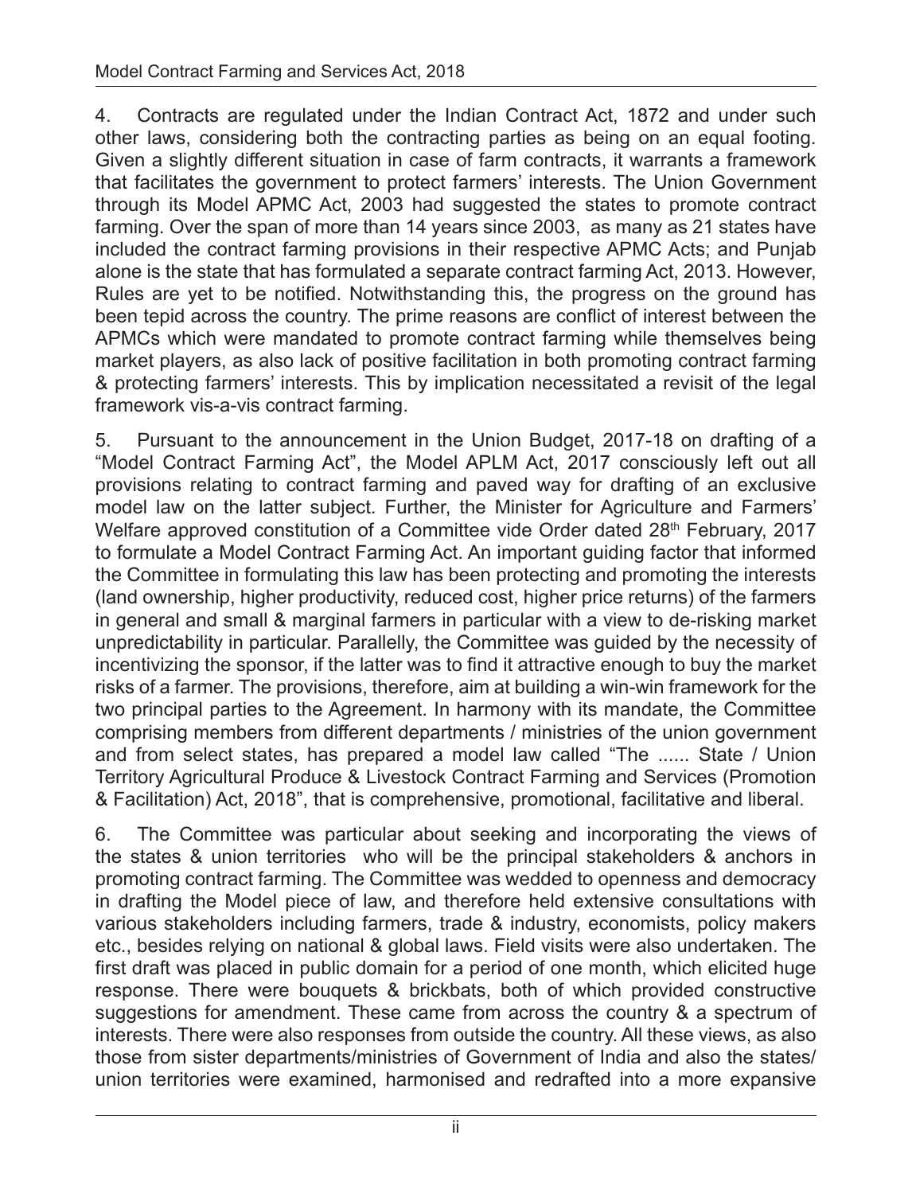4. Contracts are regulated under the Indian Contract Act, 1872 and under such other laws, considering both the contracting parties as being on an equal footing. Given a slightly different situation in case of farm contracts, it warrants a framework that facilitates the government to protect farmers' interests. The Union Government through its Model APMC Act, 2003 had suggested the states to promote contract farming. Over the span of more than 14 years since 2003, as many as 21 states have included the contract farming provisions in their respective APMC Acts; and Punjab alone is the state that has formulated a separate contract farming Act, 2013. However, Rules are yet to be notified. Notwithstanding this, the progress on the ground has been tepid across the country. The prime reasons are conflict of interest between the APMCs which were mandated to promote contract farming while themselves being market players, as also lack of positive facilitation in both promoting contract farming & protecting farmers' interests. This by implication necessitated a revisit of the legal framework vis-a-vis contract farming.

5. Pursuant to the announcement in the Union Budget, 2017-18 on drafting of a "Model Contract Farming Act", the Model APLM Act, 2017 consciously left out all provisions relating to contract farming and paved way for drafting of an exclusive model law on the latter subject. Further, the Minister for Agriculture and Farmers' Welfare approved constitution of a Committee vide Order dated 28th February, 2017 to formulate a Model Contract Farming Act. An important guiding factor that informed the Committee in formulating this law has been protecting and promoting the interests (land ownership, higher productivity, reduced cost, higher price returns) of the farmers in general and small & marginal farmers in particular with a view to de-risking market unpredictability in particular. Parallelly, the Committee was guided by the necessity of incentivizing the sponsor, if the latter was to find it attractive enough to buy the market risks of a farmer. The provisions, therefore, aim at building a win-win framework for the two principal parties to the Agreement. In harmony with its mandate, the Committee comprising members from different departments / ministries of the union government and from select states, has prepared a model law called "The ...... State / Union Territory Agricultural Produce & Livestock Contract Farming and Services (Promotion & Facilitation) Act, 2018", that is comprehensive, promotional, facilitative and liberal.

6. The Committee was particular about seeking and incorporating the views of the states & union territories who will be the principal stakeholders & anchors in promoting contract farming. The Committee was wedded to openness and democracy in drafting the Model piece of law, and therefore held extensive consultations with various stakeholders including farmers, trade & industry, economists, policy makers etc., besides relying on national & global laws. Field visits were also undertaken. The first draft was placed in public domain for a period of one month, which elicited huge response. There were bouquets & brickbats, both of which provided constructive suggestions for amendment. These came from across the country & a spectrum of interests. There were also responses from outside the country. All these views, as also those from sister departments/ministries of Government of India and also the states/ union territories were examined, harmonised and redrafted into a more expansive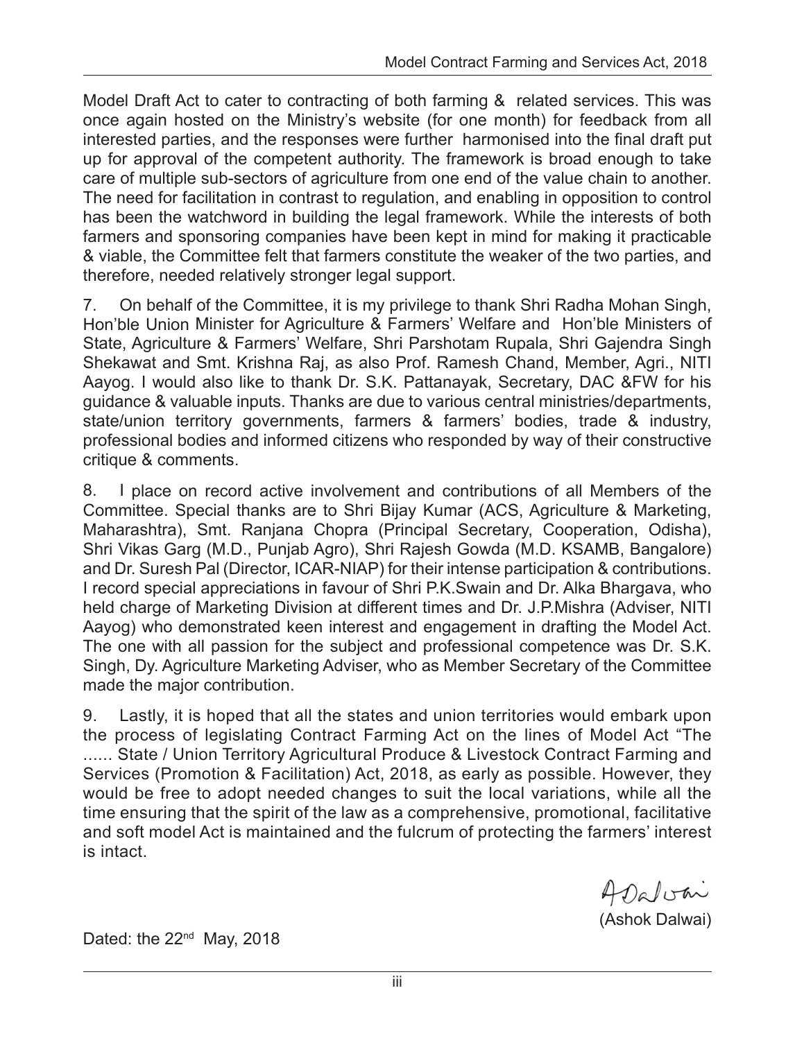Model Draft Act to cater to contracting of both farming & related services. This was once again hosted on the Ministry's website (for one month) for feedback from all interested parties, and the responses were further harmonised into the final draft put up for approval of the competent authority. The framework is broad enough to take care of multiple sub-sectors of agriculture from one end of the value chain to another. The need for facilitation in contrast to regulation, and enabling in opposition to control has been the watchword in building the legal framework. While the interests of both farmers and sponsoring companies have been kept in mind for making it practicable & viable, the Committee felt that farmers constitute the weaker of the two parties, and therefore, needed relatively stronger legal support.

7. On behalf of the Committee, it is my privilege to thank Shri Radha Mohan Singh, Hon'ble Union Minister for Agriculture & Farmers' Welfare and Hon'ble Ministers of State, Agriculture & Farmers' Welfare, Shri Parshotam Rupala, Shri Gajendra Singh Shekawat and Smt. Krishna Raj, as also Prof. Ramesh Chand, Member, Agri., NITI Aayog. I would also like to thank Dr. S.K. Pattanayak, Secretary, DAC &FW for his guidance & valuable inputs. Thanks are due to various central ministries/departments, state/union territory governments, farmers & farmers' bodies, trade & industry, professional bodies and informed citizens who responded by way of their constructive critique & comments.

8. I place on record active involvement and contributions of all Members of the Committee. Special thanks are to Shri Bijay Kumar (ACS, Agriculture & Marketing, Maharashtra), Smt. Ranjana Chopra (Principal Secretary, Cooperation, Odisha), Shri Vikas Garg (M.D., Punjab Agro), Shri Rajesh Gowda (M.D. KSAMB, Bangalore) and Dr. Suresh Pal (Director, ICAR-NIAP) for their intense participation & contributions. I record special appreciations in favour of Shri P.K.Swain and Dr. Alka Bhargava, who held charge of Marketing Division at different times and Dr. J.P.Mishra (Adviser, NITI Aayog) who demonstrated keen interest and engagement in drafting the Model Act. The one with all passion for the subject and professional competence was Dr. S.K. Singh, Dy. Agriculture Marketing Adviser, who as Member Secretary of the Committee made the major contribution.

9. Lastly, it is hoped that all the states and union territories would embark upon the process of legislating Contract Farming Act on the lines of Model Act "The ...... State / Union Territory Agricultural Produce & Livestock Contract Farming and Services (Promotion & Facilitation) Act, 2018, as early as possible. However, they would be free to adopt needed changes to suit the local variations, while all the time ensuring that the spirit of the law as a comprehensive, promotional, facilitative and soft model Act is maintained and the fulcrum of protecting the farmers' interest is intact.

ADalwai

(Ashok Dalwai)

Dated: the 22nd May, 2018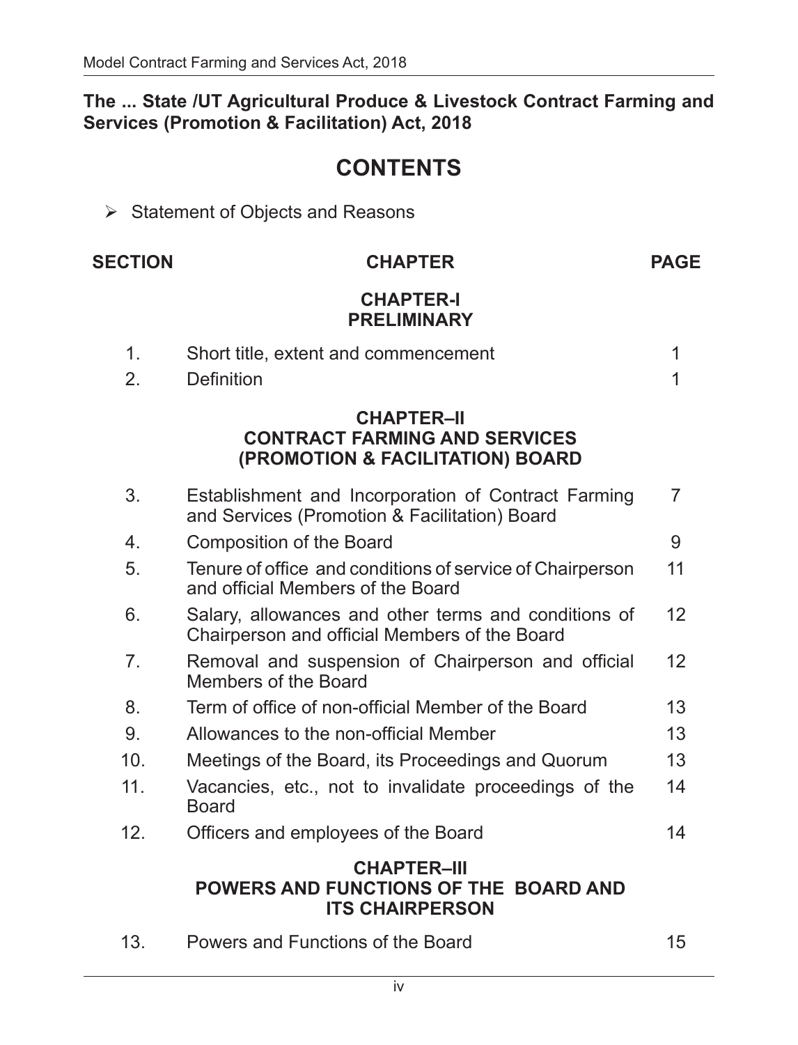**The ... State /UT Agricultural Produce & Livestock Contract Farming and Services (Promotion & Facilitation) Act, 2018**

# CONTENTS

- Statement of Objects and Reasons

| SECTION | CHAPTER | PAGE |
|---|---|---|
| | **CHAPTER-I PRELIMINARY** | |
| 1. | Short title, extent and commencement | 1 |
| 2. | Definition | 1 |
| | **CHAPTER–II CONTRACT FARMING AND SERVICES (PROMOTION & FACILITATION) BOARD** | |
| 3. | Establishment and Incorporation of Contract Farming and Services (Promotion & Facilitation) Board | 7 |
| 4. | Composition of the Board | 9 |
| 5. | Tenure of office and conditions of service of Chairperson and official Members of the Board | 11 |
| 6. | Salary, allowances and other terms and conditions of Chairperson and official Members of the Board | 12 |
| 7. | Removal and suspension of Chairperson and official Members of the Board | 12 |
| 8. | Term of office of non-official Member of the Board | 13 |
| 9. | Allowances to the non-official Member | 13 |
| 10. | Meetings of the Board, its Proceedings and Quorum | 13 |
| 11. | Vacancies, etc., not to invalidate proceedings of the Board | 14 |
| 12. | Officers and employees of the Board | 14 |
| | **CHAPTER–III POWERS AND FUNCTIONS OF THE BOARD AND ITS CHAIRPERSON** | |
| 13. | Powers and Functions of the Board | 15 |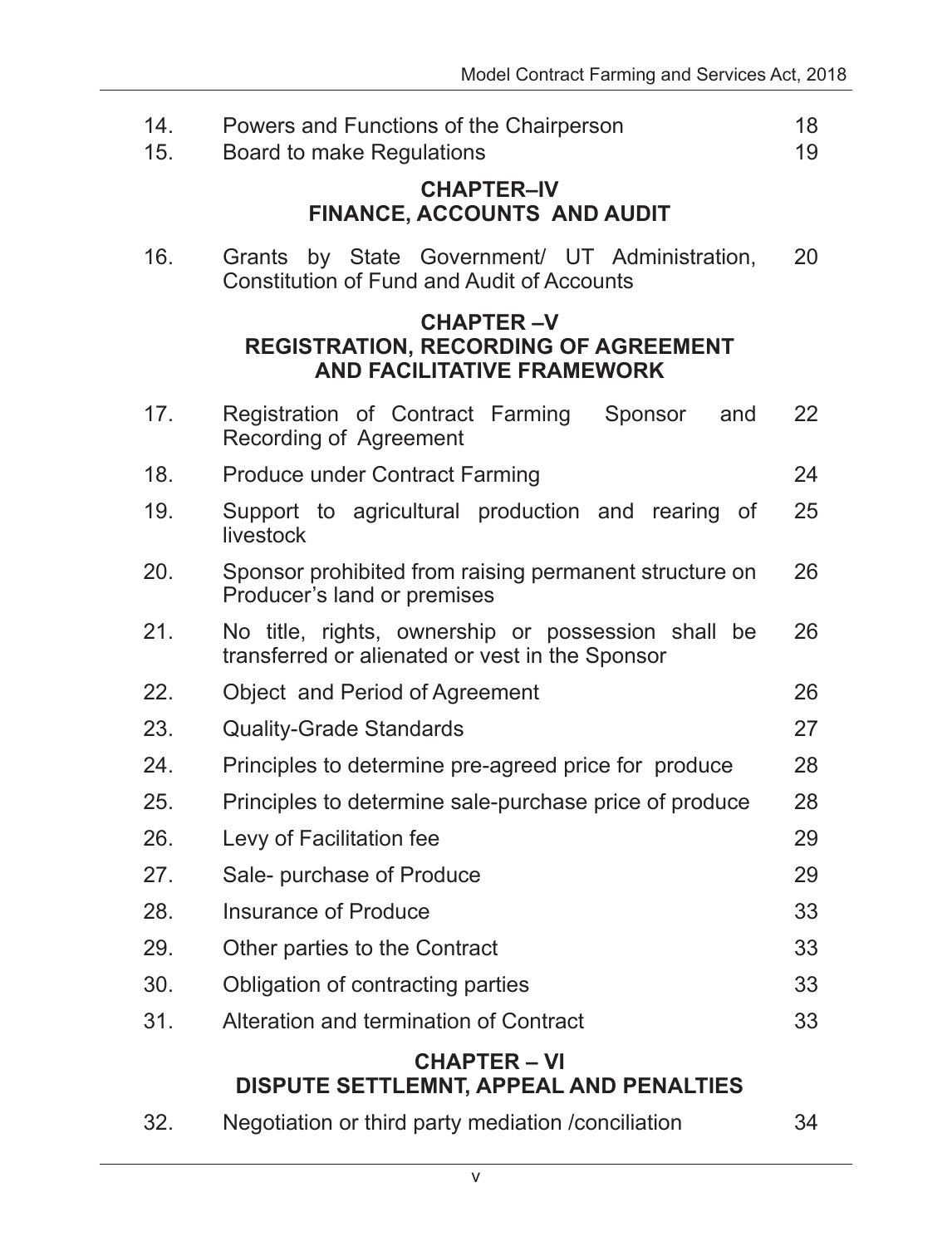| | | |
|---|---|---|
| 14. | Powers and Functions of the Chairperson | 18 |
| 15. | Board to make Regulations | 19 |

**CHAPTER–IV**
**FINANCE, ACCOUNTS AND AUDIT**

| | | |
|---|---|---|
| 16. | Grants by State Government/ UT Administration, Constitution of Fund and Audit of Accounts | 20 |

**CHAPTER –V**
**REGISTRATION, RECORDING OF AGREEMENT AND FACILITATIVE FRAMEWORK**

| | | |
|---|---|---|
| 17. | Registration of Contract Farming Sponsor and Recording of Agreement | 22 |
| 18. | Produce under Contract Farming | 24 |
| 19. | Support to agricultural production and rearing of livestock | 25 |
| 20. | Sponsor prohibited from raising permanent structure on Producer's land or premises | 26 |
| 21. | No title, rights, ownership or possession shall be transferred or alienated or vest in the Sponsor | 26 |
| 22. | Object and Period of Agreement | 26 |
| 23. | Quality-Grade Standards | 27 |
| 24. | Principles to determine pre-agreed price for produce | 28 |
| 25. | Principles to determine sale-purchase price of produce | 28 |
| 26. | Levy of Facilitation fee | 29 |
| 27. | Sale- purchase of Produce | 29 |
| 28. | Insurance of Produce | 33 |
| 29. | Other parties to the Contract | 33 |
| 30. | Obligation of contracting parties | 33 |
| 31. | Alteration and termination of Contract | 33 |

**CHAPTER – VI**
**DISPUTE SETTLEMNT, APPEAL AND PENALTIES**

| | | |
|---|---|---|
| 32. | Negotiation or third party mediation /conciliation | 34 |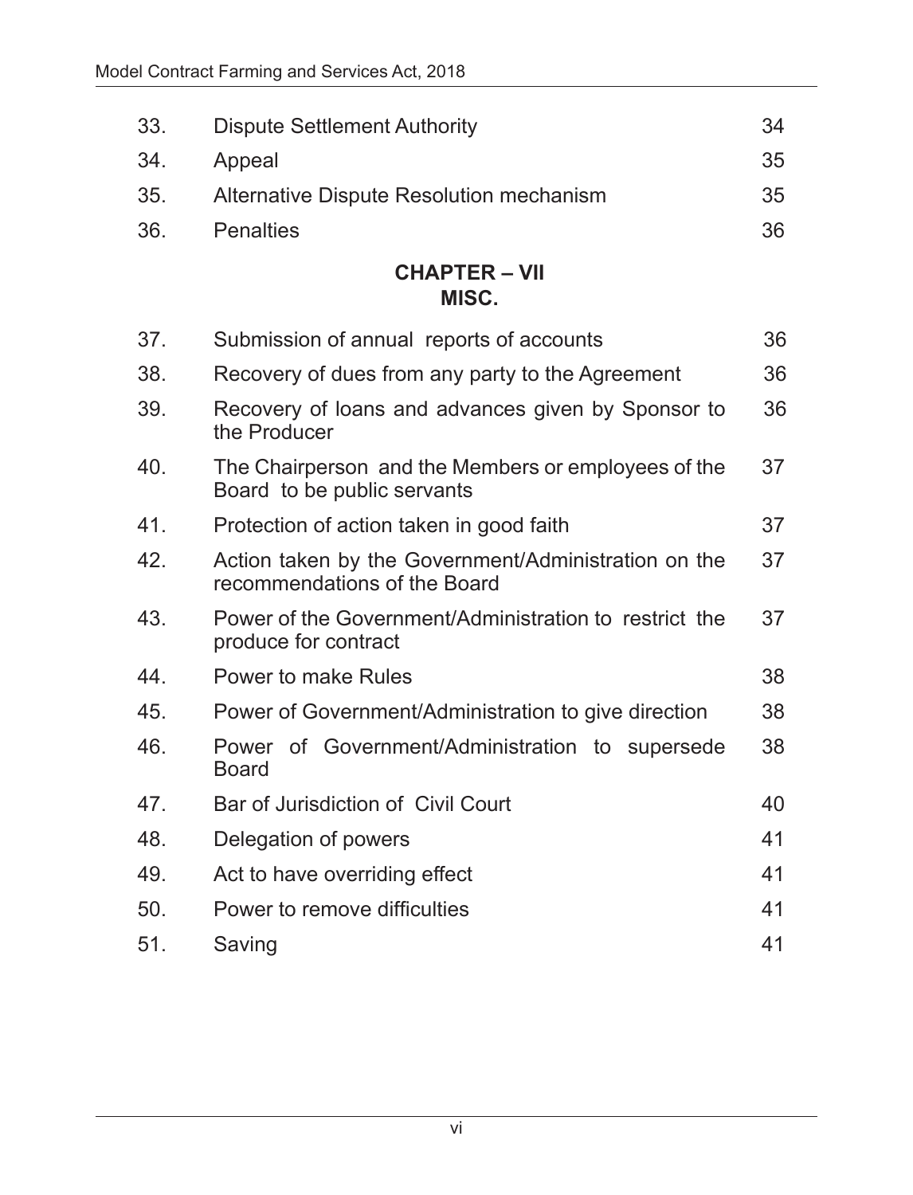| | | |
|---|---|---|
| 33. | Dispute Settlement Authority | 34 |
| 34. | Appeal | 35 |
| 35. | Alternative Dispute Resolution mechanism | 35 |
| 36. | Penalties | 36 |

## CHAPTER – VII
## MISC.

| | | |
|---|---|---|
| 37. | Submission of annual reports of accounts | 36 |
| 38. | Recovery of dues from any party to the Agreement | 36 |
| 39. | Recovery of loans and advances given by Sponsor to the Producer | 36 |
| 40. | The Chairperson and the Members or employees of the Board to be public servants | 37 |
| 41. | Protection of action taken in good faith | 37 |
| 42. | Action taken by the Government/Administration on the recommendations of the Board | 37 |
| 43. | Power of the Government/Administration to restrict the produce for contract | 37 |
| 44. | Power to make Rules | 38 |
| 45. | Power of Government/Administration to give direction | 38 |
| 46. | Power of Government/Administration to supersede Board | 38 |
| 47. | Bar of Jurisdiction of Civil Court | 40 |
| 48. | Delegation of powers | 41 |
| 49. | Act to have overriding effect | 41 |
| 50. | Power to remove difficulties | 41 |
| 51. | Saving | 41 |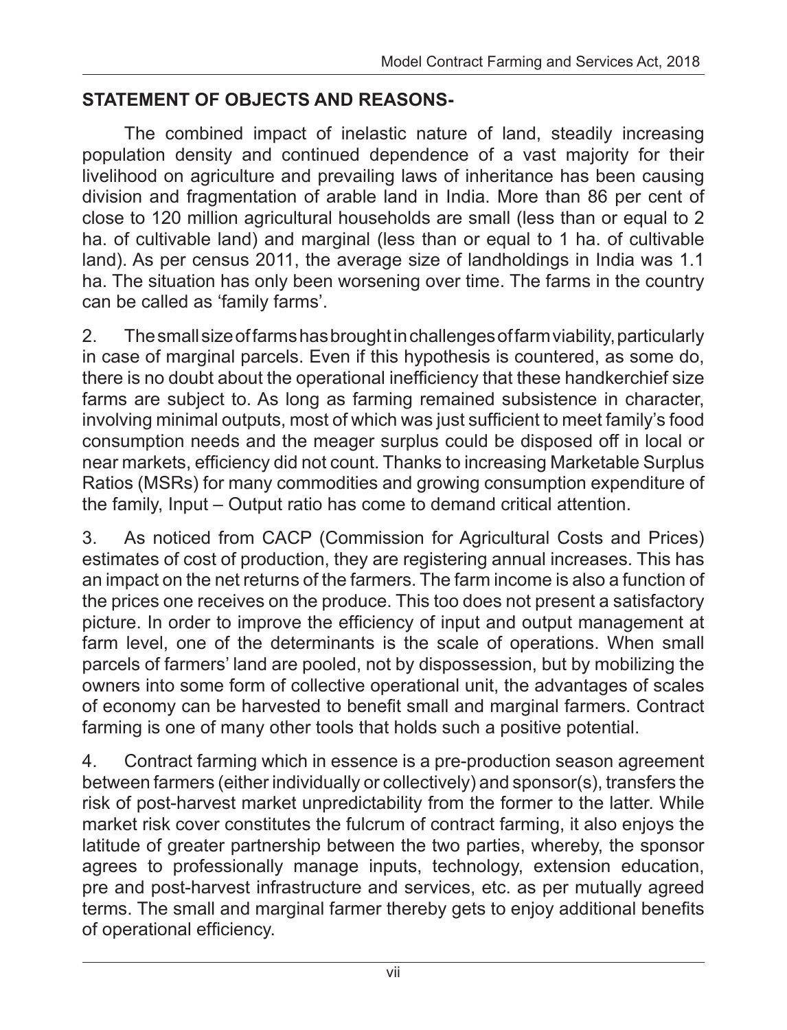## STATEMENT OF OBJECTS AND REASONS-

The combined impact of inelastic nature of land, steadily increasing population density and continued dependence of a vast majority for their livelihood on agriculture and prevailing laws of inheritance has been causing division and fragmentation of arable land in India. More than 86 per cent of close to 120 million agricultural households are small (less than or equal to 2 ha. of cultivable land) and marginal (less than or equal to 1 ha. of cultivable land). As per census 2011, the average size of landholdings in India was 1.1 ha. The situation has only been worsening over time. The farms in the country can be called as 'family farms'.

2. The small size of farms has brought in challenges of farm viability, particularly in case of marginal parcels. Even if this hypothesis is countered, as some do, there is no doubt about the operational inefficiency that these handkerchief size farms are subject to. As long as farming remained subsistence in character, involving minimal outputs, most of which was just sufficient to meet family's food consumption needs and the meager surplus could be disposed off in local or near markets, efficiency did not count. Thanks to increasing Marketable Surplus Ratios (MSRs) for many commodities and growing consumption expenditure of the family, Input – Output ratio has come to demand critical attention.

3. As noticed from CACP (Commission for Agricultural Costs and Prices) estimates of cost of production, they are registering annual increases. This has an impact on the net returns of the farmers. The farm income is also a function of the prices one receives on the produce. This too does not present a satisfactory picture. In order to improve the efficiency of input and output management at farm level, one of the determinants is the scale of operations. When small parcels of farmers' land are pooled, not by dispossession, but by mobilizing the owners into some form of collective operational unit, the advantages of scales of economy can be harvested to benefit small and marginal farmers. Contract farming is one of many other tools that holds such a positive potential.

4. Contract farming which in essence is a pre-production season agreement between farmers (either individually or collectively) and sponsor(s), transfers the risk of post-harvest market unpredictability from the former to the latter. While market risk cover constitutes the fulcrum of contract farming, it also enjoys the latitude of greater partnership between the two parties, whereby, the sponsor agrees to professionally manage inputs, technology, extension education, pre and post-harvest infrastructure and services, etc. as per mutually agreed terms. The small and marginal farmer thereby gets to enjoy additional benefits of operational efficiency.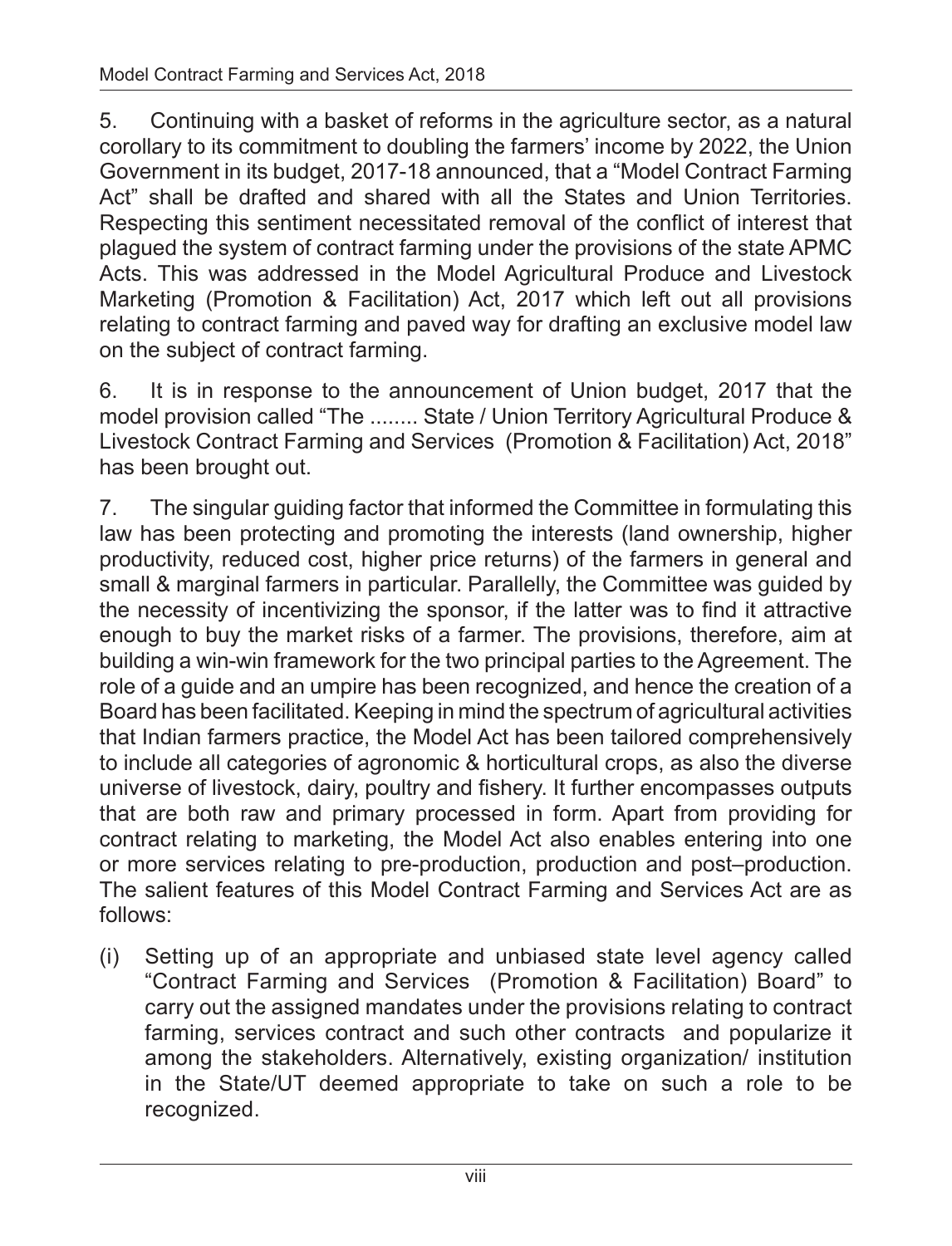5. Continuing with a basket of reforms in the agriculture sector, as a natural corollary to its commitment to doubling the farmers' income by 2022, the Union Government in its budget, 2017-18 announced, that a "Model Contract Farming Act" shall be drafted and shared with all the States and Union Territories. Respecting this sentiment necessitated removal of the conflict of interest that plagued the system of contract farming under the provisions of the state APMC Acts. This was addressed in the Model Agricultural Produce and Livestock Marketing (Promotion & Facilitation) Act, 2017 which left out all provisions relating to contract farming and paved way for drafting an exclusive model law on the subject of contract farming.

6. It is in response to the announcement of Union budget, 2017 that the model provision called "The ........ State / Union Territory Agricultural Produce & Livestock Contract Farming and Services (Promotion & Facilitation) Act, 2018" has been brought out.

7. The singular guiding factor that informed the Committee in formulating this law has been protecting and promoting the interests (land ownership, higher productivity, reduced cost, higher price returns) of the farmers in general and small & marginal farmers in particular. Parallelly, the Committee was guided by the necessity of incentivizing the sponsor, if the latter was to find it attractive enough to buy the market risks of a farmer. The provisions, therefore, aim at building a win-win framework for the two principal parties to the Agreement. The role of a guide and an umpire has been recognized, and hence the creation of a Board has been facilitated. Keeping in mind the spectrum of agricultural activities that Indian farmers practice, the Model Act has been tailored comprehensively to include all categories of agronomic & horticultural crops, as also the diverse universe of livestock, dairy, poultry and fishery. It further encompasses outputs that are both raw and primary processed in form. Apart from providing for contract relating to marketing, the Model Act also enables entering into one or more services relating to pre-production, production and post–production. The salient features of this Model Contract Farming and Services Act are as follows:

(i) Setting up of an appropriate and unbiased state level agency called "Contract Farming and Services (Promotion & Facilitation) Board" to carry out the assigned mandates under the provisions relating to contract farming, services contract and such other contracts and popularize it among the stakeholders. Alternatively, existing organization/ institution in the State/UT deemed appropriate to take on such a role to be recognized.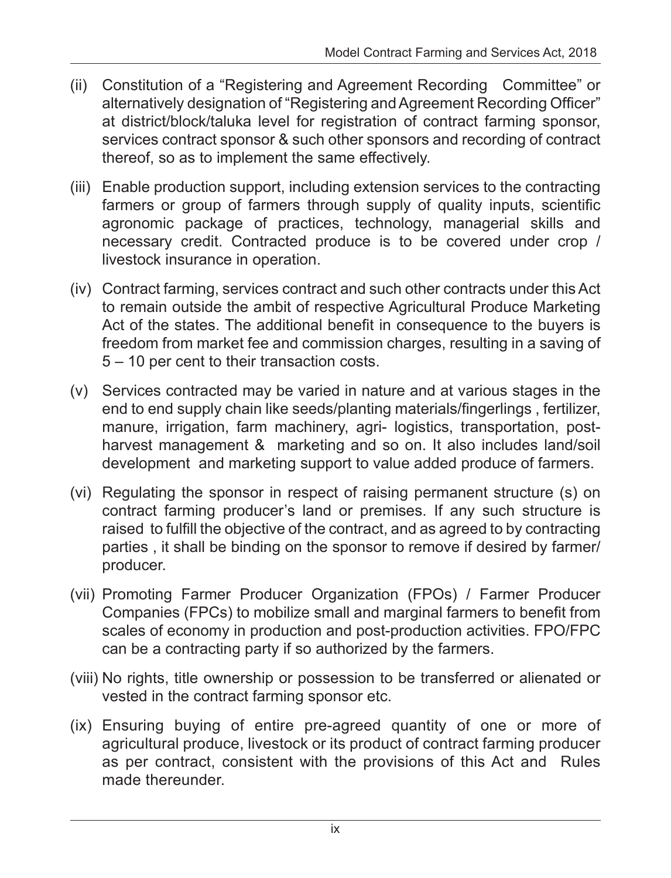(ii) Constitution of a "Registering and Agreement Recording Committee" or alternatively designation of "Registering and Agreement Recording Officer" at district/block/taluka level for registration of contract farming sponsor, services contract sponsor & such other sponsors and recording of contract thereof, so as to implement the same effectively.

(iii) Enable production support, including extension services to the contracting farmers or group of farmers through supply of quality inputs, scientific agronomic package of practices, technology, managerial skills and necessary credit. Contracted produce is to be covered under crop / livestock insurance in operation.

(iv) Contract farming, services contract and such other contracts under this Act to remain outside the ambit of respective Agricultural Produce Marketing Act of the states. The additional benefit in consequence to the buyers is freedom from market fee and commission charges, resulting in a saving of 5 – 10 per cent to their transaction costs.

(v) Services contracted may be varied in nature and at various stages in the end to end supply chain like seeds/planting materials/fingerlings , fertilizer, manure, irrigation, farm machinery, agri- logistics, transportation, post-harvest management & marketing and so on. It also includes land/soil development and marketing support to value added produce of farmers.

(vi) Regulating the sponsor in respect of raising permanent structure (s) on contract farming producer's land or premises. If any such structure is raised to fulfill the objective of the contract, and as agreed to by contracting parties , it shall be binding on the sponsor to remove if desired by farmer/ producer.

(vii) Promoting Farmer Producer Organization (FPOs) / Farmer Producer Companies (FPCs) to mobilize small and marginal farmers to benefit from scales of economy in production and post-production activities. FPO/FPC can be a contracting party if so authorized by the farmers.

(viii) No rights, title ownership or possession to be transferred or alienated or vested in the contract farming sponsor etc.

(ix) Ensuring buying of entire pre-agreed quantity of one or more of agricultural produce, livestock or its product of contract farming producer as per contract, consistent with the provisions of this Act and Rules made thereunder.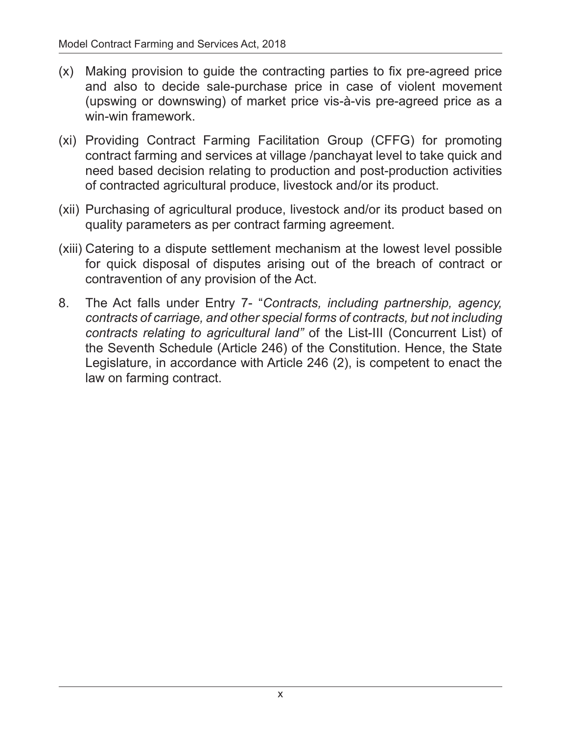(x) Making provision to guide the contracting parties to fix pre-agreed price and also to decide sale-purchase price in case of violent movement (upswing or downswing) of market price vis-à-vis pre-agreed price as a win-win framework.

(xi) Providing Contract Farming Facilitation Group (CFFG) for promoting contract farming and services at village /panchayat level to take quick and need based decision relating to production and post-production activities of contracted agricultural produce, livestock and/or its product.

(xii) Purchasing of agricultural produce, livestock and/or its product based on quality parameters as per contract farming agreement.

(xiii) Catering to a dispute settlement mechanism at the lowest level possible for quick disposal of disputes arising out of the breach of contract or contravention of any provision of the Act.

8. The Act falls under Entry 7- "*Contracts, including partnership, agency, contracts of carriage, and other special forms of contracts, but not including contracts relating to agricultural land"* of the List-III (Concurrent List) of the Seventh Schedule (Article 246) of the Constitution. Hence, the State Legislature, in accordance with Article 246 (2), is competent to enact the law on farming contract.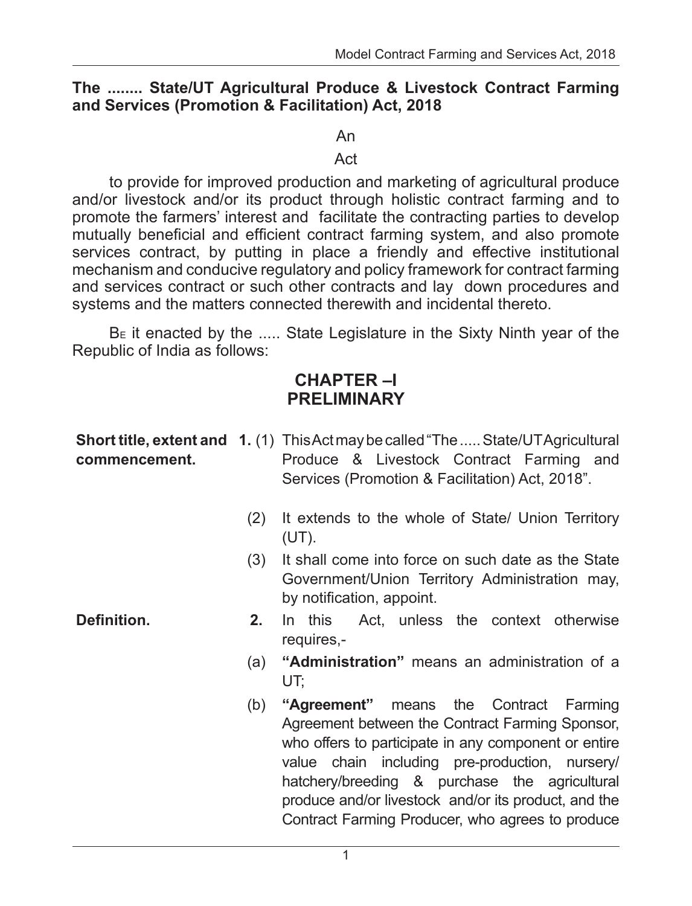**The ........ State/UT Agricultural Produce & Livestock Contract Farming and Services (Promotion & Facilitation) Act, 2018**

An

Act

to provide for improved production and marketing of agricultural produce and/or livestock and/or its product through holistic contract farming and to promote the farmers' interest and facilitate the contracting parties to develop mutually beneficial and efficient contract farming system, and also promote services contract, by putting in place a friendly and effective institutional mechanism and conducive regulatory and policy framework for contract farming and services contract or such other contracts and lay down procedures and systems and the matters connected therewith and incidental thereto.

Be it enacted by the ..... State Legislature in the Sixty Ninth year of the Republic of India as follows:

## CHAPTER –I
## PRELIMINARY

**Short title, extent and commencement.**

**1.** (1) This Act may be called "The ..... State/UT Agricultural Produce & Livestock Contract Farming and Services (Promotion & Facilitation) Act, 2018".

(2) It extends to the whole of State/ Union Territory (UT).

(3) It shall come into force on such date as the State Government/Union Territory Administration may, by notification, appoint.

**Definition.**

**2.** In this Act, unless the context otherwise requires,-

(a) **"Administration"** means an administration of a UT;

(b) **"Agreement"** means the Contract Farming Agreement between the Contract Farming Sponsor, who offers to participate in any component or entire value chain including pre-production, nursery/ hatchery/breeding & purchase the agricultural produce and/or livestock and/or its product, and the Contract Farming Producer, who agrees to produce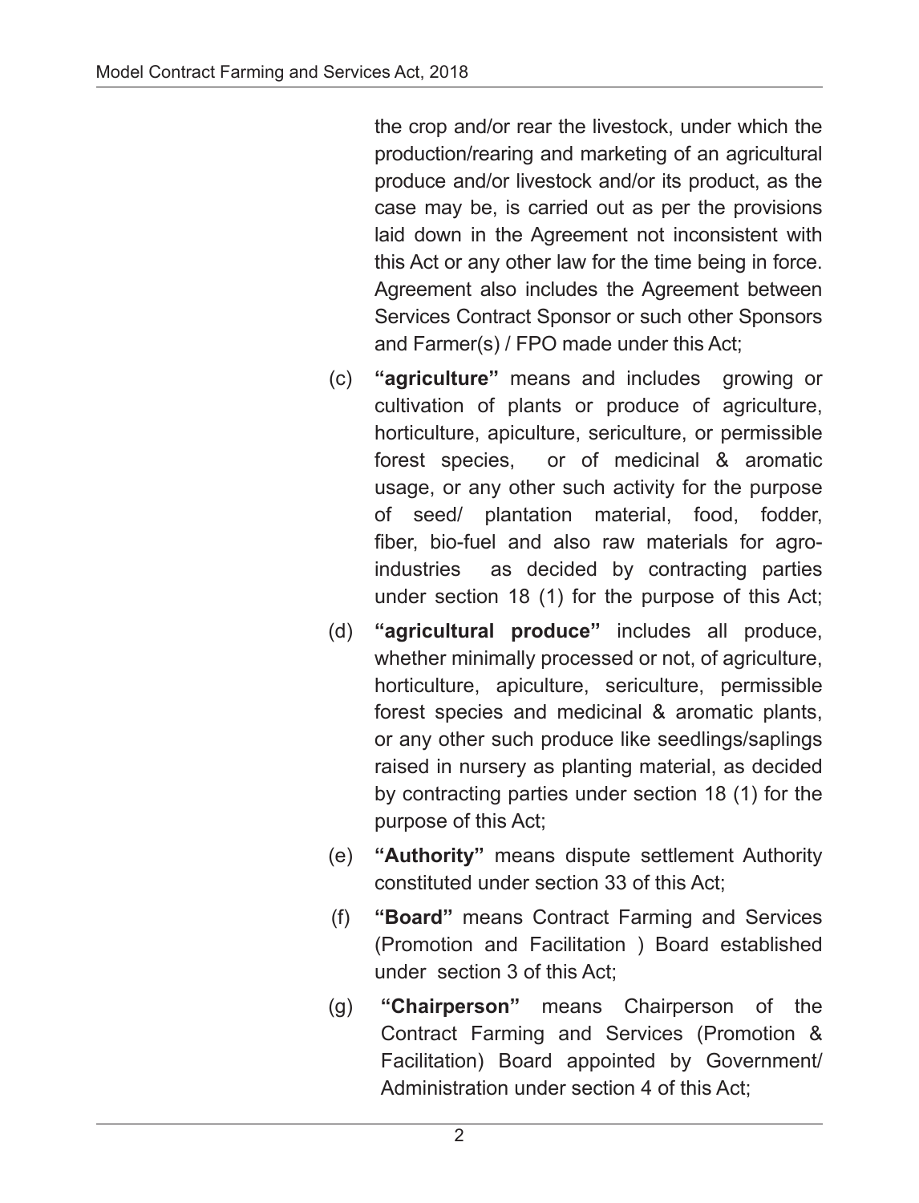the crop and/or rear the livestock, under which the production/rearing and marketing of an agricultural produce and/or livestock and/or its product, as the case may be, is carried out as per the provisions laid down in the Agreement not inconsistent with this Act or any other law for the time being in force. Agreement also includes the Agreement between Services Contract Sponsor or such other Sponsors and Farmer(s) / FPO made under this Act;

(c) **"agriculture"** means and includes growing or cultivation of plants or produce of agriculture, horticulture, apiculture, sericulture, or permissible forest species, or of medicinal & aromatic usage, or any other such activity for the purpose of seed/ plantation material, food, fodder, fiber, bio-fuel and also raw materials for agro-industries as decided by contracting parties under section 18 (1) for the purpose of this Act;

(d) **"agricultural produce"** includes all produce, whether minimally processed or not, of agriculture, horticulture, apiculture, sericulture, permissible forest species and medicinal & aromatic plants, or any other such produce like seedlings/saplings raised in nursery as planting material, as decided by contracting parties under section 18 (1) for the purpose of this Act;

(e) **"Authority"** means dispute settlement Authority constituted under section 33 of this Act;

(f) **"Board"** means Contract Farming and Services (Promotion and Facilitation ) Board established under section 3 of this Act;

(g) **"Chairperson"** means Chairperson of the Contract Farming and Services (Promotion & Facilitation) Board appointed by Government/ Administration under section 4 of this Act;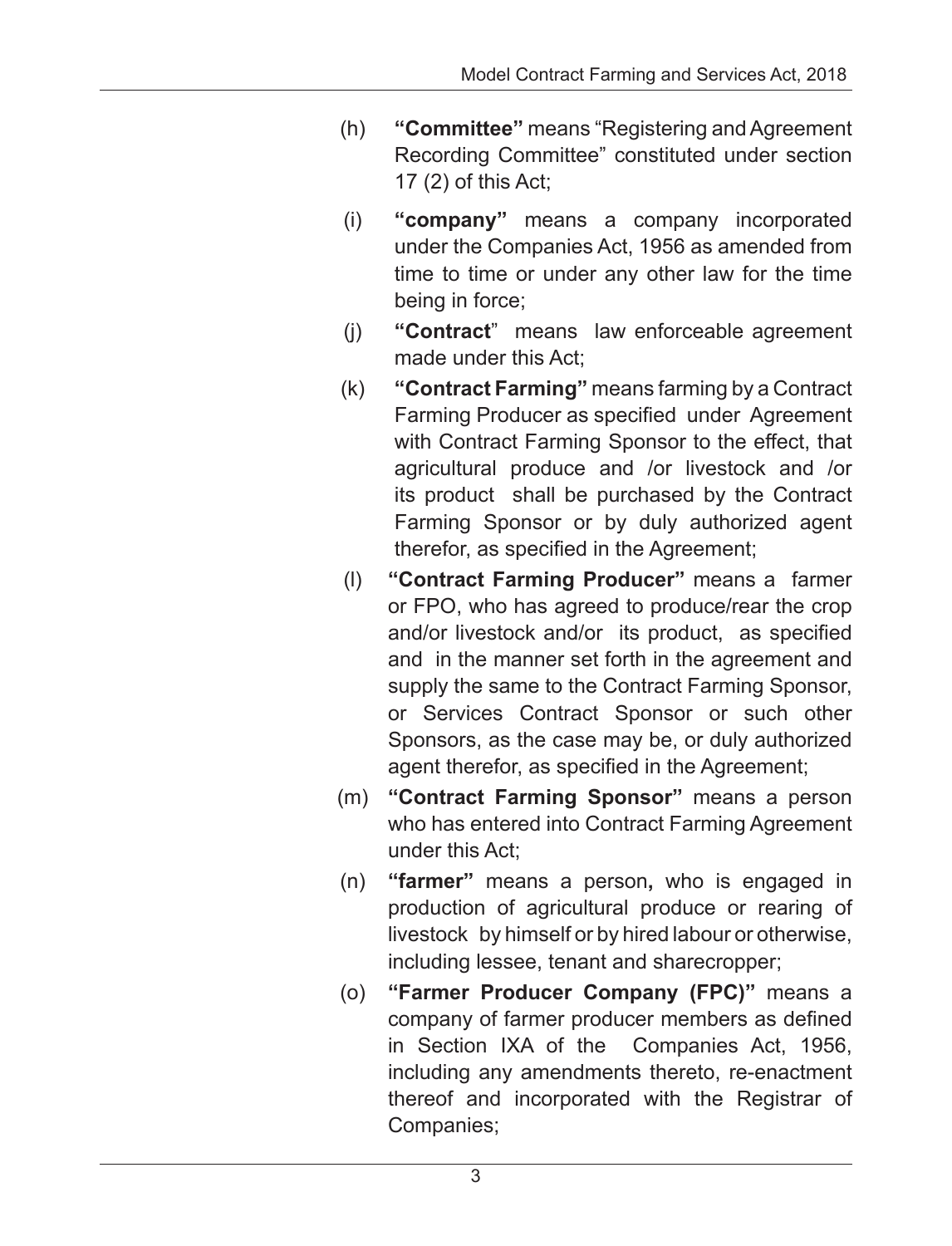(h) **"Committee"** means "Registering and Agreement Recording Committee" constituted under section 17 (2) of this Act;

(i) **"company"** means a company incorporated under the Companies Act, 1956 as amended from time to time or under any other law for the time being in force;

(j) **"Contract"** means law enforceable agreement made under this Act;

(k) **"Contract Farming"** means farming by a Contract Farming Producer as specified under Agreement with Contract Farming Sponsor to the effect, that agricultural produce and /or livestock and /or its product shall be purchased by the Contract Farming Sponsor or by duly authorized agent therefor, as specified in the Agreement;

(l) **"Contract Farming Producer"** means a farmer or FPO, who has agreed to produce/rear the crop and/or livestock and/or its product, as specified and in the manner set forth in the agreement and supply the same to the Contract Farming Sponsor, or Services Contract Sponsor or such other Sponsors, as the case may be, or duly authorized agent therefor, as specified in the Agreement;

(m) **"Contract Farming Sponsor"** means a person who has entered into Contract Farming Agreement under this Act;

(n) **"farmer"** means a person**,** who is engaged in production of agricultural produce or rearing of livestock by himself or by hired labour or otherwise, including lessee, tenant and sharecropper;

(o) **"Farmer Producer Company (FPC)"** means a company of farmer producer members as defined in Section IXA of the Companies Act, 1956, including any amendments thereto, re-enactment thereof and incorporated with the Registrar of Companies;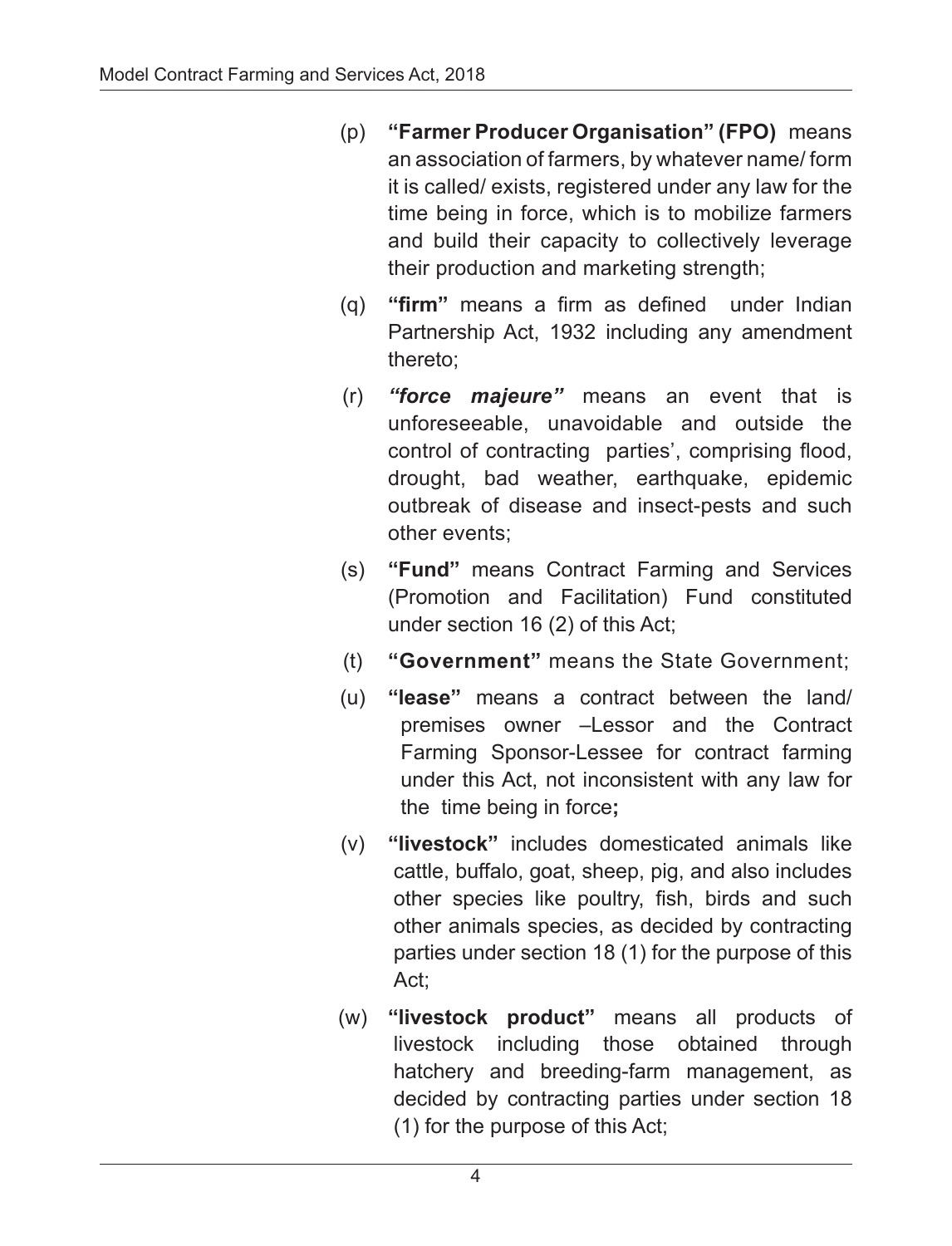(p) **"Farmer Producer Organisation" (FPO)** means an association of farmers, by whatever name/ form it is called/ exists, registered under any law for the time being in force, which is to mobilize farmers and build their capacity to collectively leverage their production and marketing strength;

(q) **"firm"** means a firm as defined under Indian Partnership Act, 1932 including any amendment thereto;

(r) ***"force majeure"*** means an event that is unforeseeable, unavoidable and outside the control of contracting parties', comprising flood, drought, bad weather, earthquake, epidemic outbreak of disease and insect-pests and such other events;

(s) **"Fund"** means Contract Farming and Services (Promotion and Facilitation) Fund constituted under section 16 (2) of this Act;

(t) **"Government"** means the State Government;

(u) **"lease"** means a contract between the land/ premises owner –Lessor and the Contract Farming Sponsor-Lessee for contract farming under this Act, not inconsistent with any law for the time being in force**;**

(v) **"livestock"** includes domesticated animals like cattle, buffalo, goat, sheep, pig, and also includes other species like poultry, fish, birds and such other animals species, as decided by contracting parties under section 18 (1) for the purpose of this Act;

(w) **"livestock product"** means all products of livestock including those obtained through hatchery and breeding-farm management, as decided by contracting parties under section 18 (1) for the purpose of this Act;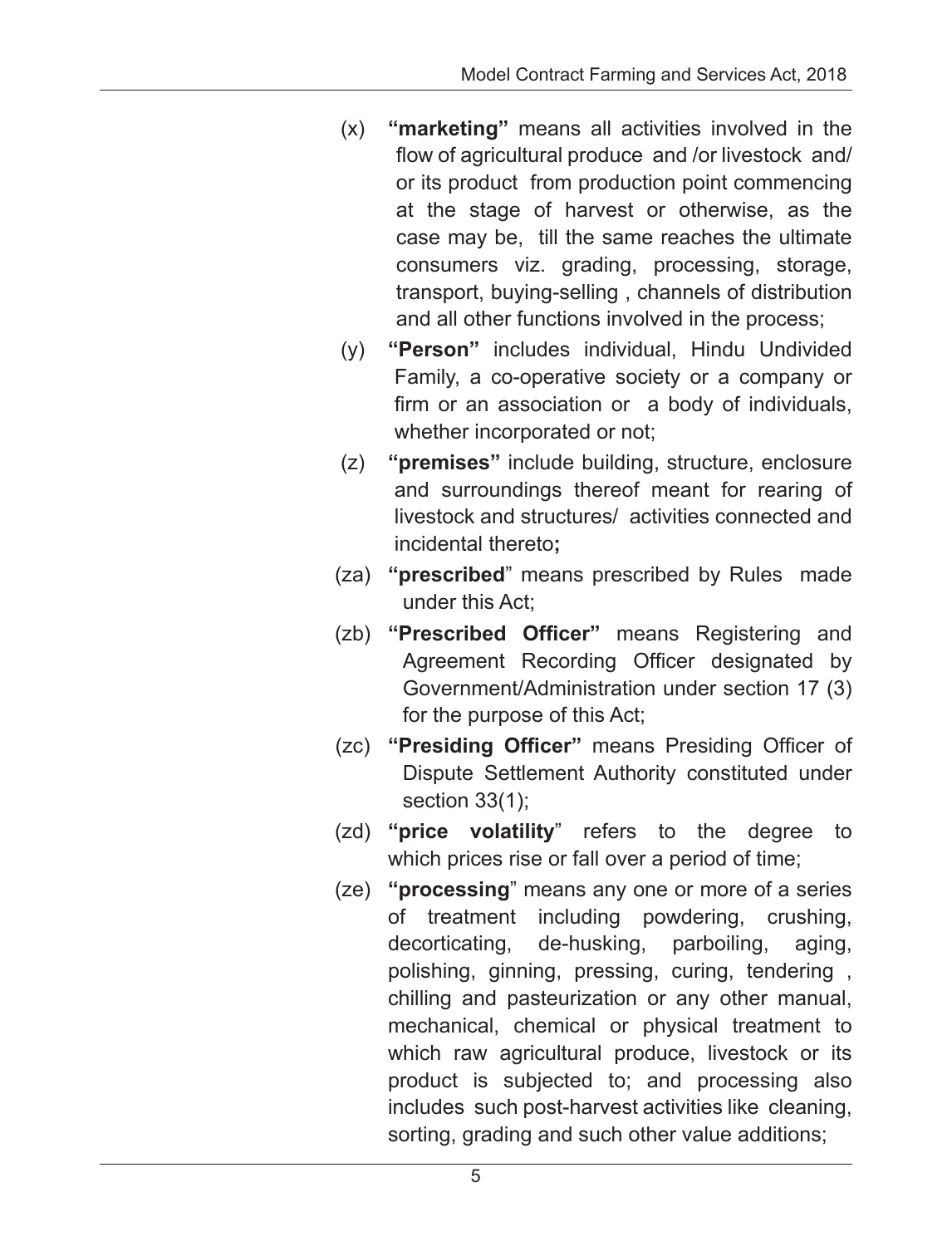(x) **"marketing"** means all activities involved in the flow of agricultural produce and /or livestock and/ or its product from production point commencing at the stage of harvest or otherwise, as the case may be, till the same reaches the ultimate consumers viz. grading, processing, storage, transport, buying-selling , channels of distribution and all other functions involved in the process;

(y) **"Person"** includes individual, Hindu Undivided Family, a co-operative society or a company or firm or an association or a body of individuals, whether incorporated or not;

(z) **"premises"** include building, structure, enclosure and surroundings thereof meant for rearing of livestock and structures/ activities connected and incidental thereto**;**

(za) **"prescribed**" means prescribed by Rules made under this Act;

(zb) **"Prescribed Officer"** means Registering and Agreement Recording Officer designated by Government/Administration under section 17 (3) for the purpose of this Act;

(zc) **"Presiding Officer"** means Presiding Officer of Dispute Settlement Authority constituted under section 33(1);

(zd) **"price volatility**" refers to the degree to which prices rise or fall over a period of time;

(ze) **"processing**" means any one or more of a series of treatment including powdering, crushing, decorticating, de-husking, parboiling, aging, polishing, ginning, pressing, curing, tendering , chilling and pasteurization or any other manual, mechanical, chemical or physical treatment to which raw agricultural produce, livestock or its product is subjected to; and processing also includes such post-harvest activities like cleaning, sorting, grading and such other value additions;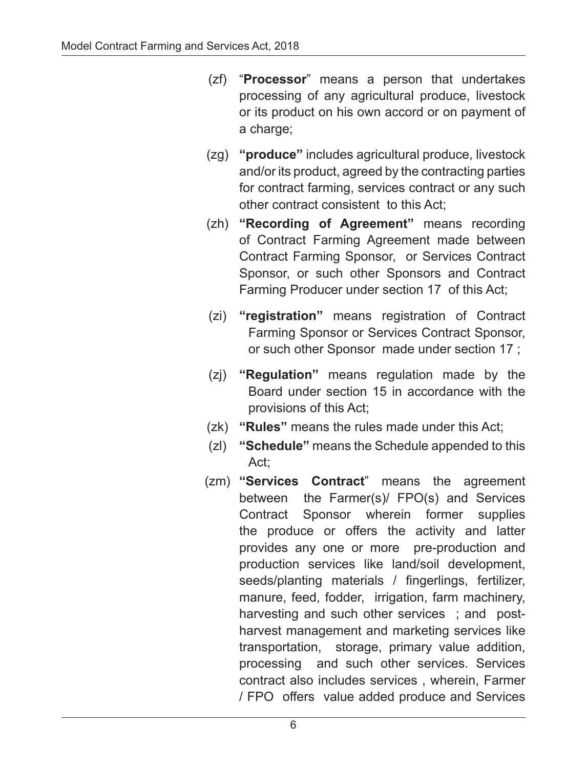(zf) "**Processor**" means a person that undertakes processing of any agricultural produce, livestock or its product on his own accord or on payment of a charge;

(zg) **"produce"** includes agricultural produce, livestock and/or its product, agreed by the contracting parties for contract farming, services contract or any such other contract consistent to this Act;

(zh) **"Recording of Agreement"** means recording of Contract Farming Agreement made between Contract Farming Sponsor, or Services Contract Sponsor, or such other Sponsors and Contract Farming Producer under section 17 of this Act;

(zi) **"registration"** means registration of Contract Farming Sponsor or Services Contract Sponsor, or such other Sponsor made under section 17 ;

(zj) **"Regulation"** means regulation made by the Board under section 15 in accordance with the provisions of this Act;

(zk) **"Rules"** means the rules made under this Act;

(zl) **"Schedule"** means the Schedule appended to this Act;

(zm) **"Services Contract**" means the agreement between the Farmer(s)/ FPO(s) and Services Contract Sponsor wherein former supplies the produce or offers the activity and latter provides any one or more pre-production and production services like land/soil development, seeds/planting materials / fingerlings, fertilizer, manure, feed, fodder, irrigation, farm machinery, harvesting and such other services ; and post-harvest management and marketing services like transportation, storage, primary value addition, processing and such other services. Services contract also includes services , wherein, Farmer / FPO offers value added produce and Services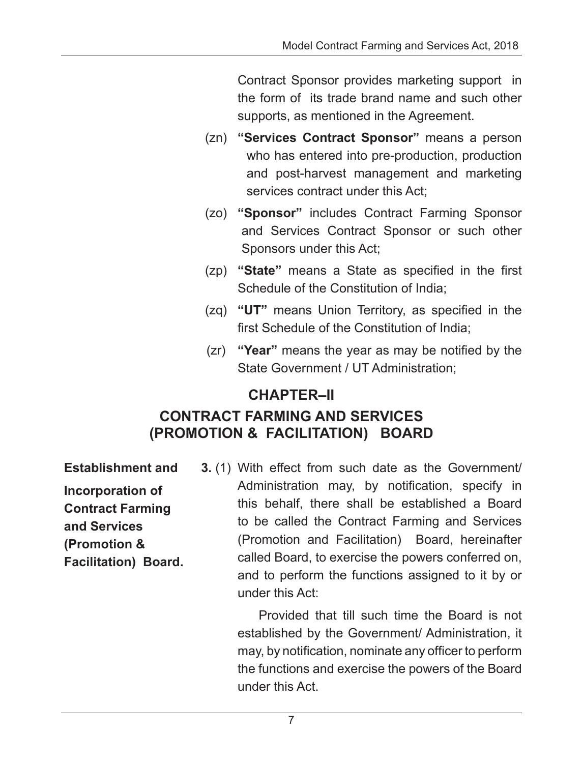Contract Sponsor provides marketing support in the form of its trade brand name and such other supports, as mentioned in the Agreement.

(zn) **"Services Contract Sponsor"** means a person who has entered into pre-production, production and post-harvest management and marketing services contract under this Act;

(zo) **"Sponsor"** includes Contract Farming Sponsor and Services Contract Sponsor or such other Sponsors under this Act;

(zp) **"State"** means a State as specified in the first Schedule of the Constitution of India;

(zq) **"UT"** means Union Territory, as specified in the first Schedule of the Constitution of India;

(zr) **"Year"** means the year as may be notified by the State Government / UT Administration;

## CHAPTER–II

## CONTRACT FARMING AND SERVICES (PROMOTION & FACILITATION) BOARD

**Establishment and Incorporation of Contract Farming and Services (Promotion & Facilitation) Board.**

**3.** (1) With effect from such date as the Government/ Administration may, by notification, specify in this behalf, there shall be established a Board to be called the Contract Farming and Services (Promotion and Facilitation) Board, hereinafter called Board, to exercise the powers conferred on, and to perform the functions assigned to it by or under this Act:

Provided that till such time the Board is not established by the Government/ Administration, it may, by notification, nominate any officer to perform the functions and exercise the powers of the Board under this Act.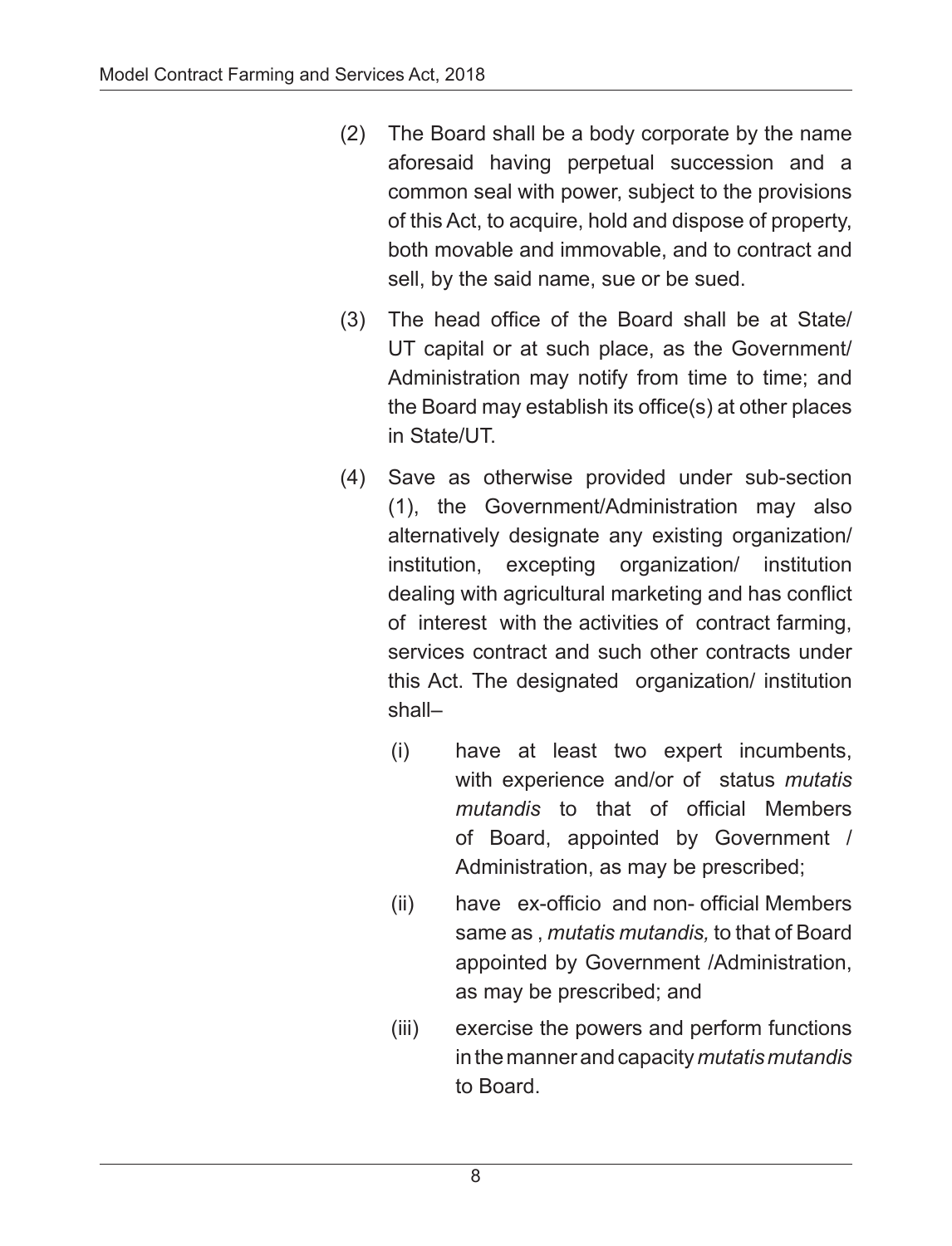(2) The Board shall be a body corporate by the name aforesaid having perpetual succession and a common seal with power, subject to the provisions of this Act, to acquire, hold and dispose of property, both movable and immovable, and to contract and sell, by the said name, sue or be sued.

(3) The head office of the Board shall be at State/ UT capital or at such place, as the Government/ Administration may notify from time to time; and the Board may establish its office(s) at other places in State/UT.

(4) Save as otherwise provided under sub-section (1), the Government/Administration may also alternatively designate any existing organization/ institution, excepting organization/ institution dealing with agricultural marketing and has conflict of interest with the activities of contract farming, services contract and such other contracts under this Act. The designated organization/ institution shall–

  (i) have at least two expert incumbents, with experience and/or of status *mutatis mutandis* to that of official Members of Board, appointed by Government / Administration, as may be prescribed;

  (ii) have ex-officio and non- official Members same as , *mutatis mutandis,* to that of Board appointed by Government /Administration, as may be prescribed; and

  (iii) exercise the powers and perform functions in the manner and capacity *mutatis mutandis* to Board.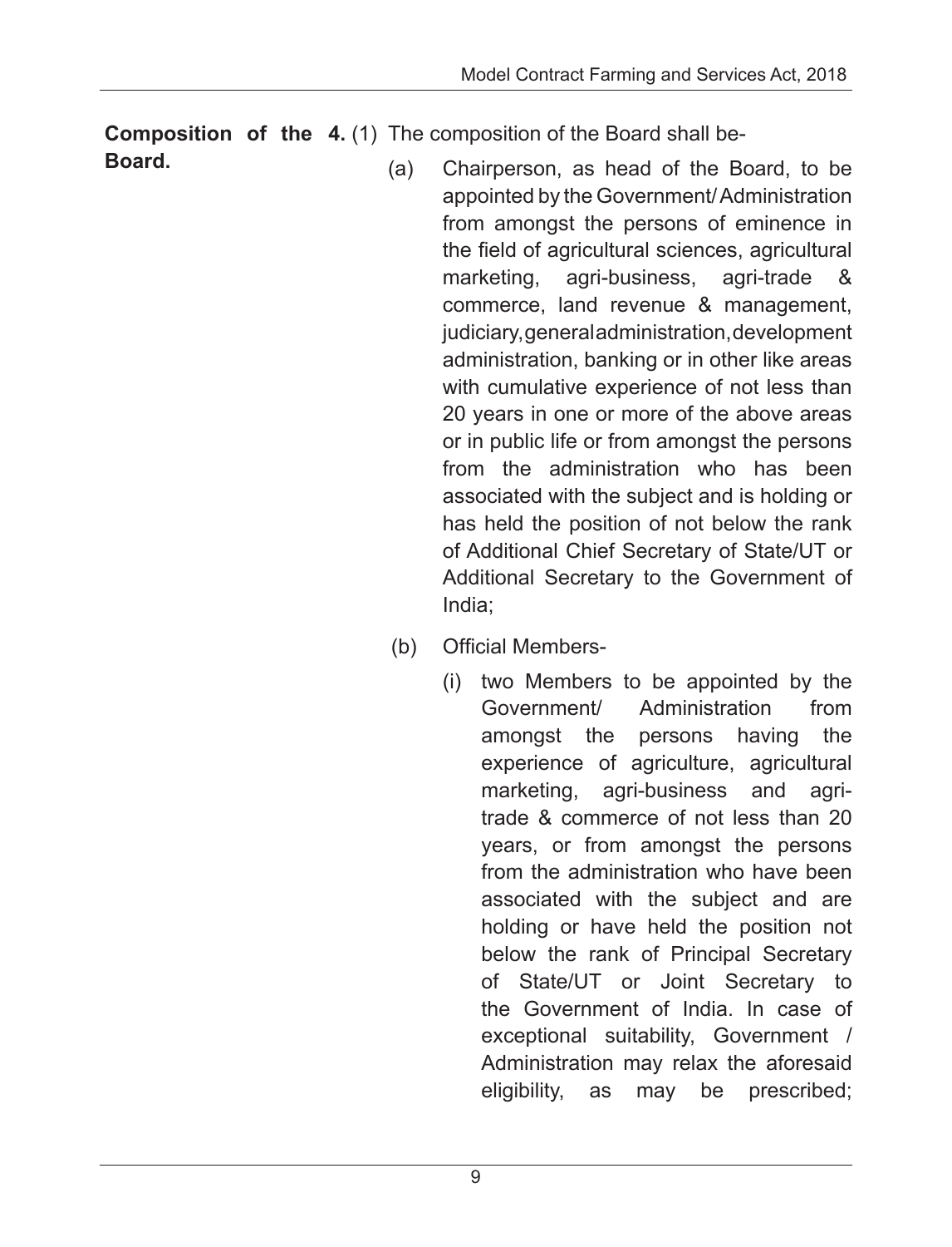**Composition of the Board.** **4.** (1) The composition of the Board shall be-

(a) Chairperson, as head of the Board, to be appointed by the Government/ Administration from amongst the persons of eminence in the field of agricultural sciences, agricultural marketing, agri-business, agri-trade & commerce, land revenue & management, judiciary, general administration, development administration, banking or in other like areas with cumulative experience of not less than 20 years in one or more of the above areas or in public life or from amongst the persons from the administration who has been associated with the subject and is holding or has held the position of not below the rank of Additional Chief Secretary of State/UT or Additional Secretary to the Government of India;

(b) Official Members-

(i) two Members to be appointed by the Government/ Administration from amongst the persons having the experience of agriculture, agricultural marketing, agri-business and agri-trade & commerce of not less than 20 years, or from amongst the persons from the administration who have been associated with the subject and are holding or have held the position not below the rank of Principal Secretary of State/UT or Joint Secretary to the Government of India. In case of exceptional suitability, Government / Administration may relax the aforesaid eligibility, as may be prescribed;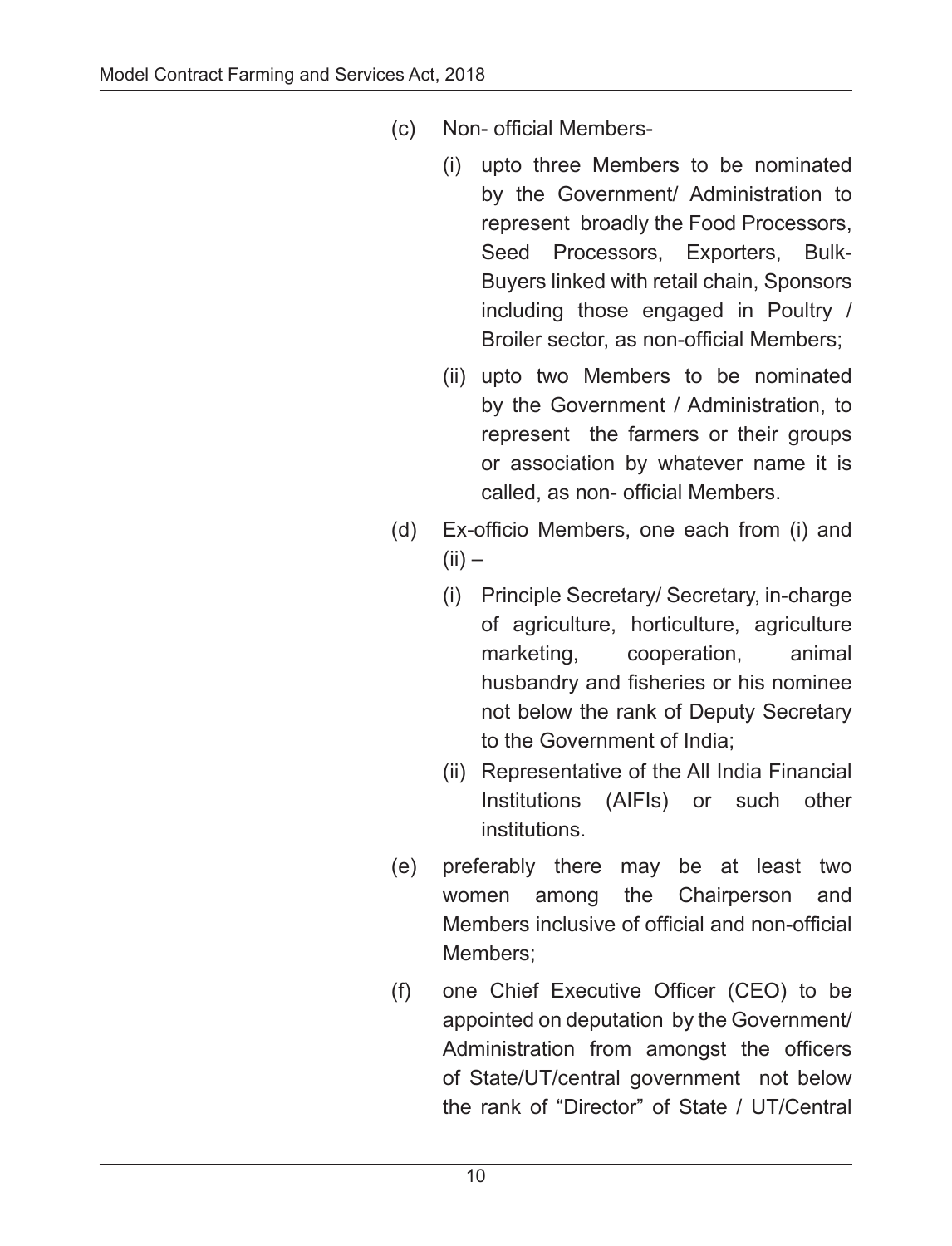(c) Non- official Members-

 (i) upto three Members to be nominated by the Government/ Administration to represent broadly the Food Processors, Seed Processors, Exporters, Bulk-Buyers linked with retail chain, Sponsors including those engaged in Poultry / Broiler sector, as non-official Members;

 (ii) upto two Members to be nominated by the Government / Administration, to represent the farmers or their groups or association by whatever name it is called, as non- official Members.

(d) Ex-officio Members, one each from (i) and (ii) –

 (i) Principle Secretary/ Secretary, in-charge of agriculture, horticulture, agriculture marketing, cooperation, animal husbandry and fisheries or his nominee not below the rank of Deputy Secretary to the Government of India;

 (ii) Representative of the All India Financial Institutions (AIFIs) or such other institutions.

(e) preferably there may be at least two women among the Chairperson and Members inclusive of official and non-official Members;

(f) one Chief Executive Officer (CEO) to be appointed on deputation by the Government/ Administration from amongst the officers of State/UT/central government not below the rank of "Director" of State / UT/Central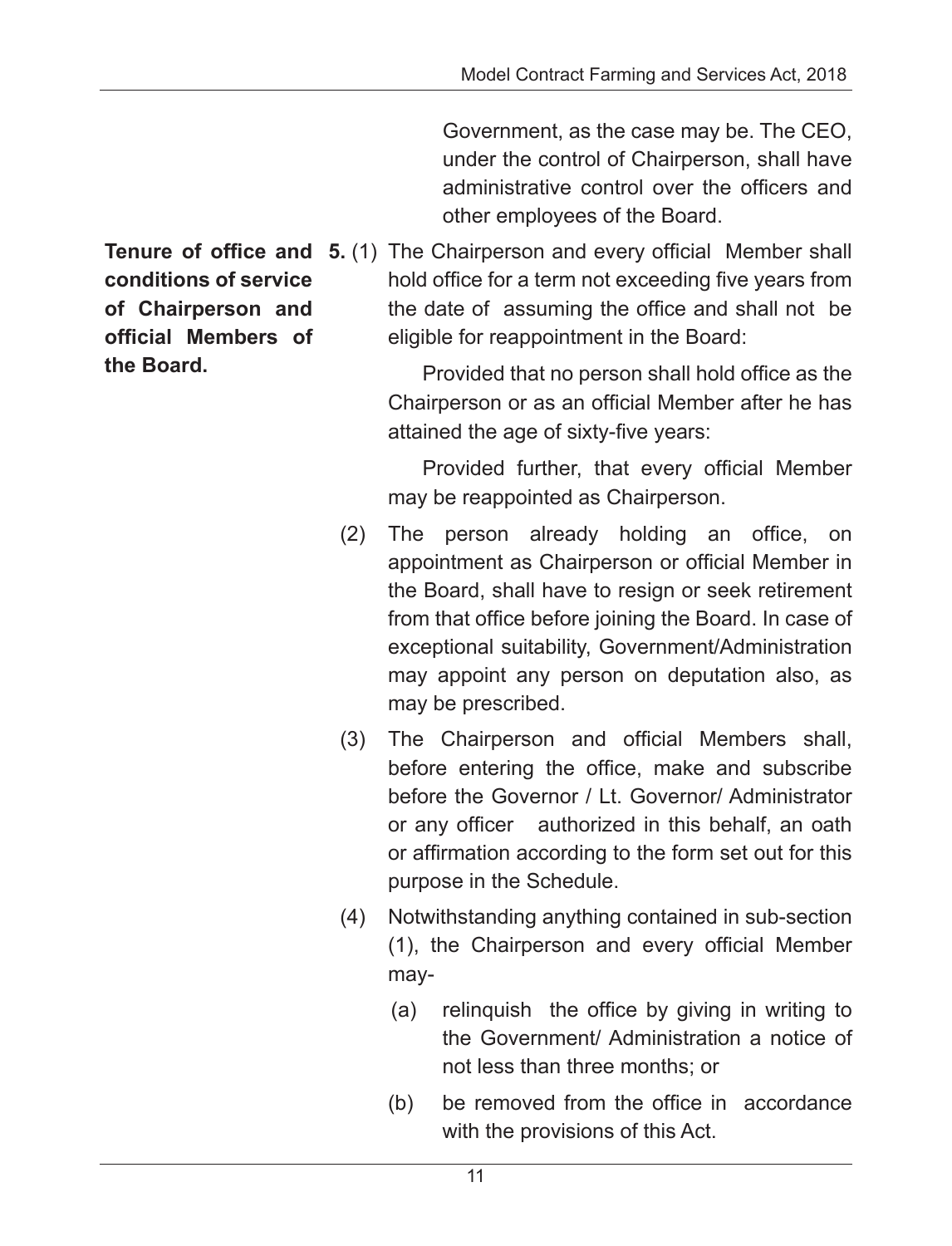Government, as the case may be. The CEO, under the control of Chairperson, shall have administrative control over the officers and other employees of the Board.

**Tenure of office and conditions of service of Chairperson and official Members of the Board.**

**5.** (1) The Chairperson and every official Member shall hold office for a term not exceeding five years from the date of assuming the office and shall not be eligible for reappointment in the Board:

Provided that no person shall hold office as the Chairperson or as an official Member after he has attained the age of sixty-five years:

Provided further, that every official Member may be reappointed as Chairperson.

(2) The person already holding an office, on appointment as Chairperson or official Member in the Board, shall have to resign or seek retirement from that office before joining the Board. In case of exceptional suitability, Government/Administration may appoint any person on deputation also, as may be prescribed.

(3) The Chairperson and official Members shall, before entering the office, make and subscribe before the Governor / Lt. Governor/ Administrator or any officer authorized in this behalf, an oath or affirmation according to the form set out for this purpose in the Schedule.

(4) Notwithstanding anything contained in sub-section (1), the Chairperson and every official Member may-

(a) relinquish the office by giving in writing to the Government/ Administration a notice of not less than three months; or

(b) be removed from the office in accordance with the provisions of this Act.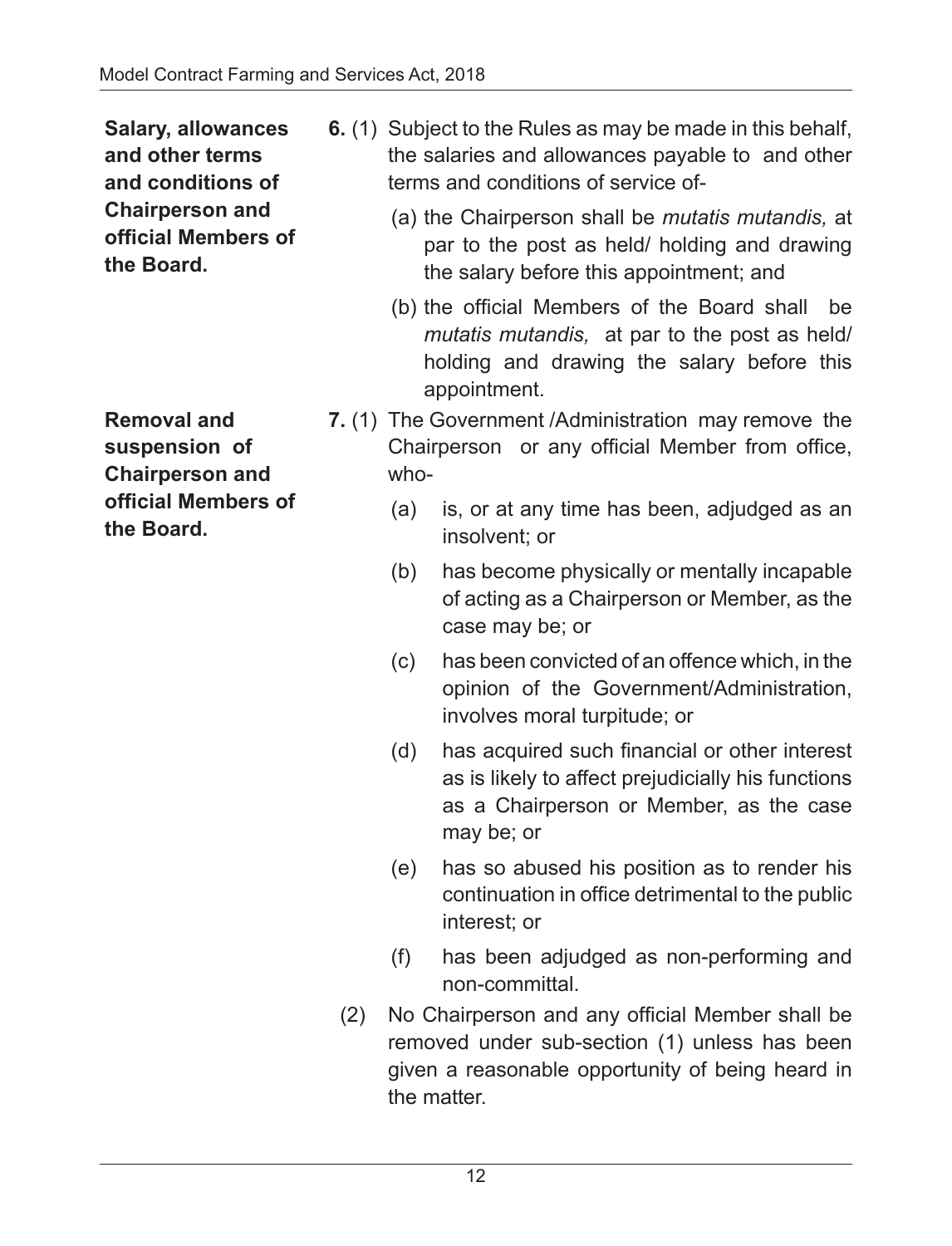**Salary, allowances and other terms and conditions of Chairperson and official Members of the Board.**

**6.** (1) Subject to the Rules as may be made in this behalf, the salaries and allowances payable to and other terms and conditions of service of-

(a) the Chairperson shall be *mutatis mutandis,* at par to the post as held/ holding and drawing the salary before this appointment; and

(b) the official Members of the Board shall be *mutatis mutandis,* at par to the post as held/ holding and drawing the salary before this appointment.

**Removal and suspension of Chairperson and official Members of the Board.**

**7.** (1) The Government /Administration may remove the Chairperson or any official Member from office, who-

(a) is, or at any time has been, adjudged as an insolvent; or

(b) has become physically or mentally incapable of acting as a Chairperson or Member, as the case may be; or

(c) has been convicted of an offence which, in the opinion of the Government/Administration, involves moral turpitude; or

(d) has acquired such financial or other interest as is likely to affect prejudicially his functions as a Chairperson or Member, as the case may be; or

(e) has so abused his position as to render his continuation in office detrimental to the public interest; or

(f) has been adjudged as non-performing and non-committal.

(2) No Chairperson and any official Member shall be removed under sub-section (1) unless has been given a reasonable opportunity of being heard in the matter.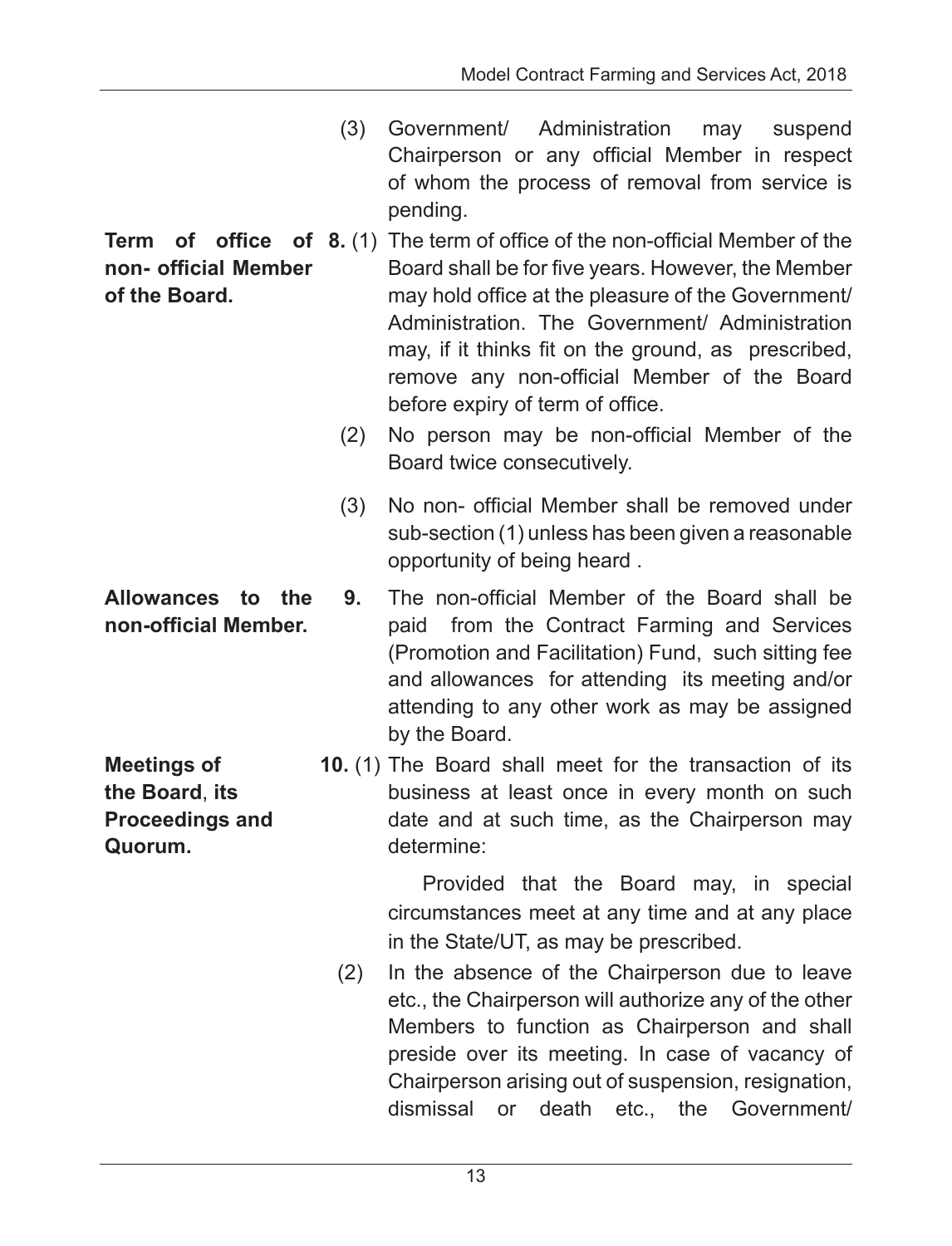(3) Government/ Administration may suspend Chairperson or any official Member in respect of whom the process of removal from service is pending.

**Term of office of non- official Member of the Board.**

**8.** (1) The term of office of the non-official Member of the Board shall be for five years. However, the Member may hold office at the pleasure of the Government/ Administration. The Government/ Administration may, if it thinks fit on the ground, as prescribed, remove any non-official Member of the Board before expiry of term of office.

(2) No person may be non-official Member of the Board twice consecutively.

(3) No non- official Member shall be removed under sub-section (1) unless has been given a reasonable opportunity of being heard .

**Allowances to the non-official Member.**

**9.** The non-official Member of the Board shall be paid from the Contract Farming and Services (Promotion and Facilitation) Fund, such sitting fee and allowances for attending its meeting and/or attending to any other work as may be assigned by the Board.

**Meetings of the Board, its Proceedings and Quorum.**

**10.** (1) The Board shall meet for the transaction of its business at least once in every month on such date and at such time, as the Chairperson may determine:

Provided that the Board may, in special circumstances meet at any time and at any place in the State/UT, as may be prescribed.

(2) In the absence of the Chairperson due to leave etc., the Chairperson will authorize any of the other Members to function as Chairperson and shall preside over its meeting. In case of vacancy of Chairperson arising out of suspension, resignation, dismissal or death etc., the Government/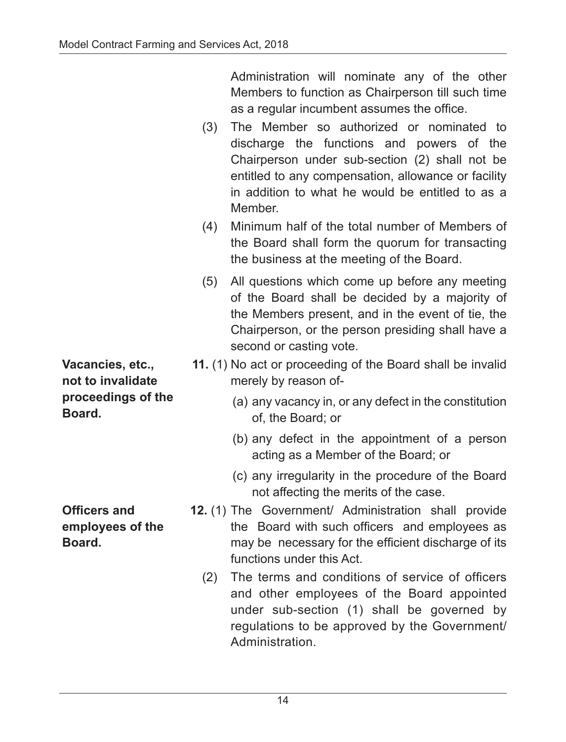Administration will nominate any of the other Members to function as Chairperson till such time as a regular incumbent assumes the office.

(3) The Member so authorized or nominated to discharge the functions and powers of the Chairperson under sub-section (2) shall not be entitled to any compensation, allowance or facility in addition to what he would be entitled to as a Member.

(4) Minimum half of the total number of Members of the Board shall form the quorum for transacting the business at the meeting of the Board.

(5) All questions which come up before any meeting of the Board shall be decided by a majority of the Members present, and in the event of tie, the Chairperson, or the person presiding shall have a second or casting vote.

**Vacancies, etc., not to invalidate proceedings of the Board.**

**11.** (1) No act or proceeding of the Board shall be invalid merely by reason of-

(a) any vacancy in, or any defect in the constitution of, the Board; or

(b) any defect in the appointment of a person acting as a Member of the Board; or

(c) any irregularity in the procedure of the Board not affecting the merits of the case.

**Officers and employees of the Board.**

**12.** (1) The Government/ Administration shall provide the Board with such officers and employees as may be necessary for the efficient discharge of its functions under this Act.

(2) The terms and conditions of service of officers and other employees of the Board appointed under sub-section (1) shall be governed by regulations to be approved by the Government/ Administration.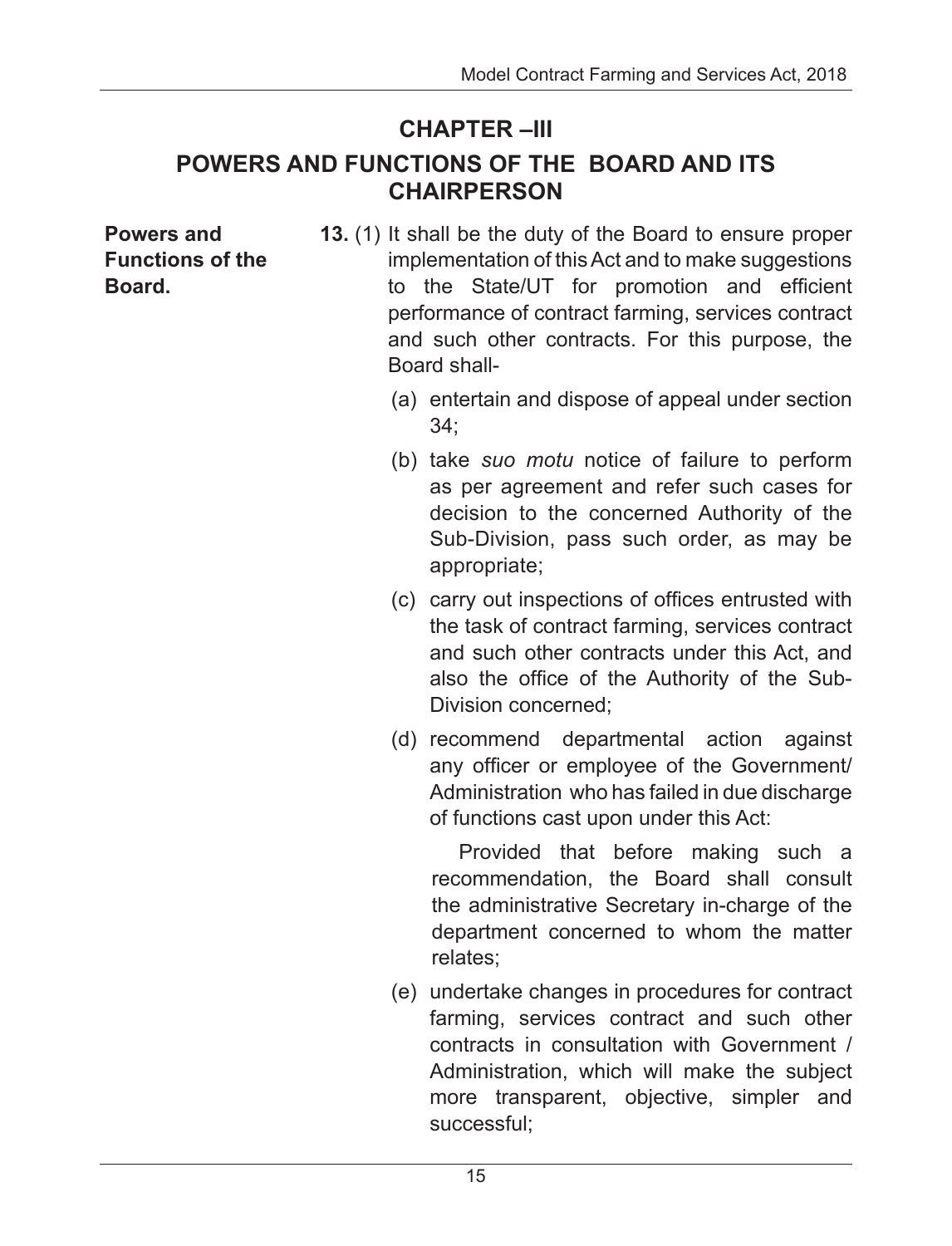## CHAPTER –III

## POWERS AND FUNCTIONS OF THE BOARD AND ITS CHAIRPERSON

**Powers and Functions of the Board.**

**13.** (1) It shall be the duty of the Board to ensure proper implementation of this Act and to make suggestions to the State/UT for promotion and efficient performance of contract farming, services contract and such other contracts. For this purpose, the Board shall-

(a) entertain and dispose of appeal under section 34;

(b) take *suo motu* notice of failure to perform as per agreement and refer such cases for decision to the concerned Authority of the Sub-Division, pass such order, as may be appropriate;

(c) carry out inspections of offices entrusted with the task of contract farming, services contract and such other contracts under this Act, and also the office of the Authority of the Sub-Division concerned;

(d) recommend departmental action against any officer or employee of the Government/ Administration who has failed in due discharge of functions cast upon under this Act:

Provided that before making such a recommendation, the Board shall consult the administrative Secretary in-charge of the department concerned to whom the matter relates;

(e) undertake changes in procedures for contract farming, services contract and such other contracts in consultation with Government / Administration, which will make the subject more transparent, objective, simpler and successful;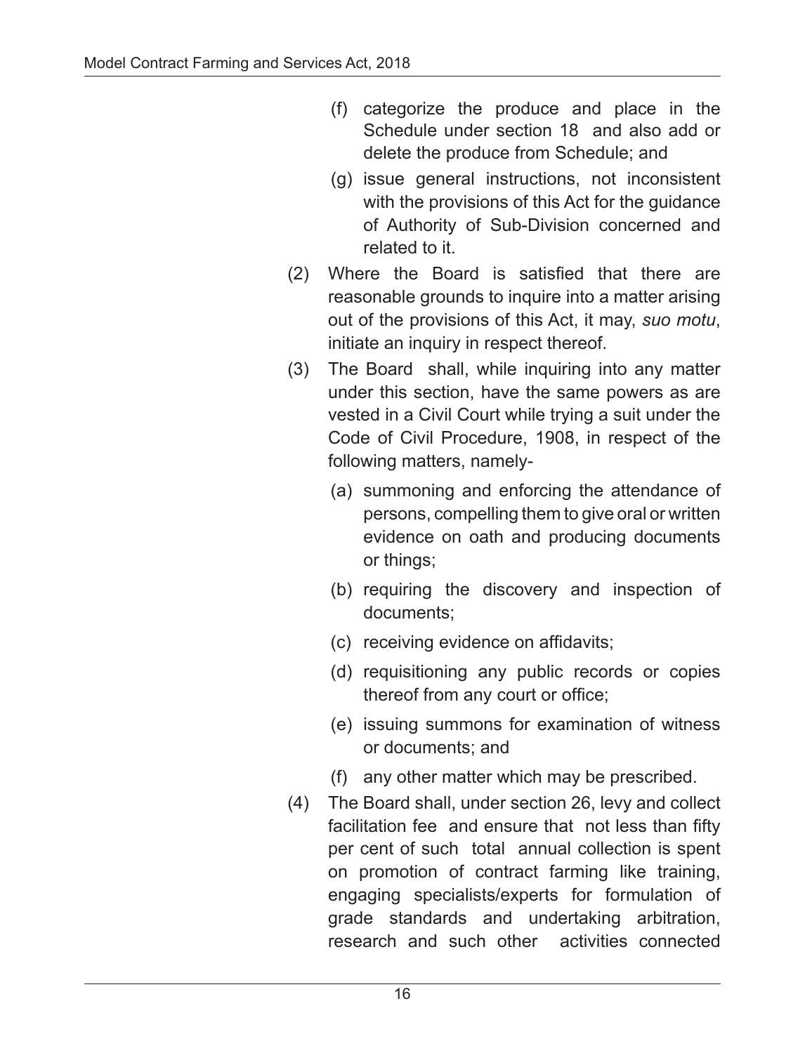(f) categorize the produce and place in the Schedule under section 18 and also add or delete the produce from Schedule; and

(g) issue general instructions, not inconsistent with the provisions of this Act for the guidance of Authority of Sub-Division concerned and related to it.

(2) Where the Board is satisfied that there are reasonable grounds to inquire into a matter arising out of the provisions of this Act, it may, *suo motu*, initiate an inquiry in respect thereof.

(3) The Board shall, while inquiring into any matter under this section, have the same powers as are vested in a Civil Court while trying a suit under the Code of Civil Procedure, 1908, in respect of the following matters, namely-

(a) summoning and enforcing the attendance of persons, compelling them to give oral or written evidence on oath and producing documents or things;

(b) requiring the discovery and inspection of documents;

(c) receiving evidence on affidavits;

(d) requisitioning any public records or copies thereof from any court or office;

(e) issuing summons for examination of witness or documents; and

(f) any other matter which may be prescribed.

(4) The Board shall, under section 26, levy and collect facilitation fee and ensure that not less than fifty per cent of such total annual collection is spent on promotion of contract farming like training, engaging specialists/experts for formulation of grade standards and undertaking arbitration, research and such other activities connected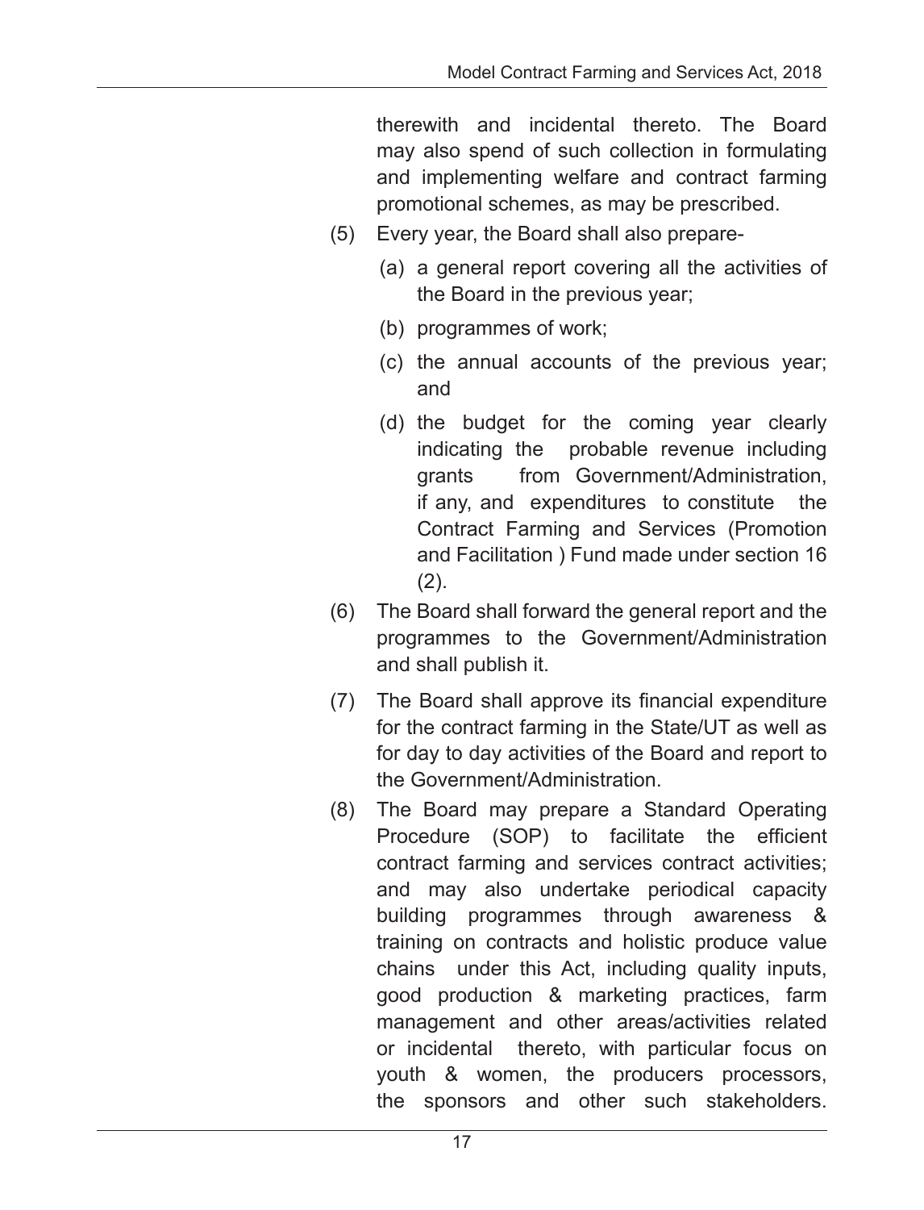therewith and incidental thereto. The Board may also spend of such collection in formulating and implementing welfare and contract farming promotional schemes, as may be prescribed.

(5) Every year, the Board shall also prepare-

(a) a general report covering all the activities of the Board in the previous year;

(b) programmes of work;

(c) the annual accounts of the previous year; and

(d) the budget for the coming year clearly indicating the probable revenue including grants from Government/Administration, if any, and expenditures to constitute the Contract Farming and Services (Promotion and Facilitation ) Fund made under section 16 (2).

(6) The Board shall forward the general report and the programmes to the Government/Administration and shall publish it.

(7) The Board shall approve its financial expenditure for the contract farming in the State/UT as well as for day to day activities of the Board and report to the Government/Administration.

(8) The Board may prepare a Standard Operating Procedure (SOP) to facilitate the efficient contract farming and services contract activities; and may also undertake periodical capacity building programmes through awareness & training on contracts and holistic produce value chains under this Act, including quality inputs, good production & marketing practices, farm management and other areas/activities related or incidental thereto, with particular focus on youth & women, the producers processors, the sponsors and other such stakeholders.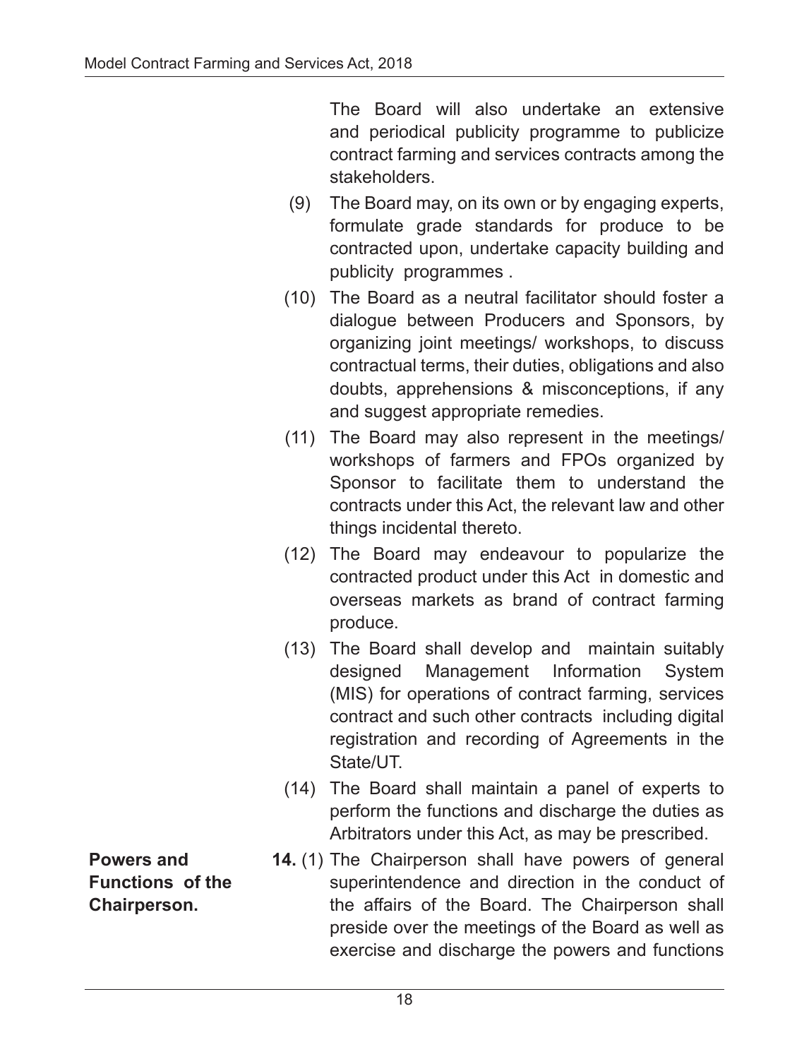The Board will also undertake an extensive and periodical publicity programme to publicize contract farming and services contracts among the stakeholders.

(9) The Board may, on its own or by engaging experts, formulate grade standards for produce to be contracted upon, undertake capacity building and publicity programmes .

(10) The Board as a neutral facilitator should foster a dialogue between Producers and Sponsors, by organizing joint meetings/ workshops, to discuss contractual terms, their duties, obligations and also doubts, apprehensions & misconceptions, if any and suggest appropriate remedies.

(11) The Board may also represent in the meetings/ workshops of farmers and FPOs organized by Sponsor to facilitate them to understand the contracts under this Act, the relevant law and other things incidental thereto.

(12) The Board may endeavour to popularize the contracted product under this Act in domestic and overseas markets as brand of contract farming produce.

(13) The Board shall develop and maintain suitably designed Management Information System (MIS) for operations of contract farming, services contract and such other contracts including digital registration and recording of Agreements in the State/UT.

(14) The Board shall maintain a panel of experts to perform the functions and discharge the duties as Arbitrators under this Act, as may be prescribed.

**Powers and Functions of the Chairperson.**

**14.** (1) The Chairperson shall have powers of general superintendence and direction in the conduct of the affairs of the Board. The Chairperson shall preside over the meetings of the Board as well as exercise and discharge the powers and functions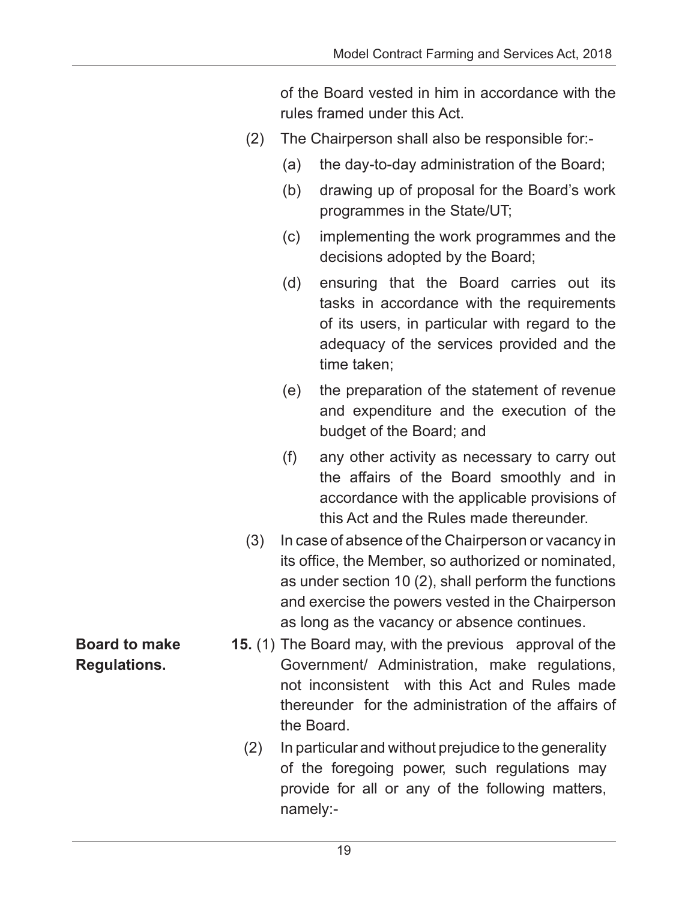of the Board vested in him in accordance with the rules framed under this Act.

(2) The Chairperson shall also be responsible for:-

(a) the day-to-day administration of the Board;

(b) drawing up of proposal for the Board's work programmes in the State/UT;

(c) implementing the work programmes and the decisions adopted by the Board;

(d) ensuring that the Board carries out its tasks in accordance with the requirements of its users, in particular with regard to the adequacy of the services provided and the time taken;

(e) the preparation of the statement of revenue and expenditure and the execution of the budget of the Board; and

(f) any other activity as necessary to carry out the affairs of the Board smoothly and in accordance with the applicable provisions of this Act and the Rules made thereunder.

(3) In case of absence of the Chairperson or vacancy in its office, the Member, so authorized or nominated, as under section 10 (2), shall perform the functions and exercise the powers vested in the Chairperson as long as the vacancy or absence continues.

**Board to make Regulations.**

**15.** (1) The Board may, with the previous approval of the Government/ Administration, make regulations, not inconsistent with this Act and Rules made thereunder for the administration of the affairs of the Board.

(2) In particular and without prejudice to the generality of the foregoing power, such regulations may provide for all or any of the following matters, namely:-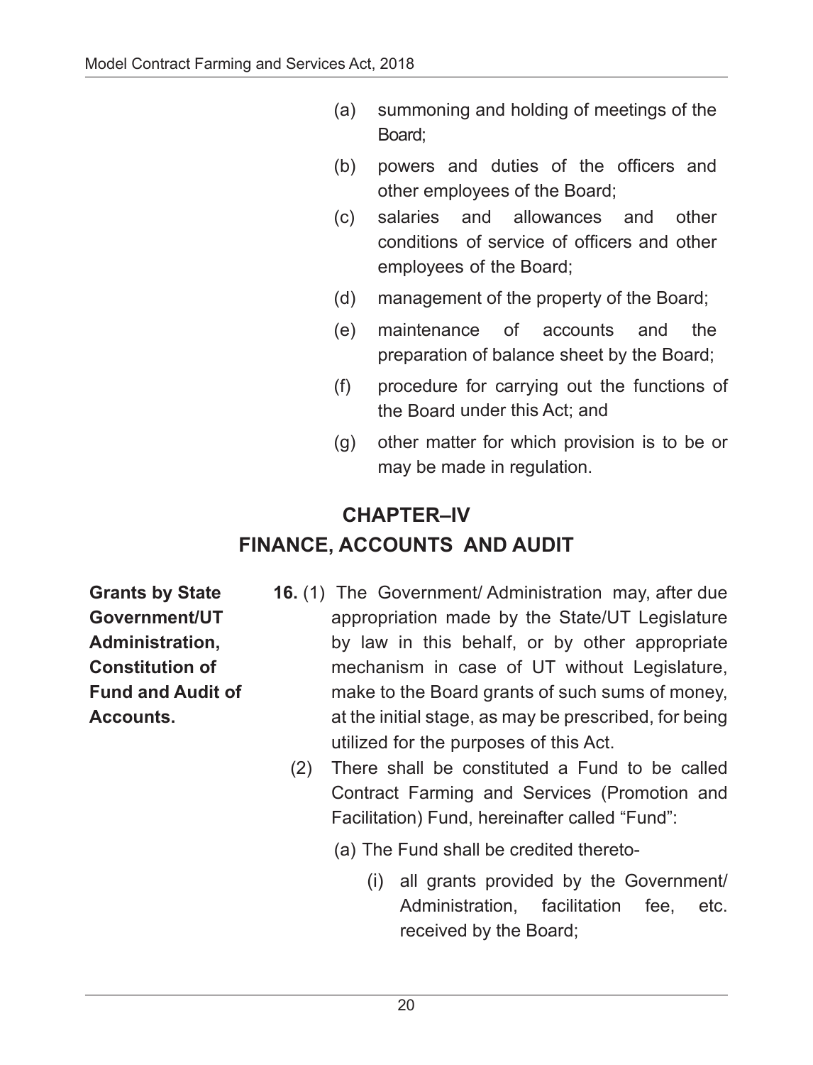(a) summoning and holding of meetings of the Board;

(b) powers and duties of the officers and other employees of the Board;

(c) salaries and allowances and other conditions of service of officers and other employees of the Board;

(d) management of the property of the Board;

(e) maintenance of accounts and the preparation of balance sheet by the Board;

(f) procedure for carrying out the functions of the Board under this Act; and

(g) other matter for which provision is to be or may be made in regulation.

## CHAPTER–IV
## FINANCE, ACCOUNTS AND AUDIT

**Grants by State Government/UT Administration, Constitution of Fund and Audit of Accounts.**

**16.** (1) The Government/ Administration may, after due appropriation made by the State/UT Legislature by law in this behalf, or by other appropriate mechanism in case of UT without Legislature, make to the Board grants of such sums of money, at the initial stage, as may be prescribed, for being utilized for the purposes of this Act.

(2) There shall be constituted a Fund to be called Contract Farming and Services (Promotion and Facilitation) Fund, hereinafter called "Fund":

(a) The Fund shall be credited thereto-

(i) all grants provided by the Government/ Administration, facilitation fee, etc. received by the Board;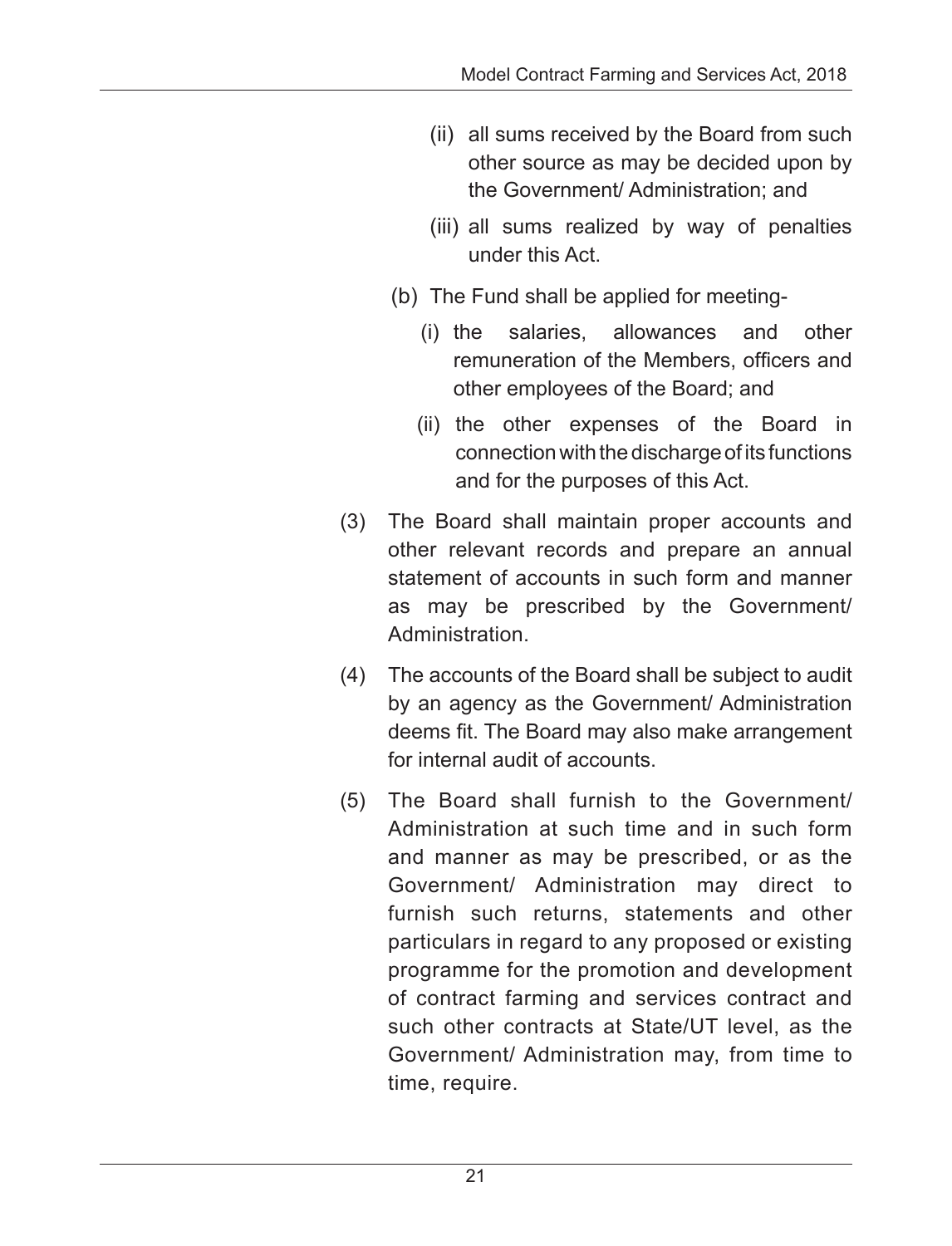(ii) all sums received by the Board from such other source as may be decided upon by the Government/ Administration; and

(iii) all sums realized by way of penalties under this Act.

(b) The Fund shall be applied for meeting-

(i) the salaries, allowances and other remuneration of the Members, officers and other employees of the Board; and

(ii) the other expenses of the Board in connection with the discharge of its functions and for the purposes of this Act.

(3) The Board shall maintain proper accounts and other relevant records and prepare an annual statement of accounts in such form and manner as may be prescribed by the Government/ Administration.

(4) The accounts of the Board shall be subject to audit by an agency as the Government/ Administration deems fit. The Board may also make arrangement for internal audit of accounts.

(5) The Board shall furnish to the Government/ Administration at such time and in such form and manner as may be prescribed, or as the Government/ Administration may direct to furnish such returns, statements and other particulars in regard to any proposed or existing programme for the promotion and development of contract farming and services contract and such other contracts at State/UT level, as the Government/ Administration may, from time to time, require.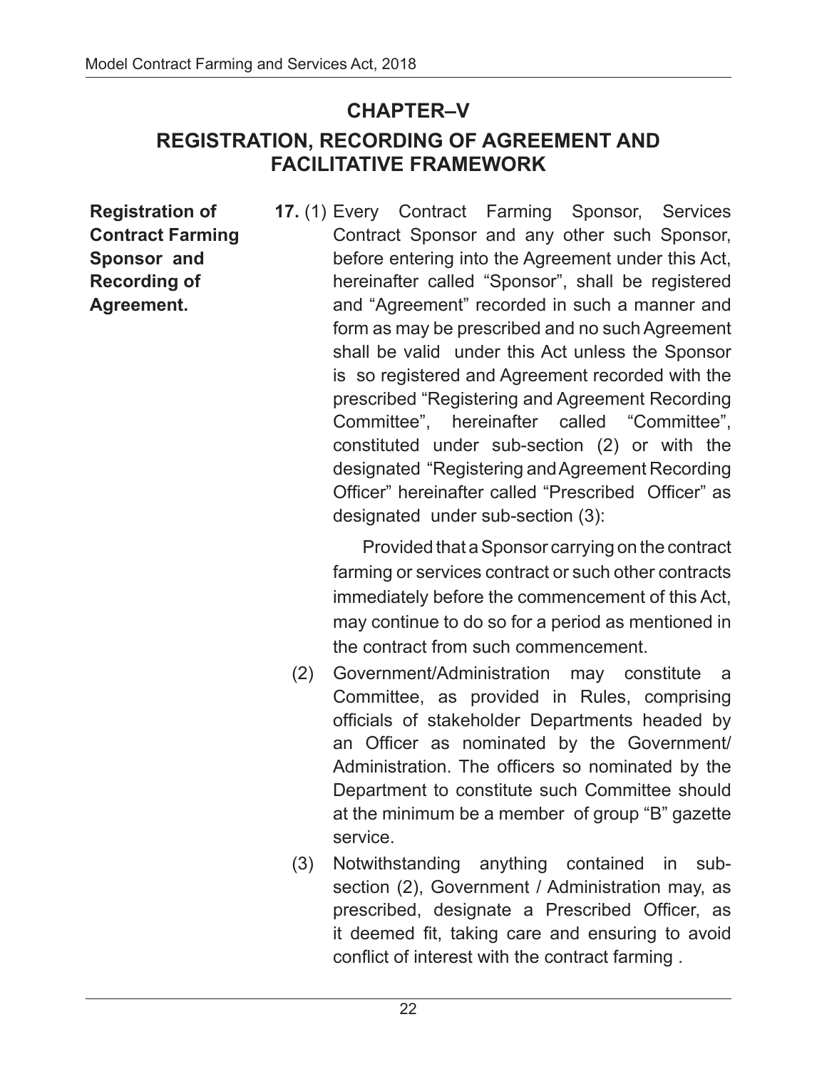## CHAPTER–V

## REGISTRATION, RECORDING OF AGREEMENT AND FACILITATIVE FRAMEWORK

**Registration of Contract Farming Sponsor and Recording of Agreement.**

**17.** (1) Every Contract Farming Sponsor, Services Contract Sponsor and any other such Sponsor, before entering into the Agreement under this Act, hereinafter called "Sponsor", shall be registered and "Agreement" recorded in such a manner and form as may be prescribed and no such Agreement shall be valid under this Act unless the Sponsor is so registered and Agreement recorded with the prescribed "Registering and Agreement Recording Committee", hereinafter called "Committee", constituted under sub-section (2) or with the designated "Registering and Agreement Recording Officer" hereinafter called "Prescribed Officer" as designated under sub-section (3):

Provided that a Sponsor carrying on the contract farming or services contract or such other contracts immediately before the commencement of this Act, may continue to do so for a period as mentioned in the contract from such commencement.

(2) Government/Administration may constitute a Committee, as provided in Rules, comprising officials of stakeholder Departments headed by an Officer as nominated by the Government/ Administration. The officers so nominated by the Department to constitute such Committee should at the minimum be a member of group "B" gazette service.

(3) Notwithstanding anything contained in sub-section (2), Government / Administration may, as prescribed, designate a Prescribed Officer, as it deemed fit, taking care and ensuring to avoid conflict of interest with the contract farming .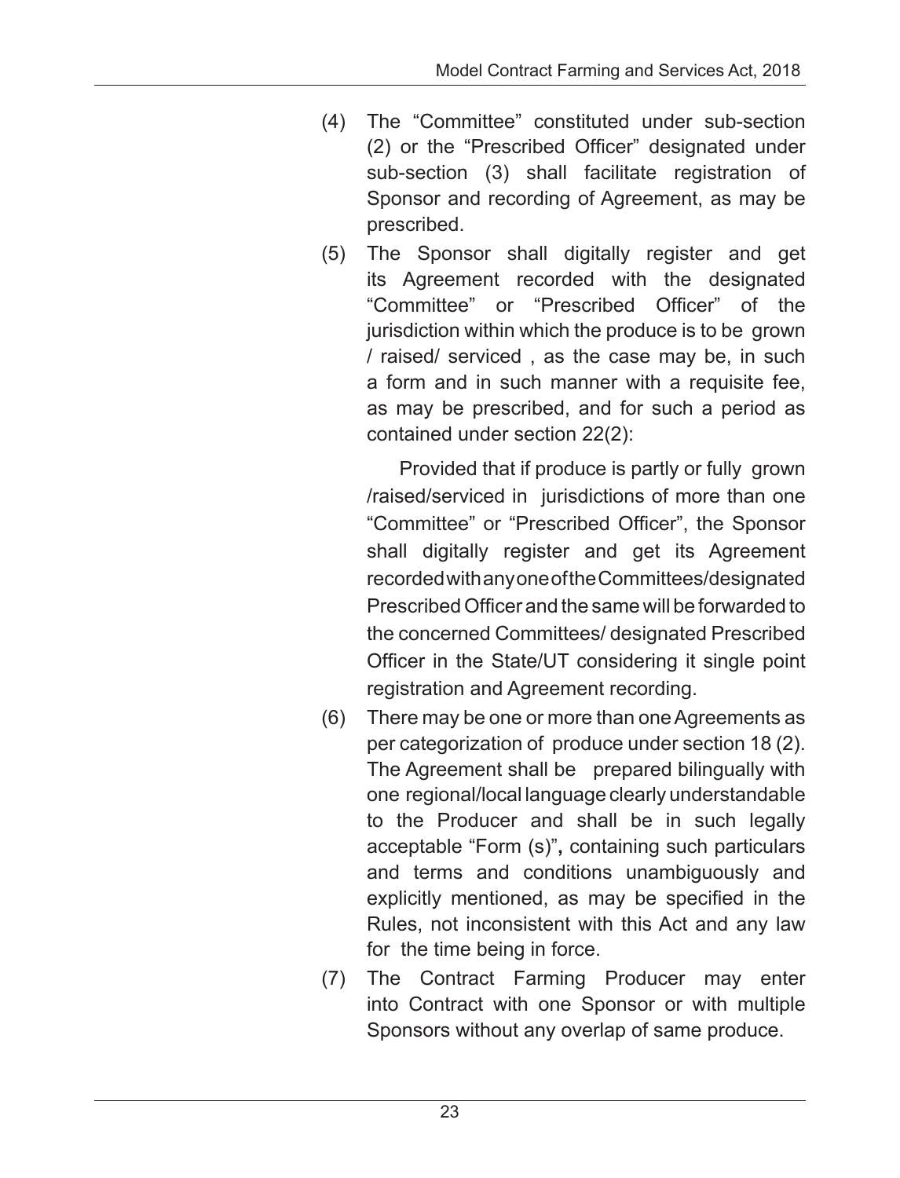(4) The "Committee" constituted under sub-section (2) or the "Prescribed Officer" designated under sub-section (3) shall facilitate registration of Sponsor and recording of Agreement, as may be prescribed.

(5) The Sponsor shall digitally register and get its Agreement recorded with the designated "Committee" or "Prescribed Officer" of the jurisdiction within which the produce is to be grown / raised/ serviced , as the case may be, in such a form and in such manner with a requisite fee, as may be prescribed, and for such a period as contained under section 22(2):

Provided that if produce is partly or fully grown /raised/serviced in jurisdictions of more than one "Committee" or "Prescribed Officer", the Sponsor shall digitally register and get its Agreement recorded with any one of the Committees/designated Prescribed Officer and the same will be forwarded to the concerned Committees/ designated Prescribed Officer in the State/UT considering it single point registration and Agreement recording.

(6) There may be one or more than one Agreements as per categorization of produce under section 18 (2). The Agreement shall be prepared bilingually with one regional/local language clearly understandable to the Producer and shall be in such legally acceptable "Form (s)"**,** containing such particulars and terms and conditions unambiguously and explicitly mentioned, as may be specified in the Rules, not inconsistent with this Act and any law for the time being in force.

(7) The Contract Farming Producer may enter into Contract with one Sponsor or with multiple Sponsors without any overlap of same produce.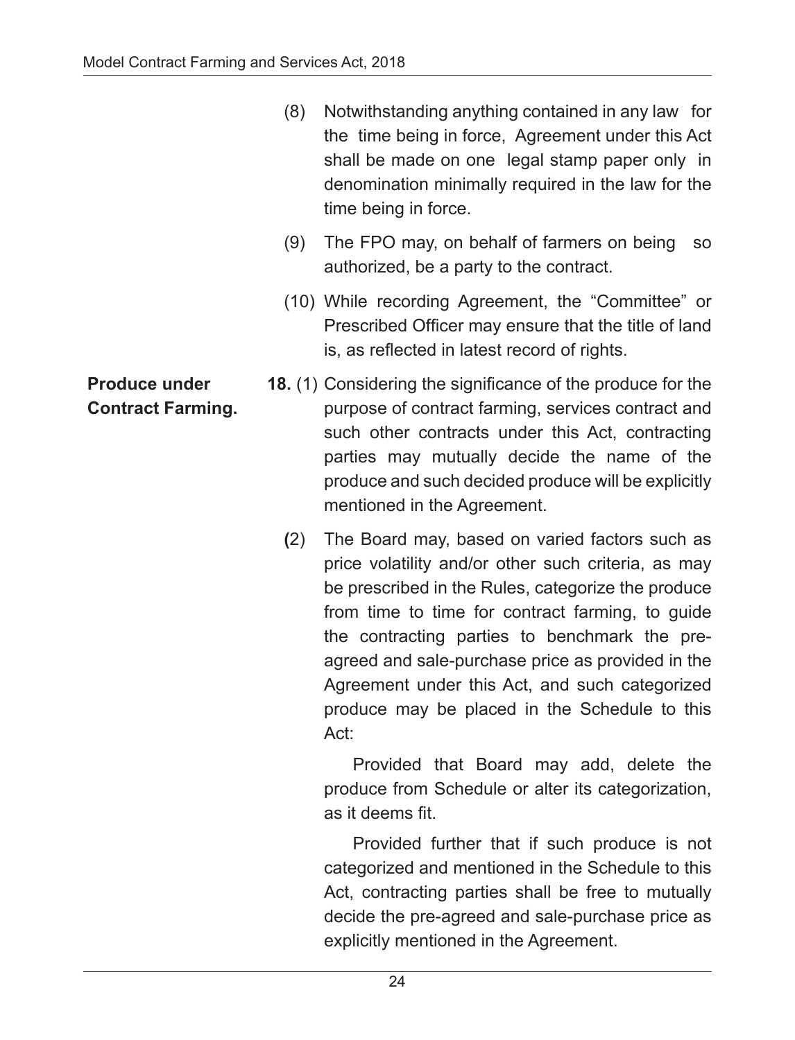(8) Notwithstanding anything contained in any law for the time being in force, Agreement under this Act shall be made on one legal stamp paper only in denomination minimally required in the law for the time being in force.

(9) The FPO may, on behalf of farmers on being so authorized, be a party to the contract.

(10) While recording Agreement, the "Committee" or Prescribed Officer may ensure that the title of land is, as reflected in latest record of rights.

**Produce under Contract Farming.**

**18.** (1) Considering the significance of the produce for the purpose of contract farming, services contract and such other contracts under this Act, contracting parties may mutually decide the name of the produce and such decided produce will be explicitly mentioned in the Agreement.

(2) The Board may, based on varied factors such as price volatility and/or other such criteria, as may be prescribed in the Rules, categorize the produce from time to time for contract farming, to guide the contracting parties to benchmark the pre-agreed and sale-purchase price as provided in the Agreement under this Act, and such categorized produce may be placed in the Schedule to this Act:

Provided that Board may add, delete the produce from Schedule or alter its categorization, as it deems fit.

Provided further that if such produce is not categorized and mentioned in the Schedule to this Act, contracting parties shall be free to mutually decide the pre-agreed and sale-purchase price as explicitly mentioned in the Agreement.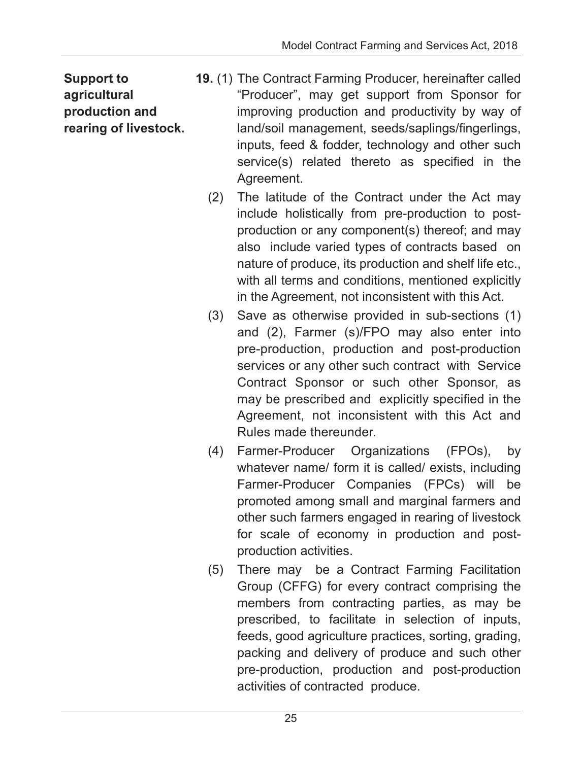**Support to agricultural production and rearing of livestock.**

**19.** (1) The Contract Farming Producer, hereinafter called "Producer", may get support from Sponsor for improving production and productivity by way of land/soil management, seeds/saplings/fingerlings, inputs, feed & fodder, technology and other such service(s) related thereto as specified in the Agreement.

(2) The latitude of the Contract under the Act may include holistically from pre-production to post-production or any component(s) thereof; and may also include varied types of contracts based on nature of produce, its production and shelf life etc., with all terms and conditions, mentioned explicitly in the Agreement, not inconsistent with this Act.

(3) Save as otherwise provided in sub-sections (1) and (2), Farmer (s)/FPO may also enter into pre-production, production and post-production services or any other such contract with Service Contract Sponsor or such other Sponsor, as may be prescribed and explicitly specified in the Agreement, not inconsistent with this Act and Rules made thereunder.

(4) Farmer-Producer Organizations (FPOs), by whatever name/ form it is called/ exists, including Farmer-Producer Companies (FPCs) will be promoted among small and marginal farmers and other such farmers engaged in rearing of livestock for scale of economy in production and post-production activities.

(5) There may be a Contract Farming Facilitation Group (CFFG) for every contract comprising the members from contracting parties, as may be prescribed, to facilitate in selection of inputs, feeds, good agriculture practices, sorting, grading, packing and delivery of produce and such other pre-production, production and post-production activities of contracted produce.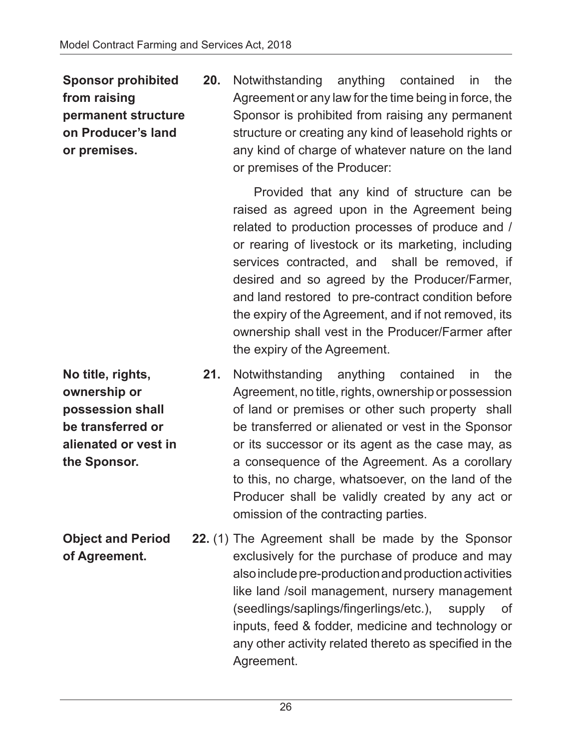**Sponsor prohibited from raising permanent structure on Producer's land or premises.**

**20.** Notwithstanding anything contained in the Agreement or any law for the time being in force, the Sponsor is prohibited from raising any permanent structure or creating any kind of leasehold rights or any kind of charge of whatever nature on the land or premises of the Producer:

Provided that any kind of structure can be raised as agreed upon in the Agreement being related to production processes of produce and / or rearing of livestock or its marketing, including services contracted, and shall be removed, if desired and so agreed by the Producer/Farmer, and land restored to pre-contract condition before the expiry of the Agreement, and if not removed, its ownership shall vest in the Producer/Farmer after the expiry of the Agreement.

**No title, rights, ownership or possession shall be transferred or alienated or vest in the Sponsor.**

**21.** Notwithstanding anything contained in the Agreement, no title, rights, ownership or possession of land or premises or other such property shall be transferred or alienated or vest in the Sponsor or its successor or its agent as the case may, as a consequence of the Agreement. As a corollary to this, no charge, whatsoever, on the land of the Producer shall be validly created by any act or omission of the contracting parties.

**Object and Period of Agreement.**

**22.** (1) The Agreement shall be made by the Sponsor exclusively for the purchase of produce and may also include pre-production and production activities like land /soil management, nursery management (seedlings/saplings/fingerlings/etc.), supply of inputs, feed & fodder, medicine and technology or any other activity related thereto as specified in the Agreement.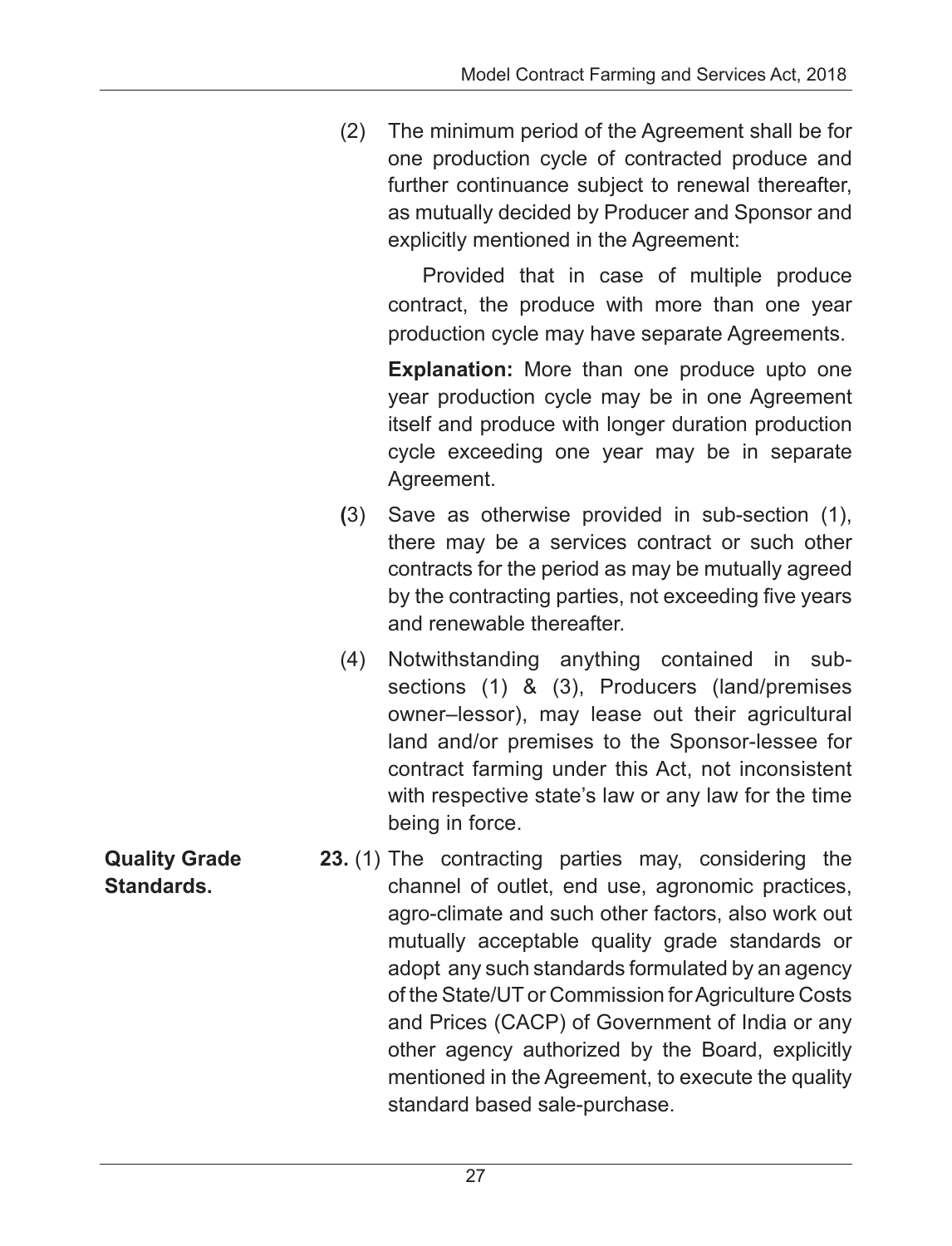(2) The minimum period of the Agreement shall be for one production cycle of contracted produce and further continuance subject to renewal thereafter, as mutually decided by Producer and Sponsor and explicitly mentioned in the Agreement:

Provided that in case of multiple produce contract, the produce with more than one year production cycle may have separate Agreements.

**Explanation:** More than one produce upto one year production cycle may be in one Agreement itself and produce with longer duration production cycle exceeding one year may be in separate Agreement.

(3) Save as otherwise provided in sub-section (1), there may be a services contract or such other contracts for the period as may be mutually agreed by the contracting parties, not exceeding five years and renewable thereafter.

(4) Notwithstanding anything contained in sub-sections (1) & (3), Producers (land/premises owner–lessor), may lease out their agricultural land and/or premises to the Sponsor-lessee for contract farming under this Act, not inconsistent with respective state's law or any law for the time being in force.

**Quality Grade Standards.**

**23.** (1) The contracting parties may, considering the channel of outlet, end use, agronomic practices, agro-climate and such other factors, also work out mutually acceptable quality grade standards or adopt any such standards formulated by an agency of the State/UT or Commission for Agriculture Costs and Prices (CACP) of Government of India or any other agency authorized by the Board, explicitly mentioned in the Agreement, to execute the quality standard based sale-purchase.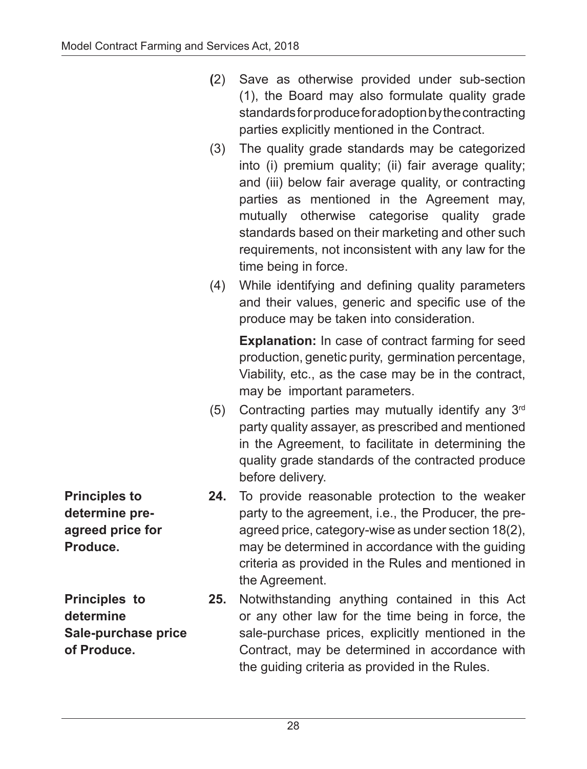(2) Save as otherwise provided under sub-section (1), the Board may also formulate quality grade standards for produce for adoption by the contracting parties explicitly mentioned in the Contract.

(3) The quality grade standards may be categorized into (i) premium quality; (ii) fair average quality; and (iii) below fair average quality, or contracting parties as mentioned in the Agreement may, mutually otherwise categorise quality grade standards based on their marketing and other such requirements, not inconsistent with any law for the time being in force.

(4) While identifying and defining quality parameters and their values, generic and specific use of the produce may be taken into consideration.

**Explanation:** In case of contract farming for seed production, genetic purity, germination percentage, Viability, etc., as the case may be in the contract, may be important parameters.

(5) Contracting parties may mutually identify any 3rd party quality assayer, as prescribed and mentioned in the Agreement, to facilitate in determining the quality grade standards of the contracted produce before delivery.

**Principles to determine pre-agreed price for Produce.**

**24.** To provide reasonable protection to the weaker party to the agreement, i.e., the Producer, the pre-agreed price, category-wise as under section 18(2), may be determined in accordance with the guiding criteria as provided in the Rules and mentioned in the Agreement.

**Principles to determine Sale-purchase price of Produce.**

**25.** Notwithstanding anything contained in this Act or any other law for the time being in force, the sale-purchase prices, explicitly mentioned in the Contract, may be determined in accordance with the guiding criteria as provided in the Rules.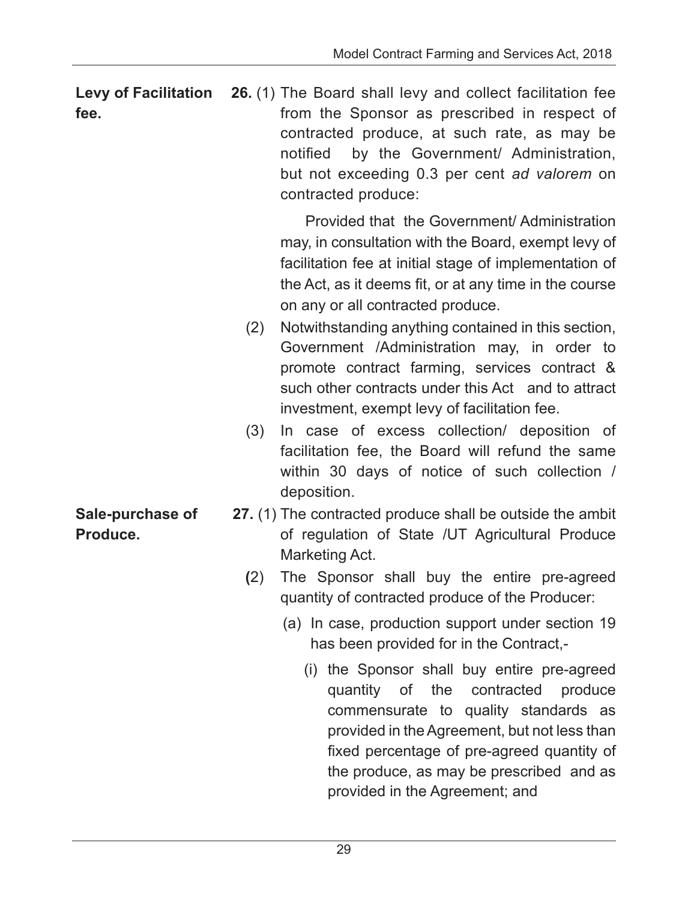**Levy of Facilitation fee.**

**26.** (1) The Board shall levy and collect facilitation fee from the Sponsor as prescribed in respect of contracted produce, at such rate, as may be notified by the Government/ Administration, but not exceeding 0.3 per cent *ad valorem* on contracted produce:

Provided that the Government/ Administration may, in consultation with the Board, exempt levy of facilitation fee at initial stage of implementation of the Act, as it deems fit, or at any time in the course on any or all contracted produce.

(2) Notwithstanding anything contained in this section, Government /Administration may, in order to promote contract farming, services contract & such other contracts under this Act and to attract investment, exempt levy of facilitation fee.

(3) In case of excess collection/ deposition of facilitation fee, the Board will refund the same within 30 days of notice of such collection / deposition.

**Sale-purchase of Produce.**

**27.** (1) The contracted produce shall be outside the ambit of regulation of State /UT Agricultural Produce Marketing Act.

(2) The Sponsor shall buy the entire pre-agreed quantity of contracted produce of the Producer:

(a) In case, production support under section 19 has been provided for in the Contract,-

(i) the Sponsor shall buy entire pre-agreed quantity of the contracted produce commensurate to quality standards as provided in the Agreement, but not less than fixed percentage of pre-agreed quantity of the produce, as may be prescribed and as provided in the Agreement; and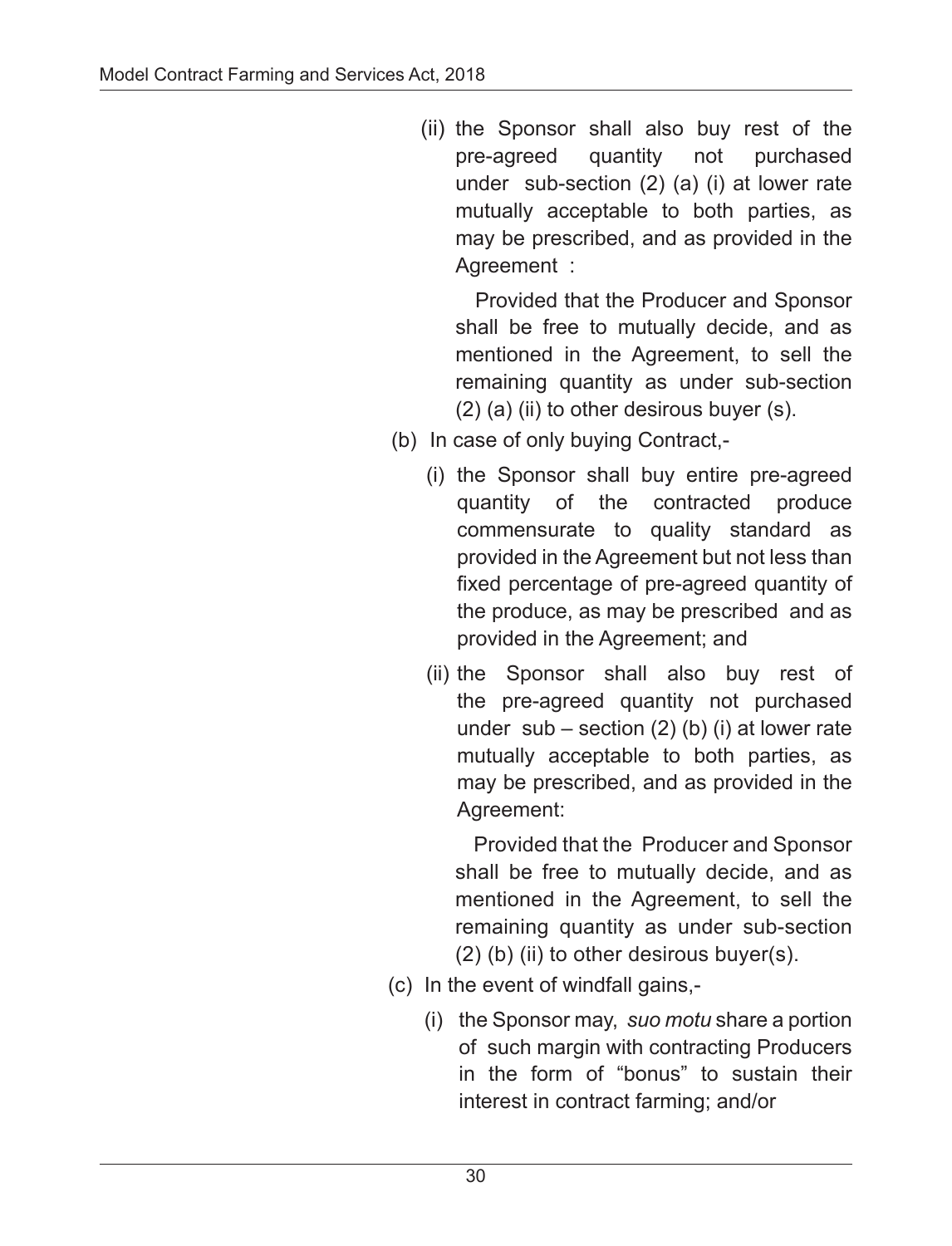(ii) the Sponsor shall also buy rest of the pre-agreed quantity not purchased under sub-section (2) (a) (i) at lower rate mutually acceptable to both parties, as may be prescribed, and as provided in the Agreement :

Provided that the Producer and Sponsor shall be free to mutually decide, and as mentioned in the Agreement, to sell the remaining quantity as under sub-section (2) (a) (ii) to other desirous buyer (s).

(b) In case of only buying Contract,-

(i) the Sponsor shall buy entire pre-agreed quantity of the contracted produce commensurate to quality standard as provided in the Agreement but not less than fixed percentage of pre-agreed quantity of the produce, as may be prescribed and as provided in the Agreement; and

(ii) the Sponsor shall also buy rest of the pre-agreed quantity not purchased under sub – section (2) (b) (i) at lower rate mutually acceptable to both parties, as may be prescribed, and as provided in the Agreement:

Provided that the Producer and Sponsor shall be free to mutually decide, and as mentioned in the Agreement, to sell the remaining quantity as under sub-section (2) (b) (ii) to other desirous buyer(s).

(c) In the event of windfall gains,-

(i) the Sponsor may, *suo motu* share a portion of such margin with contracting Producers in the form of "bonus" to sustain their interest in contract farming; and/or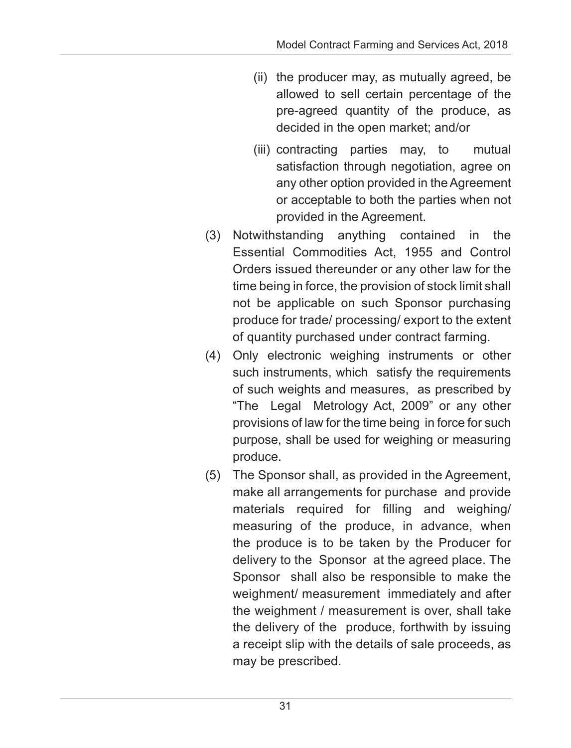(ii) the producer may, as mutually agreed, be allowed to sell certain percentage of the pre-agreed quantity of the produce, as decided in the open market; and/or

(iii) contracting parties may, to mutual satisfaction through negotiation, agree on any other option provided in the Agreement or acceptable to both the parties when not provided in the Agreement.

(3) Notwithstanding anything contained in the Essential Commodities Act, 1955 and Control Orders issued thereunder or any other law for the time being in force, the provision of stock limit shall not be applicable on such Sponsor purchasing produce for trade/ processing/ export to the extent of quantity purchased under contract farming.

(4) Only electronic weighing instruments or other such instruments, which satisfy the requirements of such weights and measures, as prescribed by "The Legal Metrology Act, 2009" or any other provisions of law for the time being in force for such purpose, shall be used for weighing or measuring produce.

(5) The Sponsor shall, as provided in the Agreement, make all arrangements for purchase and provide materials required for filling and weighing/ measuring of the produce, in advance, when the produce is to be taken by the Producer for delivery to the Sponsor at the agreed place. The Sponsor shall also be responsible to make the weighment/ measurement immediately and after the weighment / measurement is over, shall take the delivery of the produce, forthwith by issuing a receipt slip with the details of sale proceeds, as may be prescribed.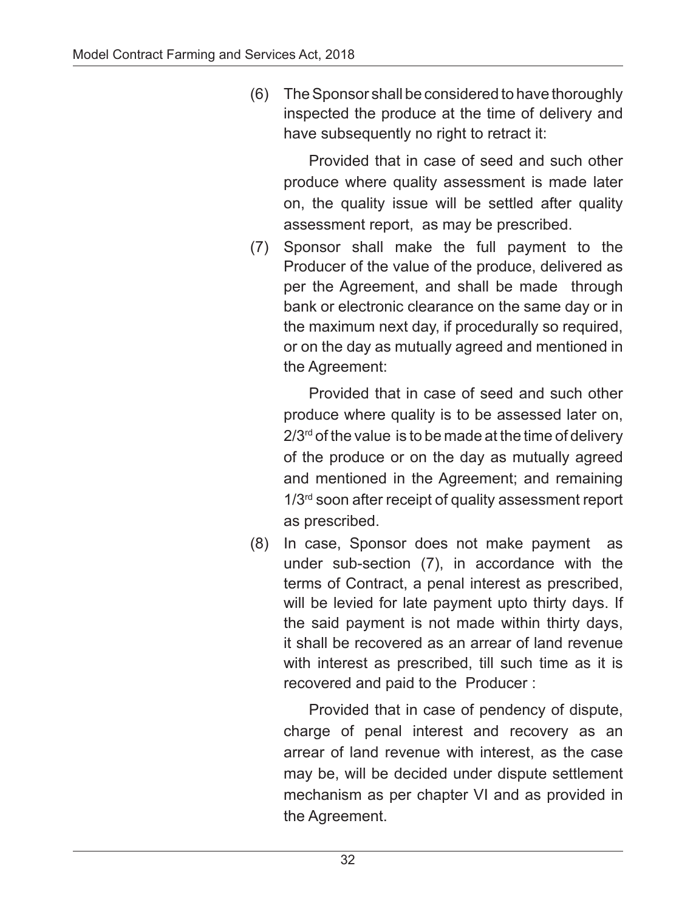(6) The Sponsor shall be considered to have thoroughly inspected the produce at the time of delivery and have subsequently no right to retract it:

Provided that in case of seed and such other produce where quality assessment is made later on, the quality issue will be settled after quality assessment report, as may be prescribed.

(7) Sponsor shall make the full payment to the Producer of the value of the produce, delivered as per the Agreement, and shall be made through bank or electronic clearance on the same day or in the maximum next day, if procedurally so required, or on the day as mutually agreed and mentioned in the Agreement:

Provided that in case of seed and such other produce where quality is to be assessed later on, 2/3rd of the value is to be made at the time of delivery of the produce or on the day as mutually agreed and mentioned in the Agreement; and remaining 1/3rd soon after receipt of quality assessment report as prescribed.

(8) In case, Sponsor does not make payment as under sub-section (7), in accordance with the terms of Contract, a penal interest as prescribed, will be levied for late payment upto thirty days. If the said payment is not made within thirty days, it shall be recovered as an arrear of land revenue with interest as prescribed, till such time as it is recovered and paid to the Producer :

Provided that in case of pendency of dispute, charge of penal interest and recovery as an arrear of land revenue with interest, as the case may be, will be decided under dispute settlement mechanism as per chapter VI and as provided in the Agreement.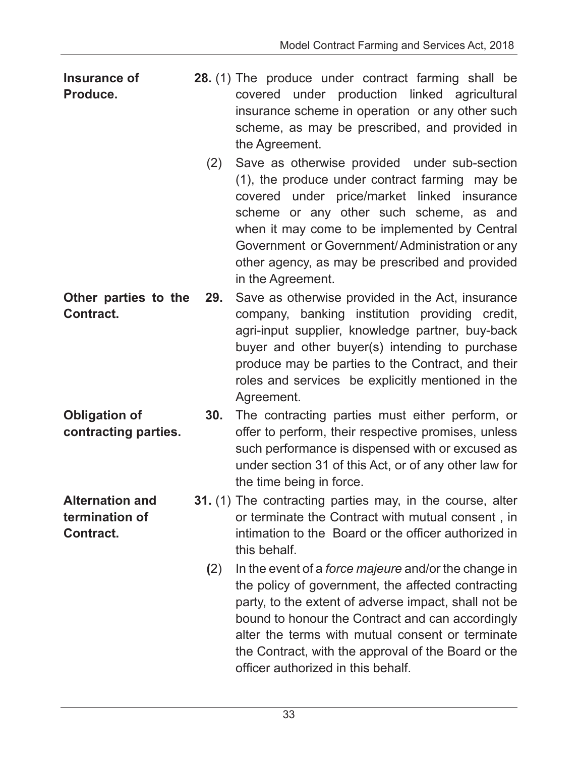**Insurance of Produce.**

**28.** (1) The produce under contract farming shall be covered under production linked agricultural insurance scheme in operation or any other such scheme, as may be prescribed, and provided in the Agreement.

(2) Save as otherwise provided under sub-section (1), the produce under contract farming may be covered under price/market linked insurance scheme or any other such scheme, as and when it may come to be implemented by Central Government or Government/ Administration or any other agency, as may be prescribed and provided in the Agreement.

**Other parties to the Contract.**

**29.** Save as otherwise provided in the Act, insurance company, banking institution providing credit, agri-input supplier, knowledge partner, buy-back buyer and other buyer(s) intending to purchase produce may be parties to the Contract, and their roles and services be explicitly mentioned in the Agreement.

**Obligation of contracting parties.**

**30.** The contracting parties must either perform, or offer to perform, their respective promises, unless such performance is dispensed with or excused as under section 31 of this Act, or of any other law for the time being in force.

**Alternation and termination of Contract.**

**31.** (1) The contracting parties may, in the course, alter or terminate the Contract with mutual consent , in intimation to the Board or the officer authorized in this behalf.

(2) In the event of a *force majeure* and/or the change in the policy of government, the affected contracting party, to the extent of adverse impact, shall not be bound to honour the Contract and can accordingly alter the terms with mutual consent or terminate the Contract, with the approval of the Board or the officer authorized in this behalf.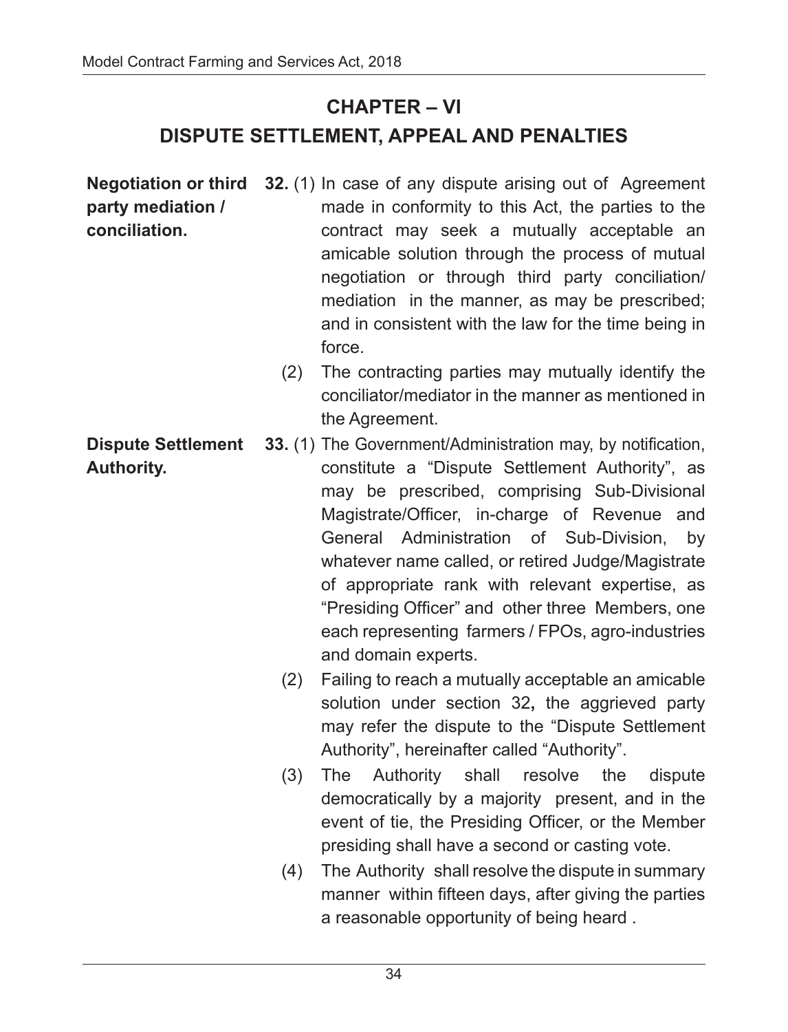## CHAPTER – VI

## DISPUTE SETTLEMENT, APPEAL AND PENALTIES

**Negotiation or third party mediation / conciliation.**

**32.** (1) In case of any dispute arising out of Agreement made in conformity to this Act, the parties to the contract may seek a mutually acceptable an amicable solution through the process of mutual negotiation or through third party conciliation/ mediation in the manner, as may be prescribed; and in consistent with the law for the time being in force.

(2) The contracting parties may mutually identify the conciliator/mediator in the manner as mentioned in the Agreement.

**Dispute Settlement Authority.**

**33.** (1) The Government/Administration may, by notification, constitute a "Dispute Settlement Authority", as may be prescribed, comprising Sub-Divisional Magistrate/Officer, in-charge of Revenue and General Administration of Sub-Division, by whatever name called, or retired Judge/Magistrate of appropriate rank with relevant expertise, as "Presiding Officer" and other three Members, one each representing farmers / FPOs, agro-industries and domain experts.

(2) Failing to reach a mutually acceptable an amicable solution under section 32**,** the aggrieved party may refer the dispute to the "Dispute Settlement Authority", hereinafter called "Authority".

(3) The Authority shall resolve the dispute democratically by a majority present, and in the event of tie, the Presiding Officer, or the Member presiding shall have a second or casting vote.

(4) The Authority shall resolve the dispute in summary manner within fifteen days, after giving the parties a reasonable opportunity of being heard .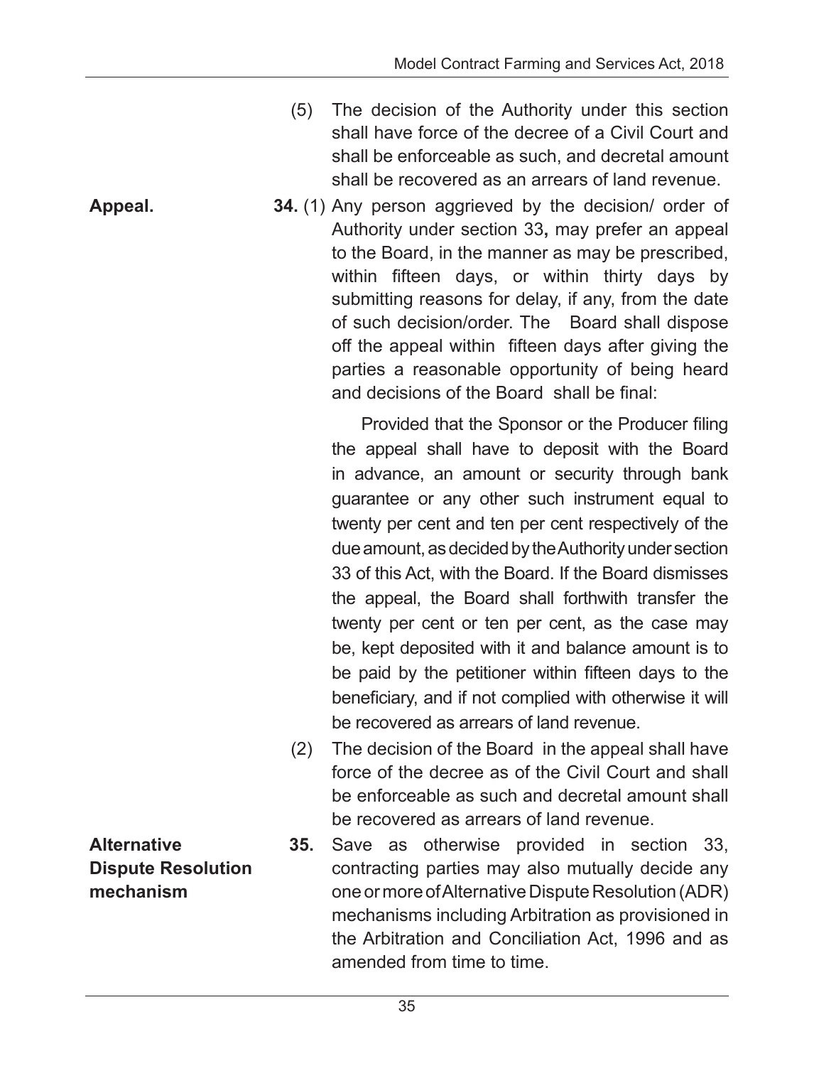(5) The decision of the Authority under this section shall have force of the decree of a Civil Court and shall be enforceable as such, and decretal amount shall be recovered as an arrears of land revenue.

**Appeal.**

**34.** (1) Any person aggrieved by the decision/ order of Authority under section 33**,** may prefer an appeal to the Board, in the manner as may be prescribed, within fifteen days, or within thirty days by submitting reasons for delay, if any, from the date of such decision/order. The Board shall dispose off the appeal within fifteen days after giving the parties a reasonable opportunity of being heard and decisions of the Board shall be final:

Provided that the Sponsor or the Producer filing the appeal shall have to deposit with the Board in advance, an amount or security through bank guarantee or any other such instrument equal to twenty per cent and ten per cent respectively of the due amount, as decided by the Authority under section 33 of this Act, with the Board. If the Board dismisses the appeal, the Board shall forthwith transfer the twenty per cent or ten per cent, as the case may be, kept deposited with it and balance amount is to be paid by the petitioner within fifteen days to the beneficiary, and if not complied with otherwise it will be recovered as arrears of land revenue.

(2) The decision of the Board in the appeal shall have force of the decree as of the Civil Court and shall be enforceable as such and decretal amount shall be recovered as arrears of land revenue.

**Alternative Dispute Resolution mechanism**

**35.** Save as otherwise provided in section 33, contracting parties may also mutually decide any one or more of Alternative Dispute Resolution (ADR) mechanisms including Arbitration as provisioned in the Arbitration and Conciliation Act, 1996 and as amended from time to time.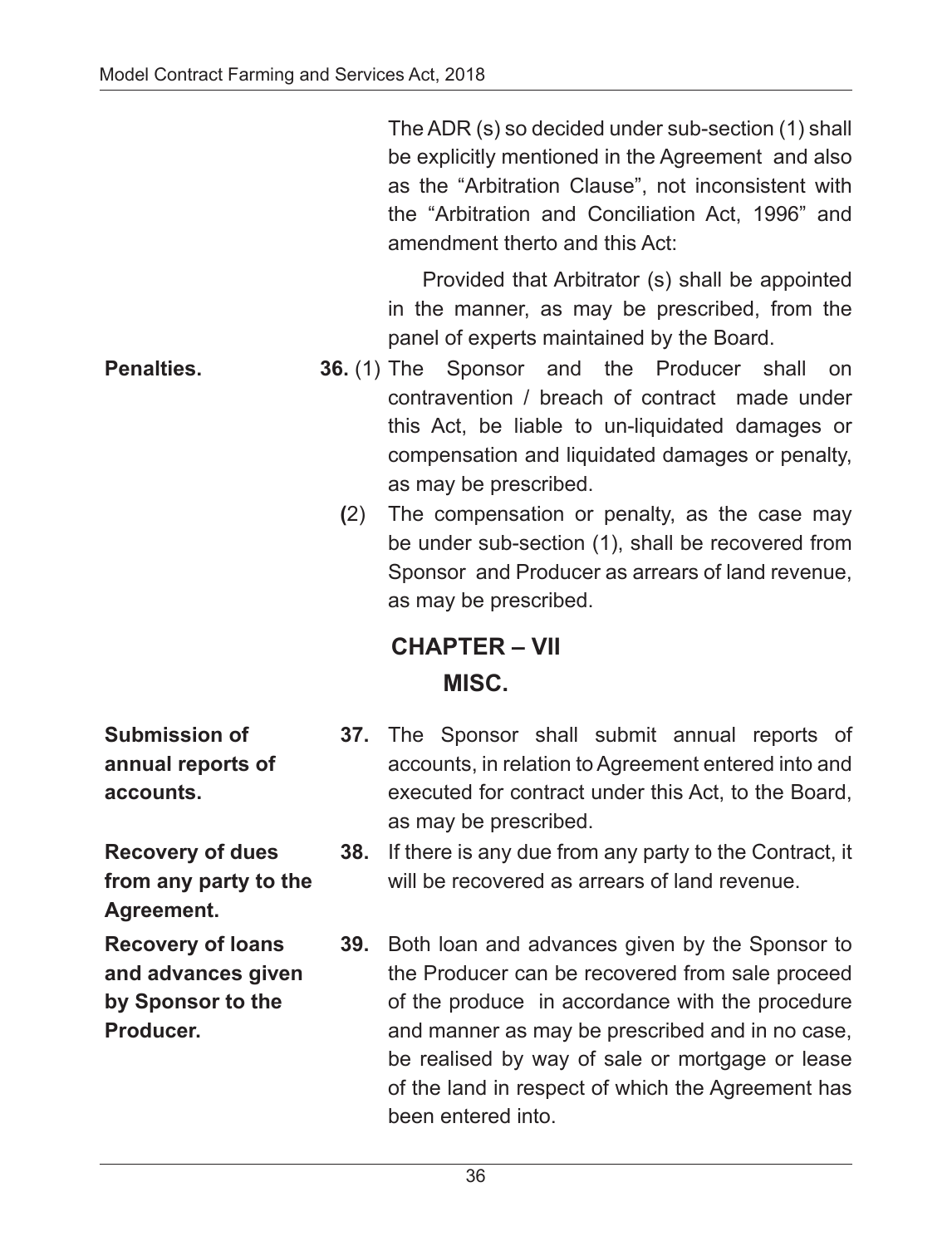The ADR (s) so decided under sub-section (1) shall be explicitly mentioned in the Agreement and also as the "Arbitration Clause", not inconsistent with the "Arbitration and Conciliation Act, 1996" and amendment therto and this Act:

Provided that Arbitrator (s) shall be appointed in the manner, as may be prescribed, from the panel of experts maintained by the Board.

**Penalties.**

**36.** (1) The Sponsor and the Producer shall on contravention / breach of contract made under this Act, be liable to un-liquidated damages or compensation and liquidated damages or penalty, as may be prescribed.

(2) The compensation or penalty, as the case may be under sub-section (1), shall be recovered from Sponsor and Producer as arrears of land revenue, as may be prescribed.

## CHAPTER – VII

## MISC.

**Submission of annual reports of accounts.**

**37.** The Sponsor shall submit annual reports of accounts, in relation to Agreement entered into and executed for contract under this Act, to the Board, as may be prescribed.

**Recovery of dues from any party to the Agreement.**

**38.** If there is any due from any party to the Contract, it will be recovered as arrears of land revenue.

**Recovery of loans and advances given by Sponsor to the Producer.**

**39.** Both loan and advances given by the Sponsor to the Producer can be recovered from sale proceed of the produce in accordance with the procedure and manner as may be prescribed and in no case, be realised by way of sale or mortgage or lease of the land in respect of which the Agreement has been entered into.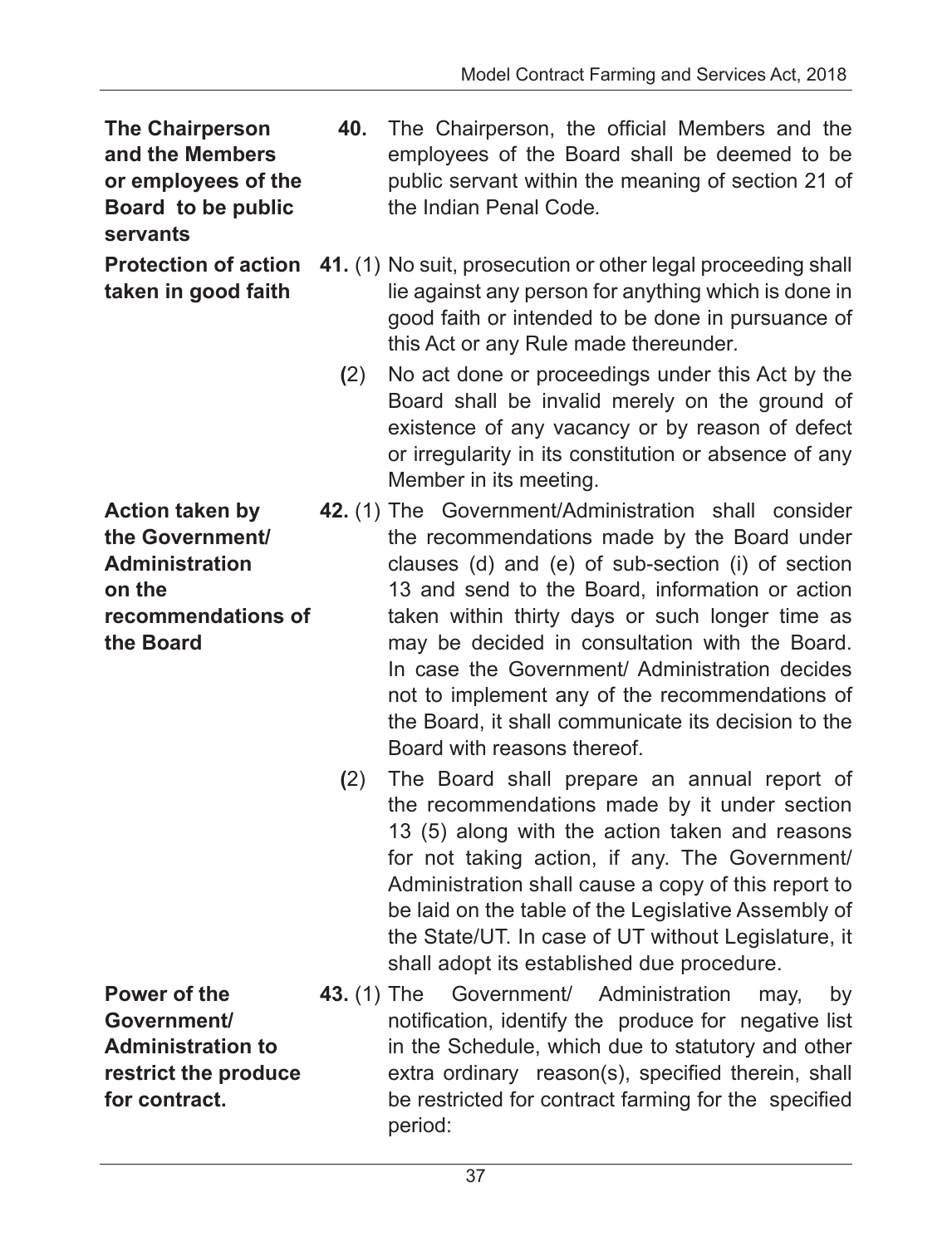**The Chairperson and the Members or employees of the Board to be public servants**

**40.** The Chairperson, the official Members and the employees of the Board shall be deemed to be public servant within the meaning of section 21 of the Indian Penal Code.

**Protection of action taken in good faith**

**41.** (1) No suit, prosecution or other legal proceeding shall lie against any person for anything which is done in good faith or intended to be done in pursuance of this Act or any Rule made thereunder.

(2) No act done or proceedings under this Act by the Board shall be invalid merely on the ground of existence of any vacancy or by reason of defect or irregularity in its constitution or absence of any Member in its meeting.

**Action taken by the Government/ Administration on the recommendations of the Board**

**42.** (1) The Government/Administration shall consider the recommendations made by the Board under clauses (d) and (e) of sub-section (i) of section 13 and send to the Board, information or action taken within thirty days or such longer time as may be decided in consultation with the Board. In case the Government/ Administration decides not to implement any of the recommendations of the Board, it shall communicate its decision to the Board with reasons thereof.

(2) The Board shall prepare an annual report of the recommendations made by it under section 13 (5) along with the action taken and reasons for not taking action, if any. The Government/ Administration shall cause a copy of this report to be laid on the table of the Legislative Assembly of the State/UT. In case of UT without Legislature, it shall adopt its established due procedure.

**Power of the Government/ Administration to restrict the produce for contract.**

**43.** (1) The Government/ Administration may, by notification, identify the produce for negative list in the Schedule, which due to statutory and other extra ordinary reason(s), specified therein, shall be restricted for contract farming for the specified period: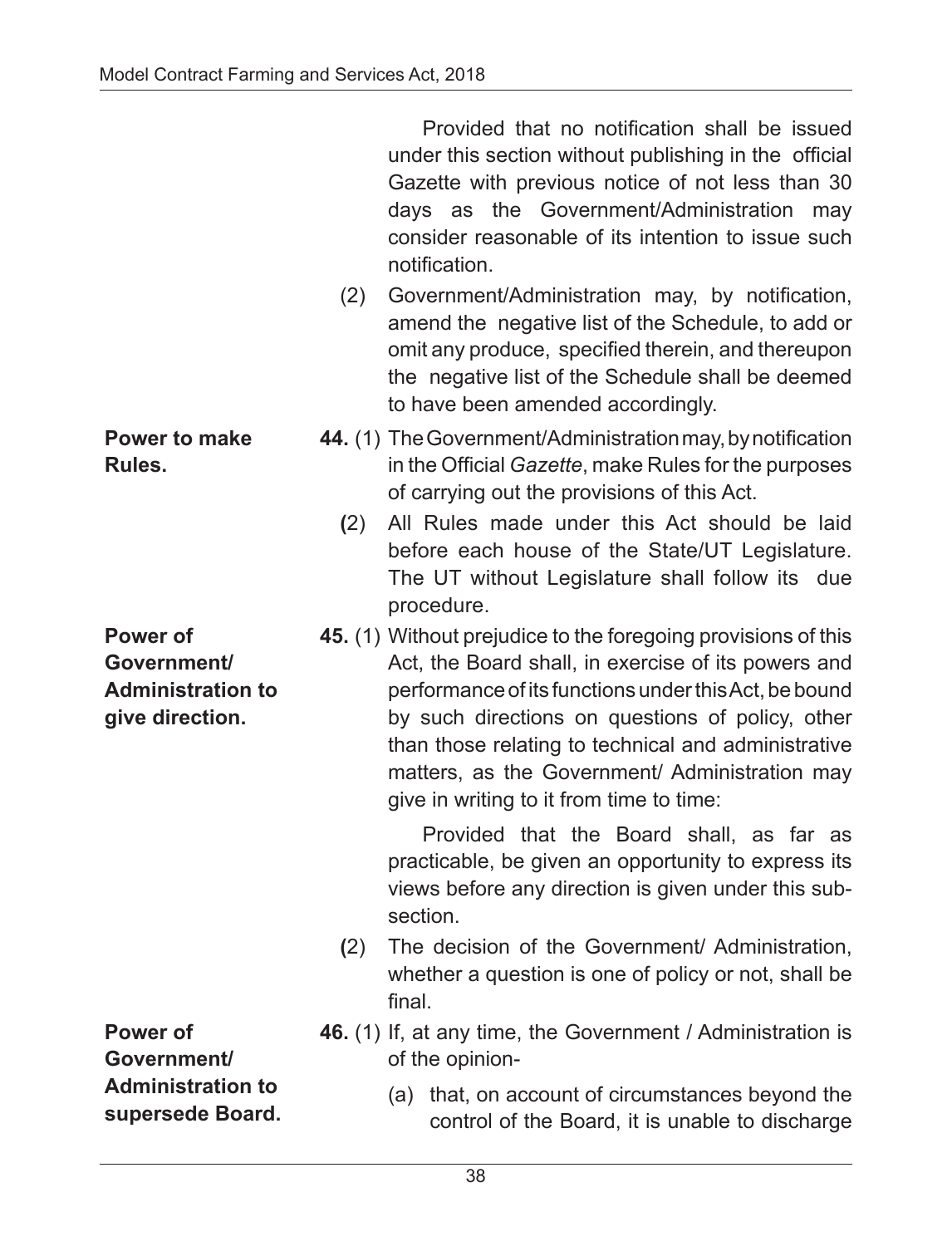Provided that no notification shall be issued under this section without publishing in the official Gazette with previous notice of not less than 30 days as the Government/Administration may consider reasonable of its intention to issue such notification.

(2) Government/Administration may, by notification, amend the negative list of the Schedule, to add or omit any produce, specified therein, and thereupon the negative list of the Schedule shall be deemed to have been amended accordingly.

**Power to make Rules.**

**44.** (1) The Government/Administration may, by notification in the Official *Gazette*, make Rules for the purposes of carrying out the provisions of this Act.

(2) All Rules made under this Act should be laid before each house of the State/UT Legislature. The UT without Legislature shall follow its due procedure.

**Power of Government/ Administration to give direction.**

**45.** (1) Without prejudice to the foregoing provisions of this Act, the Board shall, in exercise of its powers and performance of its functions under this Act, be bound by such directions on questions of policy, other than those relating to technical and administrative matters, as the Government/ Administration may give in writing to it from time to time:

Provided that the Board shall, as far as practicable, be given an opportunity to express its views before any direction is given under this sub-section.

(2) The decision of the Government/ Administration, whether a question is one of policy or not, shall be final.

**Power of Government/ Administration to supersede Board.**

**46.** (1) If, at any time, the Government / Administration is of the opinion-

(a) that, on account of circumstances beyond the control of the Board, it is unable to discharge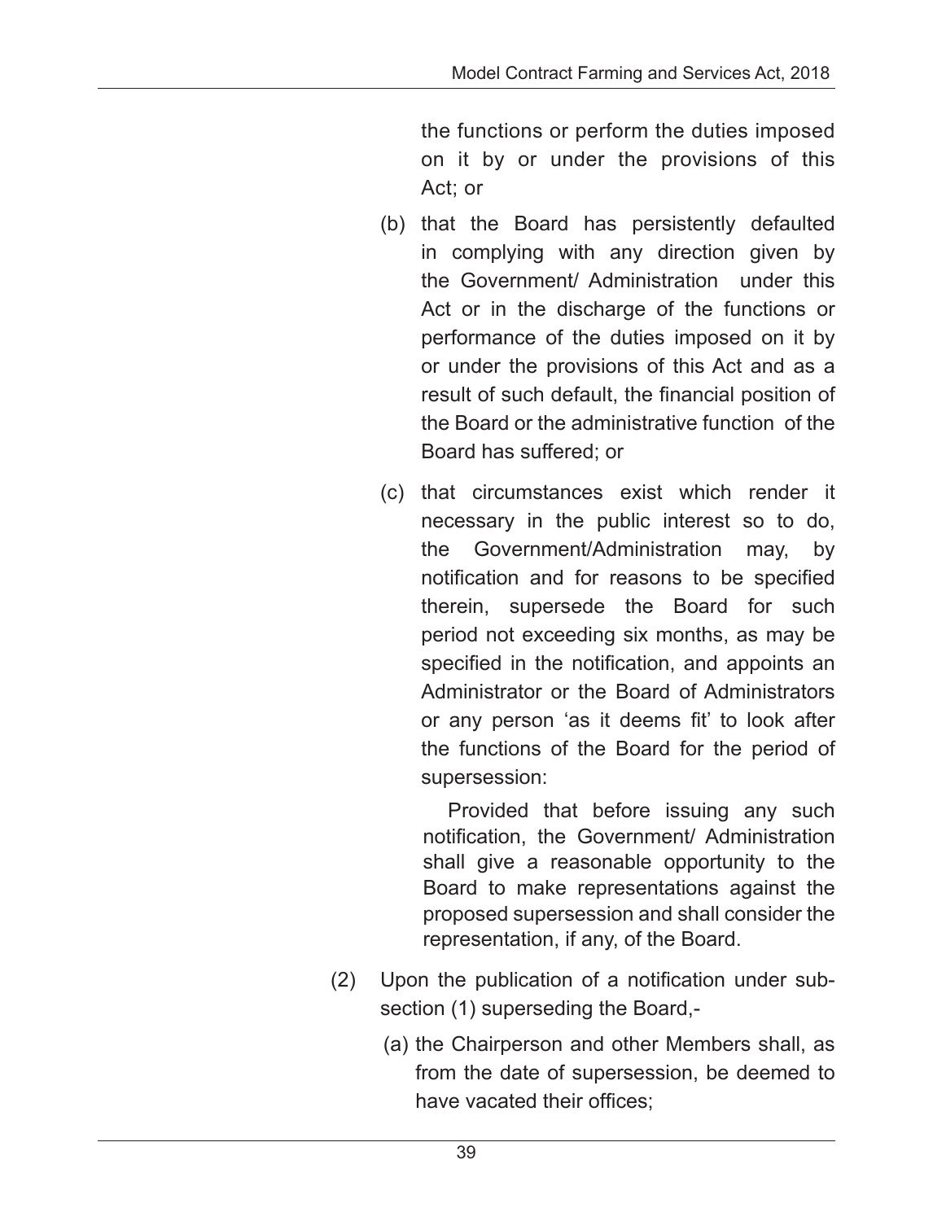the functions or perform the duties imposed on it by or under the provisions of this Act; or

(b) that the Board has persistently defaulted in complying with any direction given by the Government/ Administration under this Act or in the discharge of the functions or performance of the duties imposed on it by or under the provisions of this Act and as a result of such default, the financial position of the Board or the administrative function of the Board has suffered; or

(c) that circumstances exist which render it necessary in the public interest so to do, the Government/Administration may, by notification and for reasons to be specified therein, supersede the Board for such period not exceeding six months, as may be specified in the notification, and appoints an Administrator or the Board of Administrators or any person 'as it deems fit' to look after the functions of the Board for the period of supersession:

Provided that before issuing any such notification, the Government/ Administration shall give a reasonable opportunity to the Board to make representations against the proposed supersession and shall consider the representation, if any, of the Board.

(2) Upon the publication of a notification under sub-section (1) superseding the Board,-

(a) the Chairperson and other Members shall, as from the date of supersession, be deemed to have vacated their offices;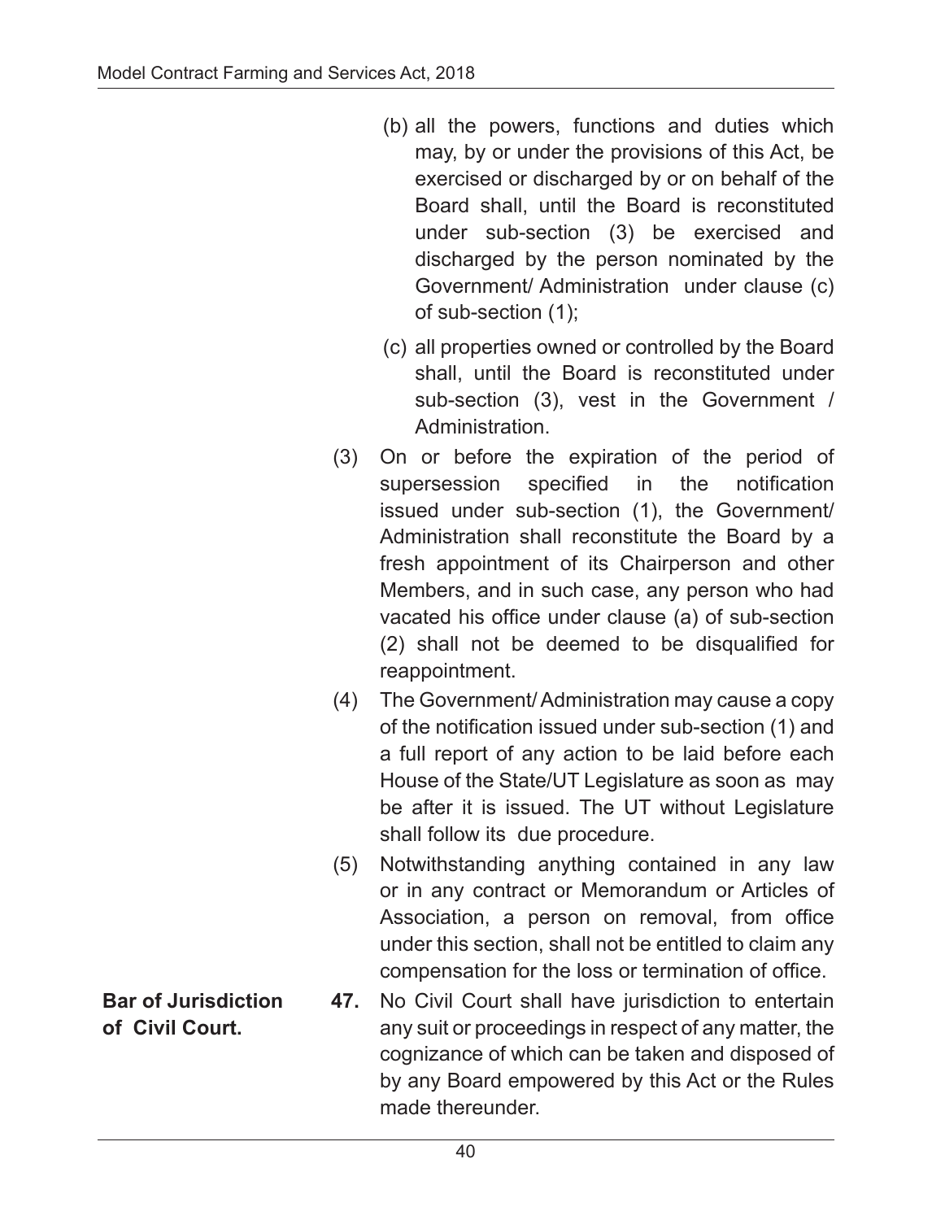(b) all the powers, functions and duties which may, by or under the provisions of this Act, be exercised or discharged by or on behalf of the Board shall, until the Board is reconstituted under sub-section (3) be exercised and discharged by the person nominated by the Government/ Administration under clause (c) of sub-section (1);

(c) all properties owned or controlled by the Board shall, until the Board is reconstituted under sub-section (3), vest in the Government / Administration.

(3) On or before the expiration of the period of supersession specified in the notification issued under sub-section (1), the Government/ Administration shall reconstitute the Board by a fresh appointment of its Chairperson and other Members, and in such case, any person who had vacated his office under clause (a) of sub-section (2) shall not be deemed to be disqualified for reappointment.

(4) The Government/ Administration may cause a copy of the notification issued under sub-section (1) and a full report of any action to be laid before each House of the State/UT Legislature as soon as may be after it is issued. The UT without Legislature shall follow its due procedure.

(5) Notwithstanding anything contained in any law or in any contract or Memorandum or Articles of Association, a person on removal, from office under this section, shall not be entitled to claim any compensation for the loss or termination of office.

**Bar of Jurisdiction of Civil Court.**

**47.** No Civil Court shall have jurisdiction to entertain any suit or proceedings in respect of any matter, the cognizance of which can be taken and disposed of by any Board empowered by this Act or the Rules made thereunder.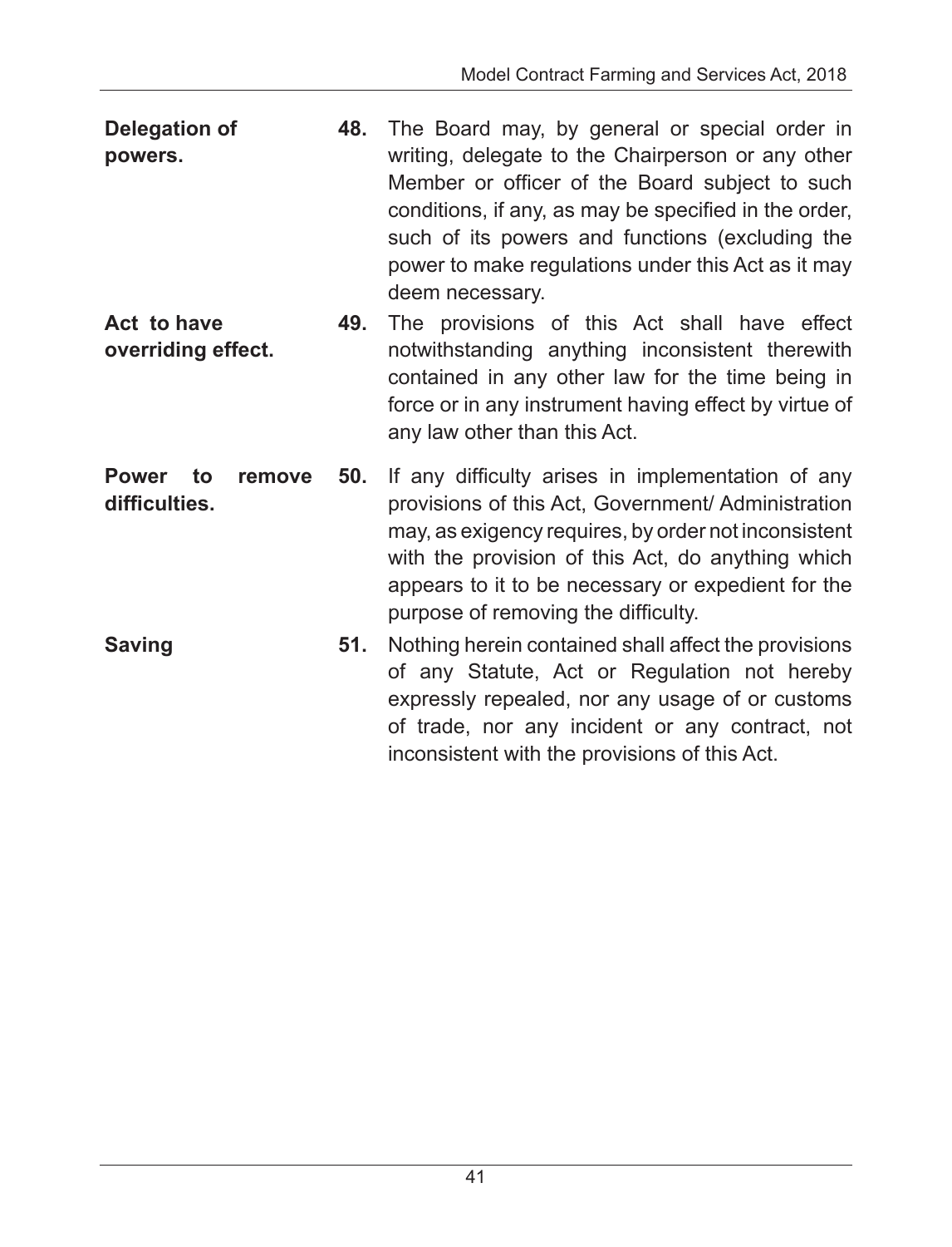**Delegation of powers.**

**48.** The Board may, by general or special order in writing, delegate to the Chairperson or any other Member or officer of the Board subject to such conditions, if any, as may be specified in the order, such of its powers and functions (excluding the power to make regulations under this Act as it may deem necessary.

**Act to have overriding effect.**

**49.** The provisions of this Act shall have effect notwithstanding anything inconsistent therewith contained in any other law for the time being in force or in any instrument having effect by virtue of any law other than this Act.

**Power to remove difficulties.**

**50.** If any difficulty arises in implementation of any provisions of this Act, Government/ Administration may, as exigency requires, by order not inconsistent with the provision of this Act, do anything which appears to it to be necessary or expedient for the purpose of removing the difficulty.

**Saving**

**51.** Nothing herein contained shall affect the provisions of any Statute, Act or Regulation not hereby expressly repealed, nor any usage of or customs of trade, nor any incident or any contract, not inconsistent with the provisions of this Act.